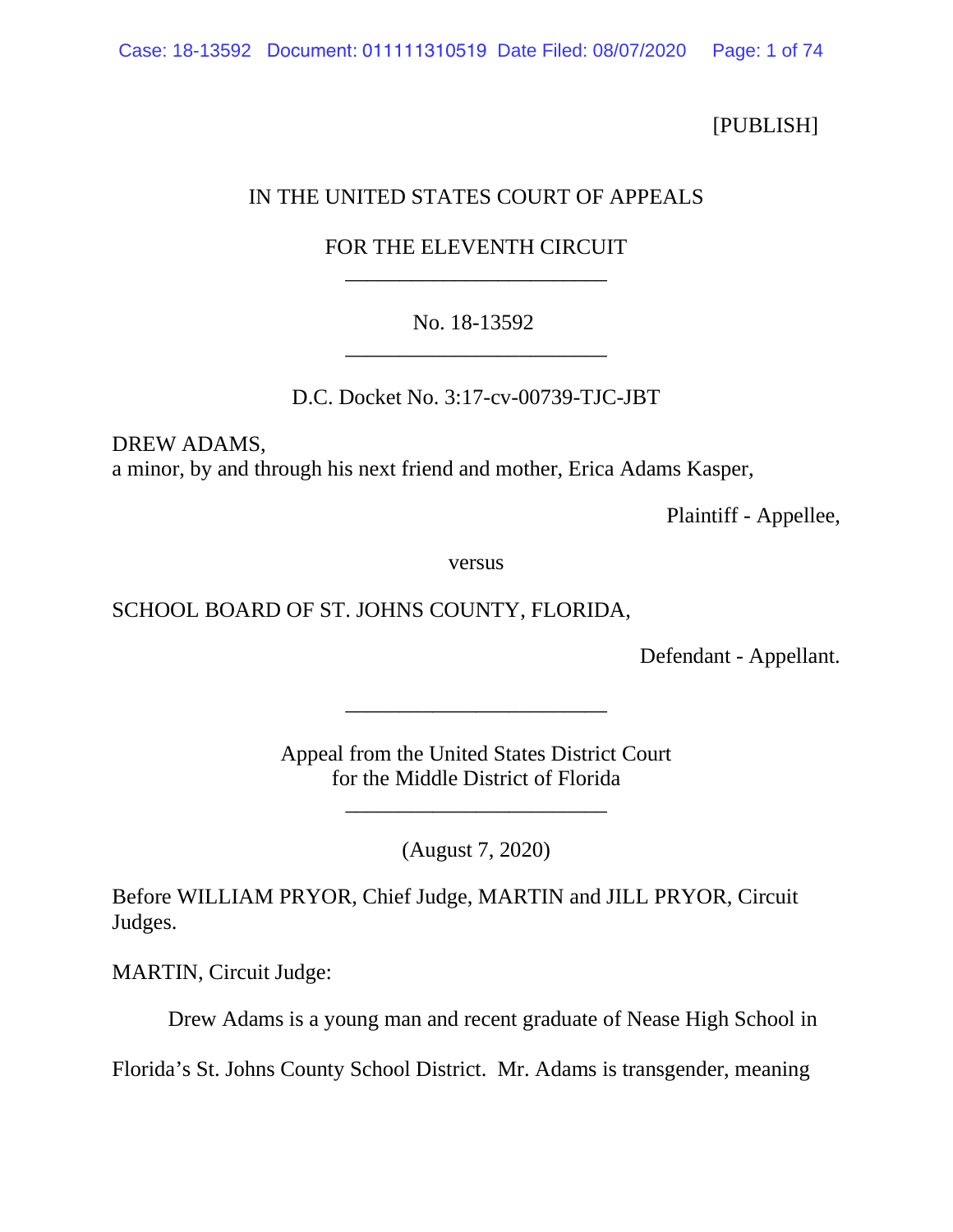[PUBLISH]

IN THE UNITED STATES COURT OF APPEALS

FOR THE ELEVENTH CIRCUIT

---

No. 18-13592

---

D.C. Docket No. 3:17-cv-00739-TJC-JBT

DREW ADAMS,
a minor, by and through his next friend and mother, Erica Adams Kasper,

Plaintiff - Appellee,

versus

SCHOOL BOARD OF ST. JOHNS COUNTY, FLORIDA,

Defendant - Appellant.

---

Appeal from the United States District Court
for the Middle District of Florida

---

(August 7, 2020)

Before WILLIAM PRYOR, Chief Judge, MARTIN and JILL PRYOR, Circuit Judges.

MARTIN, Circuit Judge:

Drew Adams is a young man and recent graduate of Nease High School in Florida's St. Johns County School District. Mr. Adams is transgender, meaning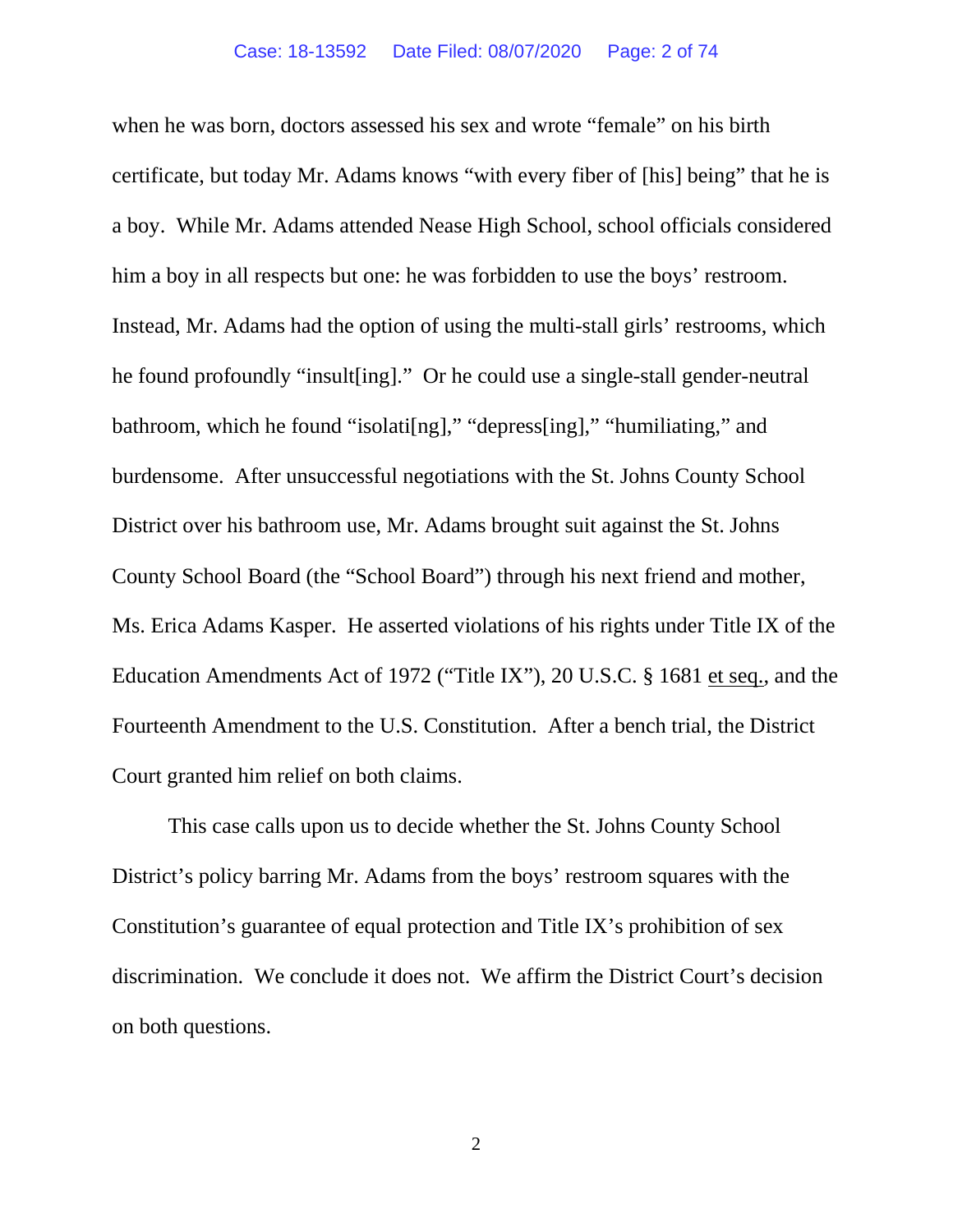when he was born, doctors assessed his sex and wrote "female" on his birth certificate, but today Mr. Adams knows "with every fiber of [his] being" that he is a boy. While Mr. Adams attended Nease High School, school officials considered him a boy in all respects but one: he was forbidden to use the boys' restroom. Instead, Mr. Adams had the option of using the multi-stall girls' restrooms, which he found profoundly "insult[ing]." Or he could use a single-stall gender-neutral bathroom, which he found "isolati[ng]," "depress[ing]," "humiliating," and burdensome. After unsuccessful negotiations with the St. Johns County School District over his bathroom use, Mr. Adams brought suit against the St. Johns County School Board (the "School Board") through his next friend and mother, Ms. Erica Adams Kasper. He asserted violations of his rights under Title IX of the Education Amendments Act of 1972 ("Title IX"), 20 U.S.C. § 1681 et seq., and the Fourteenth Amendment to the U.S. Constitution. After a bench trial, the District Court granted him relief on both claims.

This case calls upon us to decide whether the St. Johns County School District's policy barring Mr. Adams from the boys' restroom squares with the Constitution's guarantee of equal protection and Title IX's prohibition of sex discrimination. We conclude it does not. We affirm the District Court's decision on both questions.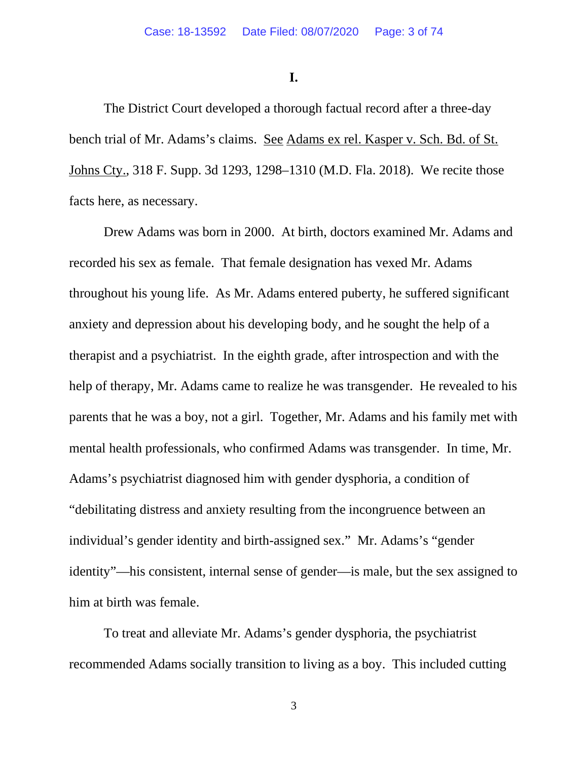# I.

The District Court developed a thorough factual record after a three-day bench trial of Mr. Adams's claims. See Adams ex rel. Kasper v. Sch. Bd. of St. Johns Cty., 318 F. Supp. 3d 1293, 1298–1310 (M.D. Fla. 2018). We recite those facts here, as necessary.

Drew Adams was born in 2000. At birth, doctors examined Mr. Adams and recorded his sex as female. That female designation has vexed Mr. Adams throughout his young life. As Mr. Adams entered puberty, he suffered significant anxiety and depression about his developing body, and he sought the help of a therapist and a psychiatrist. In the eighth grade, after introspection and with the help of therapy, Mr. Adams came to realize he was transgender. He revealed to his parents that he was a boy, not a girl. Together, Mr. Adams and his family met with mental health professionals, who confirmed Adams was transgender. In time, Mr. Adams's psychiatrist diagnosed him with gender dysphoria, a condition of "debilitating distress and anxiety resulting from the incongruence between an individual's gender identity and birth-assigned sex." Mr. Adams's "gender identity"—his consistent, internal sense of gender—is male, but the sex assigned to him at birth was female.

To treat and alleviate Mr. Adams's gender dysphoria, the psychiatrist recommended Adams socially transition to living as a boy. This included cutting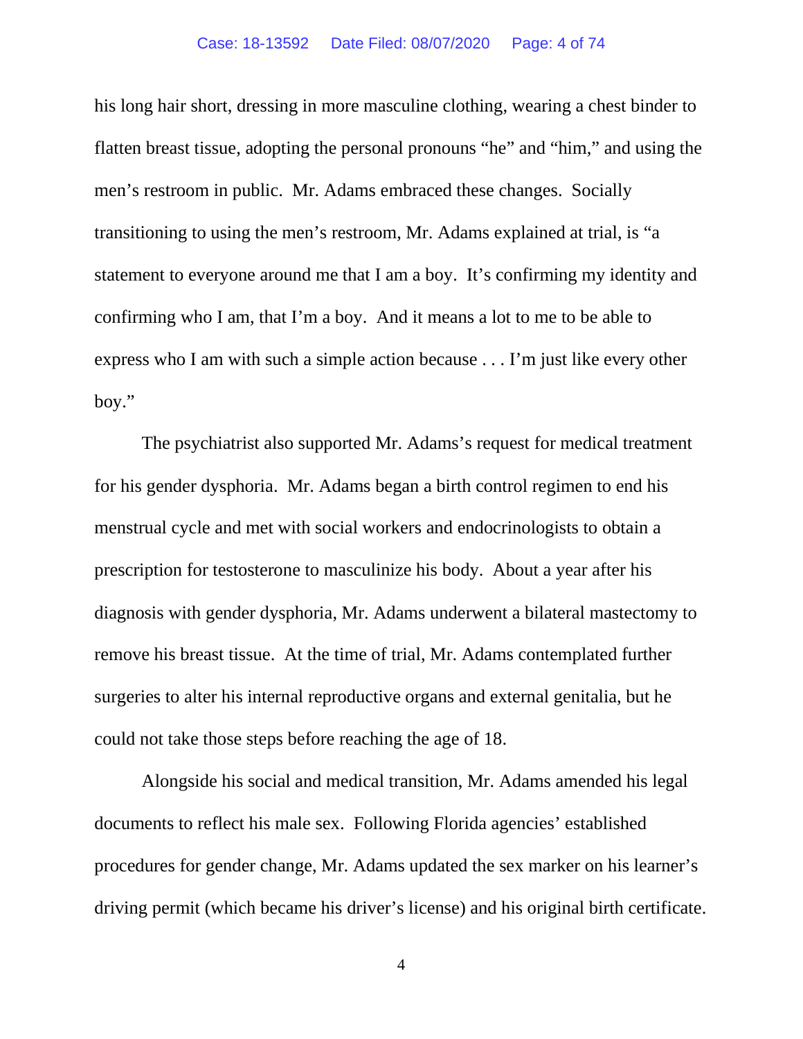his long hair short, dressing in more masculine clothing, wearing a chest binder to flatten breast tissue, adopting the personal pronouns "he" and "him," and using the men's restroom in public. Mr. Adams embraced these changes. Socially transitioning to using the men's restroom, Mr. Adams explained at trial, is "a statement to everyone around me that I am a boy. It's confirming my identity and confirming who I am, that I'm a boy. And it means a lot to me to be able to express who I am with such a simple action because . . . I'm just like every other boy."

The psychiatrist also supported Mr. Adams's request for medical treatment for his gender dysphoria. Mr. Adams began a birth control regimen to end his menstrual cycle and met with social workers and endocrinologists to obtain a prescription for testosterone to masculinize his body. About a year after his diagnosis with gender dysphoria, Mr. Adams underwent a bilateral mastectomy to remove his breast tissue. At the time of trial, Mr. Adams contemplated further surgeries to alter his internal reproductive organs and external genitalia, but he could not take those steps before reaching the age of 18.

Alongside his social and medical transition, Mr. Adams amended his legal documents to reflect his male sex. Following Florida agencies' established procedures for gender change, Mr. Adams updated the sex marker on his learner's driving permit (which became his driver's license) and his original birth certificate.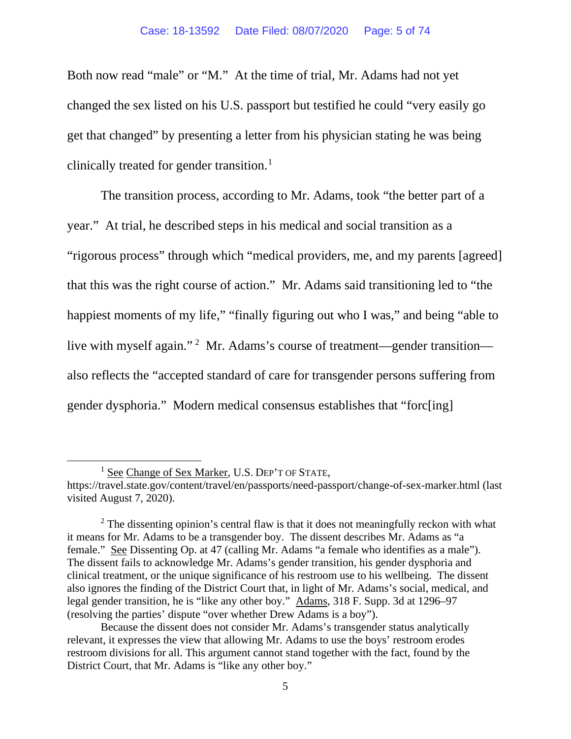Both now read "male" or "M." At the time of trial, Mr. Adams had not yet changed the sex listed on his U.S. passport but testified he could "very easily go get that changed" by presenting a letter from his physician stating he was being clinically treated for gender transition.[1]

The transition process, according to Mr. Adams, took "the better part of a year." At trial, he described steps in his medical and social transition as a "rigorous process" through which "medical providers, me, and my parents [agreed] that this was the right course of action." Mr. Adams said transitioning led to "the happiest moments of my life," "finally figuring out who I was," and being "able to live with myself again."[2] Mr. Adams's course of treatment—gender transition—also reflects the "accepted standard of care for transgender persons suffering from gender dysphoria." Modern medical consensus establishes that "forc[ing]

---

[1] See Change of Sex Marker, U.S. DEP'T OF STATE, https://travel.state.gov/content/travel/en/passports/need-passport/change-of-sex-marker.html (last visited August 7, 2020).

[2] The dissenting opinion's central flaw is that it does not meaningfully reckon with what it means for Mr. Adams to be a transgender boy. The dissent describes Mr. Adams as "a female." See Dissenting Op. at 47 (calling Mr. Adams "a female who identifies as a male"). The dissent fails to acknowledge Mr. Adams's gender transition, his gender dysphoria and clinical treatment, or the unique significance of his restroom use to his wellbeing. The dissent also ignores the finding of the District Court that, in light of Mr. Adams's social, medical, and legal gender transition, he is "like any other boy." Adams, 318 F. Supp. 3d at 1296–97 (resolving the parties' dispute "over whether Drew Adams is a boy").

Because the dissent does not consider Mr. Adams's transgender status analytically relevant, it expresses the view that allowing Mr. Adams to use the boys' restroom erodes restroom divisions for all. This argument cannot stand together with the fact, found by the District Court, that Mr. Adams is "like any other boy."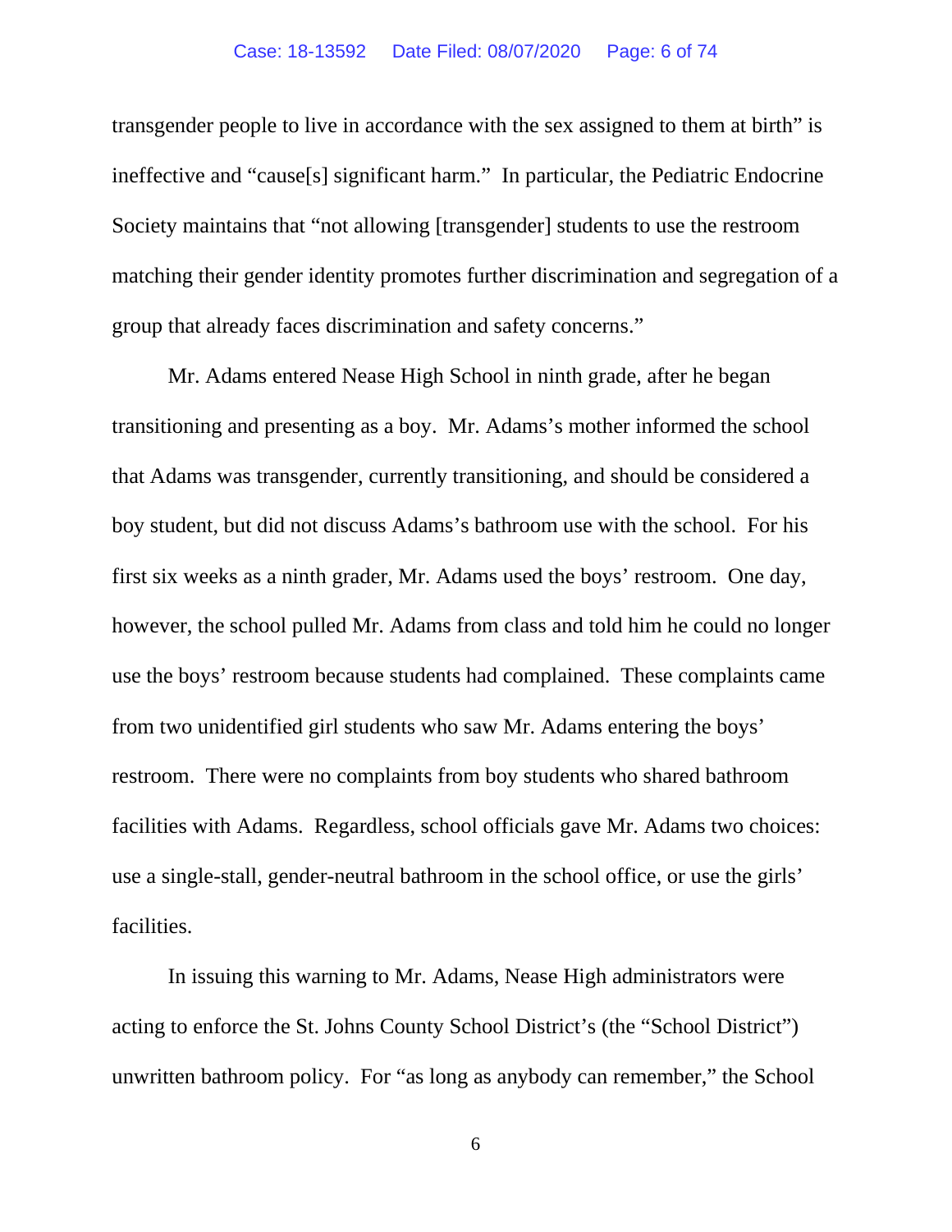transgender people to live in accordance with the sex assigned to them at birth" is ineffective and "cause[s] significant harm." In particular, the Pediatric Endocrine Society maintains that "not allowing [transgender] students to use the restroom matching their gender identity promotes further discrimination and segregation of a group that already faces discrimination and safety concerns."

Mr. Adams entered Nease High School in ninth grade, after he began transitioning and presenting as a boy. Mr. Adams's mother informed the school that Adams was transgender, currently transitioning, and should be considered a boy student, but did not discuss Adams's bathroom use with the school. For his first six weeks as a ninth grader, Mr. Adams used the boys' restroom. One day, however, the school pulled Mr. Adams from class and told him he could no longer use the boys' restroom because students had complained. These complaints came from two unidentified girl students who saw Mr. Adams entering the boys' restroom. There were no complaints from boy students who shared bathroom facilities with Adams. Regardless, school officials gave Mr. Adams two choices: use a single-stall, gender-neutral bathroom in the school office, or use the girls' facilities.

In issuing this warning to Mr. Adams, Nease High administrators were acting to enforce the St. Johns County School District's (the "School District") unwritten bathroom policy. For "as long as anybody can remember," the School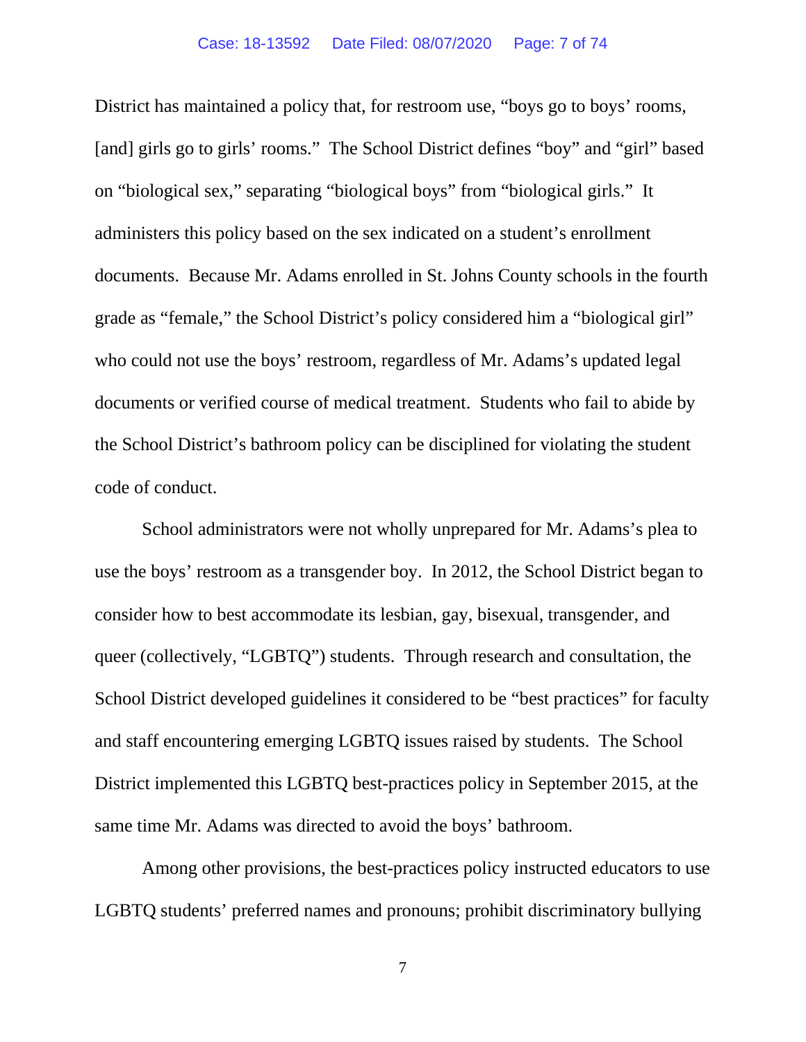District has maintained a policy that, for restroom use, "boys go to boys' rooms, [and] girls go to girls' rooms." The School District defines "boy" and "girl" based on "biological sex," separating "biological boys" from "biological girls." It administers this policy based on the sex indicated on a student's enrollment documents. Because Mr. Adams enrolled in St. Johns County schools in the fourth grade as "female," the School District's policy considered him a "biological girl" who could not use the boys' restroom, regardless of Mr. Adams's updated legal documents or verified course of medical treatment. Students who fail to abide by the School District's bathroom policy can be disciplined for violating the student code of conduct.

School administrators were not wholly unprepared for Mr. Adams's plea to use the boys' restroom as a transgender boy. In 2012, the School District began to consider how to best accommodate its lesbian, gay, bisexual, transgender, and queer (collectively, "LGBTQ") students. Through research and consultation, the School District developed guidelines it considered to be "best practices" for faculty and staff encountering emerging LGBTQ issues raised by students. The School District implemented this LGBTQ best-practices policy in September 2015, at the same time Mr. Adams was directed to avoid the boys' bathroom.

Among other provisions, the best-practices policy instructed educators to use LGBTQ students' preferred names and pronouns; prohibit discriminatory bullying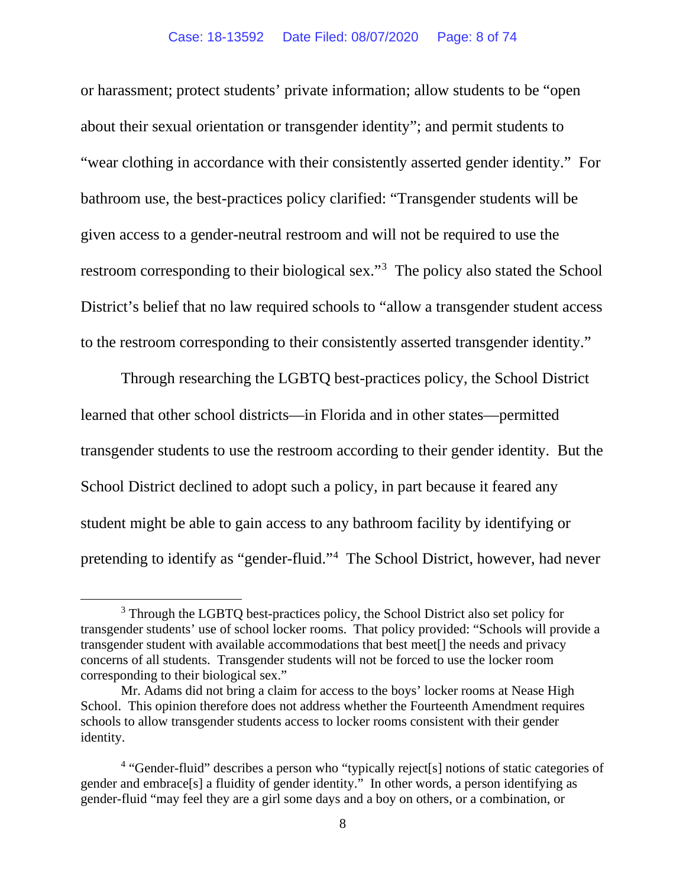or harassment; protect students' private information; allow students to be "open about their sexual orientation or transgender identity"; and permit students to "wear clothing in accordance with their consistently asserted gender identity." For bathroom use, the best-practices policy clarified: "Transgender students will be given access to a gender-neutral restroom and will not be required to use the restroom corresponding to their biological sex."[3] The policy also stated the School District's belief that no law required schools to "allow a transgender student access to the restroom corresponding to their consistently asserted transgender identity."

Through researching the LGBTQ best-practices policy, the School District learned that other school districts—in Florida and in other states—permitted transgender students to use the restroom according to their gender identity. But the School District declined to adopt such a policy, in part because it feared any student might be able to gain access to any bathroom facility by identifying or pretending to identify as "gender-fluid."[4] The School District, however, had never

---

[3] Through the LGBTQ best-practices policy, the School District also set policy for transgender students' use of school locker rooms. That policy provided: "Schools will provide a transgender student with available accommodations that best meet[] the needs and privacy concerns of all students. Transgender students will not be forced to use the locker room corresponding to their biological sex."

Mr. Adams did not bring a claim for access to the boys' locker rooms at Nease High School. This opinion therefore does not address whether the Fourteenth Amendment requires schools to allow transgender students access to locker rooms consistent with their gender identity.

[4] "Gender-fluid" describes a person who "typically reject[s] notions of static categories of gender and embrace[s] a fluidity of gender identity." In other words, a person identifying as gender-fluid "may feel they are a girl some days and a boy on others, or a combination, or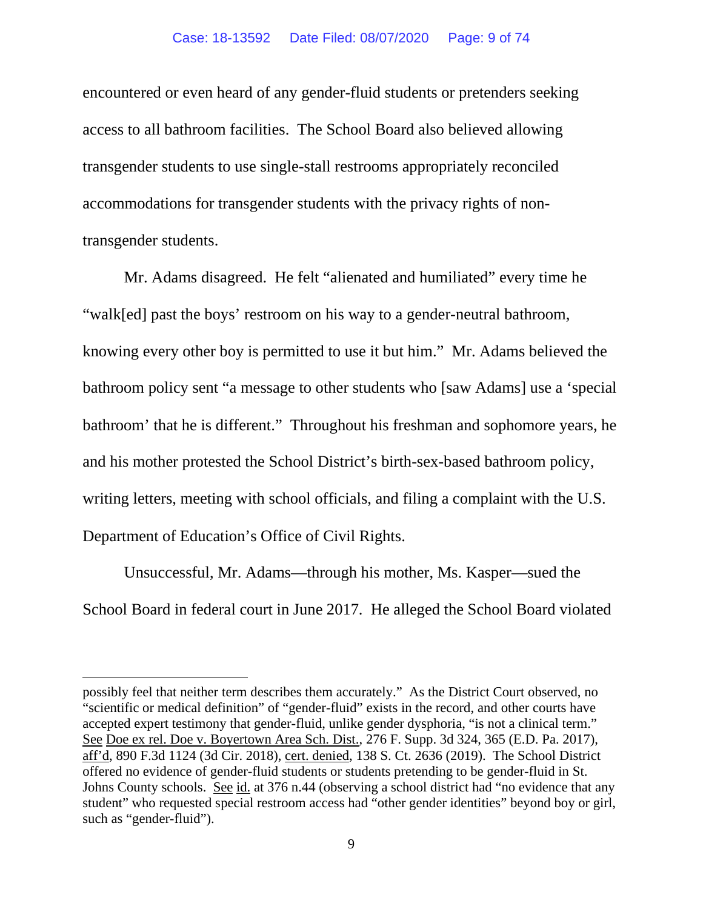encountered or even heard of any gender-fluid students or pretenders seeking access to all bathroom facilities. The School Board also believed allowing transgender students to use single-stall restrooms appropriately reconciled accommodations for transgender students with the privacy rights of non-transgender students.

Mr. Adams disagreed. He felt "alienated and humiliated" every time he "walk[ed] past the boys' restroom on his way to a gender-neutral bathroom, knowing every other boy is permitted to use it but him." Mr. Adams believed the bathroom policy sent "a message to other students who [saw Adams] use a 'special bathroom' that he is different." Throughout his freshman and sophomore years, he and his mother protested the School District's birth-sex-based bathroom policy, writing letters, meeting with school officials, and filing a complaint with the U.S. Department of Education's Office of Civil Rights.

Unsuccessful, Mr. Adams—through his mother, Ms. Kasper—sued the School Board in federal court in June 2017. He alleged the School Board violated

---

possibly feel that neither term describes them accurately." As the District Court observed, no "scientific or medical definition" of "gender-fluid" exists in the record, and other courts have accepted expert testimony that gender-fluid, unlike gender dysphoria, "is not a clinical term." See Doe ex rel. Doe v. Boyertown Area Sch. Dist., 276 F. Supp. 3d 324, 365 (E.D. Pa. 2017), aff'd, 890 F.3d 1124 (3d Cir. 2018), cert. denied, 138 S. Ct. 2636 (2019). The School District offered no evidence of gender-fluid students or students pretending to be gender-fluid in St. Johns County schools. See id. at 376 n.44 (observing a school district had "no evidence that any student" who requested special restroom access had "other gender identities" beyond boy or girl, such as "gender-fluid").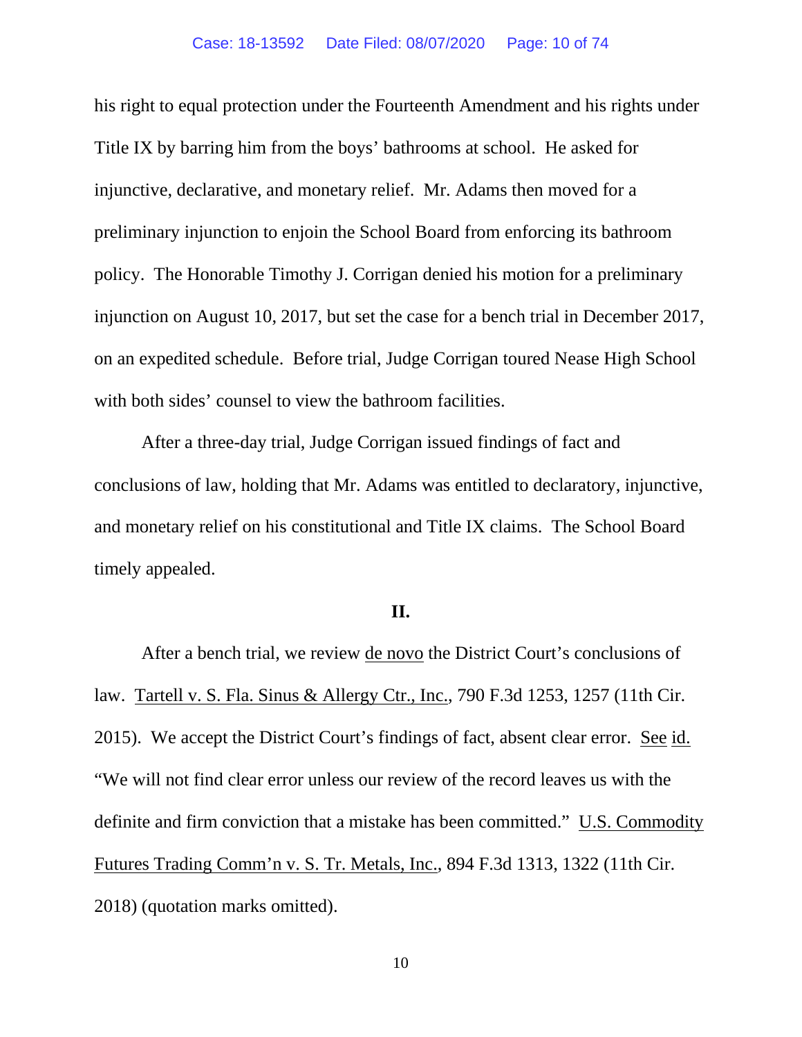his right to equal protection under the Fourteenth Amendment and his rights under Title IX by barring him from the boys' bathrooms at school. He asked for injunctive, declarative, and monetary relief. Mr. Adams then moved for a preliminary injunction to enjoin the School Board from enforcing its bathroom policy. The Honorable Timothy J. Corrigan denied his motion for a preliminary injunction on August 10, 2017, but set the case for a bench trial in December 2017, on an expedited schedule. Before trial, Judge Corrigan toured Nease High School with both sides' counsel to view the bathroom facilities.

After a three-day trial, Judge Corrigan issued findings of fact and conclusions of law, holding that Mr. Adams was entitled to declaratory, injunctive, and monetary relief on his constitutional and Title IX claims. The School Board timely appealed.

## II.

After a bench trial, we review de novo the District Court's conclusions of law. Tartell v. S. Fla. Sinus & Allergy Ctr., Inc., 790 F.3d 1253, 1257 (11th Cir. 2015). We accept the District Court's findings of fact, absent clear error. See id. "We will not find clear error unless our review of the record leaves us with the definite and firm conviction that a mistake has been committed." U.S. Commodity Futures Trading Comm'n v. S. Tr. Metals, Inc., 894 F.3d 1313, 1322 (11th Cir. 2018) (quotation marks omitted).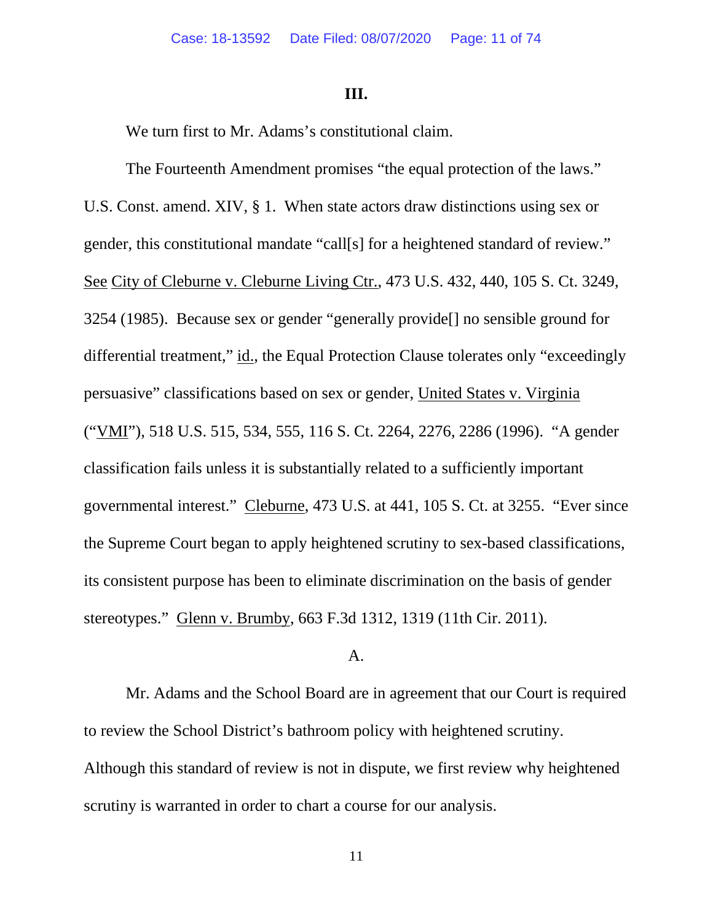### III.

We turn first to Mr. Adams's constitutional claim.

The Fourteenth Amendment promises "the equal protection of the laws." U.S. Const. amend. XIV, § 1. When state actors draw distinctions using sex or gender, this constitutional mandate "call[s] for a heightened standard of review." See City of Cleburne v. Cleburne Living Ctr., 473 U.S. 432, 440, 105 S. Ct. 3249, 3254 (1985). Because sex or gender "generally provide[] no sensible ground for differential treatment," id., the Equal Protection Clause tolerates only "exceedingly persuasive" classifications based on sex or gender, United States v. Virginia ("VMI"), 518 U.S. 515, 534, 555, 116 S. Ct. 2264, 2276, 2286 (1996). "A gender classification fails unless it is substantially related to a sufficiently important governmental interest." Cleburne, 473 U.S. at 441, 105 S. Ct. at 3255. "Ever since the Supreme Court began to apply heightened scrutiny to sex-based classifications, its consistent purpose has been to eliminate discrimination on the basis of gender stereotypes." Glenn v. Brumby, 663 F.3d 1312, 1319 (11th Cir. 2011).

#### A.

Mr. Adams and the School Board are in agreement that our Court is required to review the School District's bathroom policy with heightened scrutiny. Although this standard of review is not in dispute, we first review why heightened scrutiny is warranted in order to chart a course for our analysis.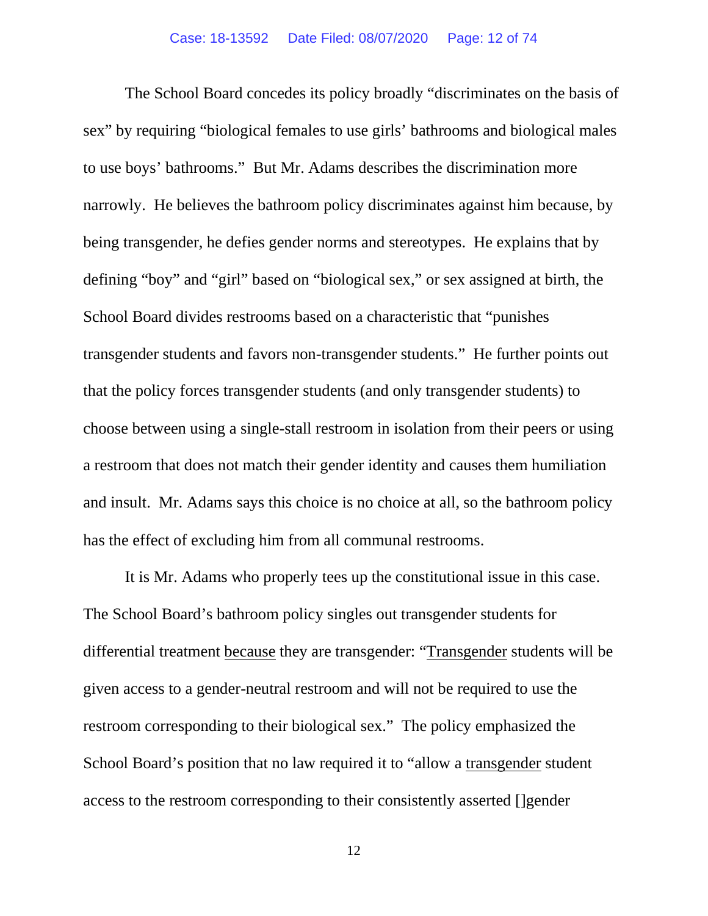The School Board concedes its policy broadly "discriminates on the basis of sex" by requiring "biological females to use girls' bathrooms and biological males to use boys' bathrooms." But Mr. Adams describes the discrimination more narrowly. He believes the bathroom policy discriminates against him because, by being transgender, he defies gender norms and stereotypes. He explains that by defining "boy" and "girl" based on "biological sex," or sex assigned at birth, the School Board divides restrooms based on a characteristic that "punishes transgender students and favors non-transgender students." He further points out that the policy forces transgender students (and only transgender students) to choose between using a single-stall restroom in isolation from their peers or using a restroom that does not match their gender identity and causes them humiliation and insult. Mr. Adams says this choice is no choice at all, so the bathroom policy has the effect of excluding him from all communal restrooms.

It is Mr. Adams who properly tees up the constitutional issue in this case. The School Board's bathroom policy singles out transgender students for differential treatment <u>because</u> they are transgender: "<u>Transgender</u> students will be given access to a gender-neutral restroom and will not be required to use the restroom corresponding to their biological sex." The policy emphasized the School Board's position that no law required it to "allow a <u>transgender</u> student access to the restroom corresponding to their consistently asserted []gender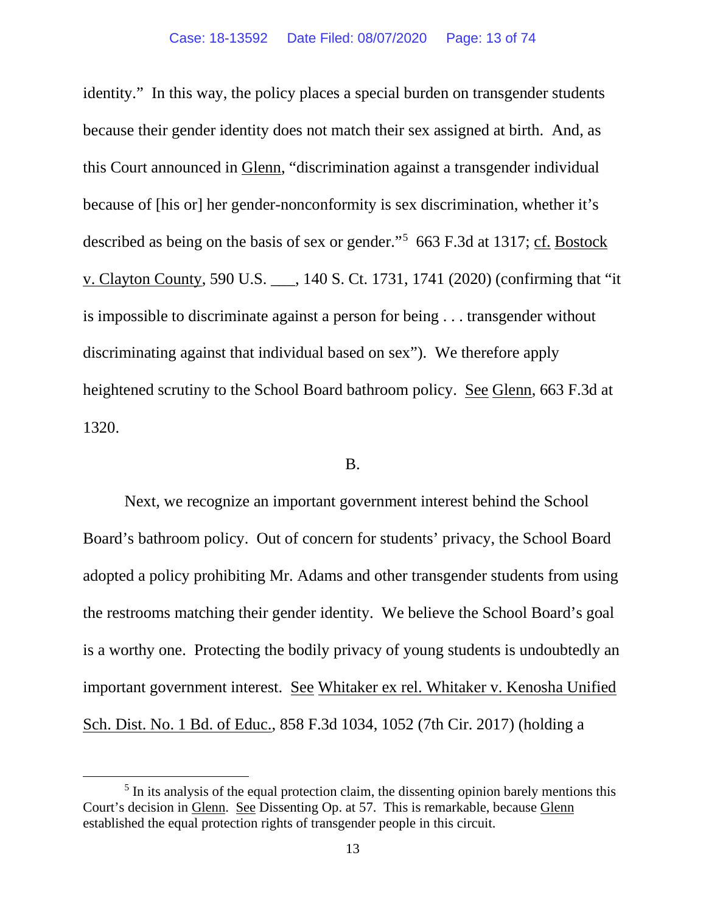identity." In this way, the policy places a special burden on transgender students because their gender identity does not match their sex assigned at birth. And, as this Court announced in Glenn, "discrimination against a transgender individual because of [his or] her gender-nonconformity is sex discrimination, whether it's described as being on the basis of sex or gender."[5] 663 F.3d at 1317; cf. Bostock v. Clayton County, 590 U.S. ___, 140 S. Ct. 1731, 1741 (2020) (confirming that "it is impossible to discriminate against a person for being . . . transgender without discriminating against that individual based on sex"). We therefore apply heightened scrutiny to the School Board bathroom policy. See Glenn, 663 F.3d at 1320.

B.

Next, we recognize an important government interest behind the School Board's bathroom policy. Out of concern for students' privacy, the School Board adopted a policy prohibiting Mr. Adams and other transgender students from using the restrooms matching their gender identity. We believe the School Board's goal is a worthy one. Protecting the bodily privacy of young students is undoubtedly an important government interest. See Whitaker ex rel. Whitaker v. Kenosha Unified Sch. Dist. No. 1 Bd. of Educ., 858 F.3d 1034, 1052 (7th Cir. 2017) (holding a

---

[5] In its analysis of the equal protection claim, the dissenting opinion barely mentions this Court's decision in Glenn. See Dissenting Op. at 57. This is remarkable, because Glenn established the equal protection rights of transgender people in this circuit.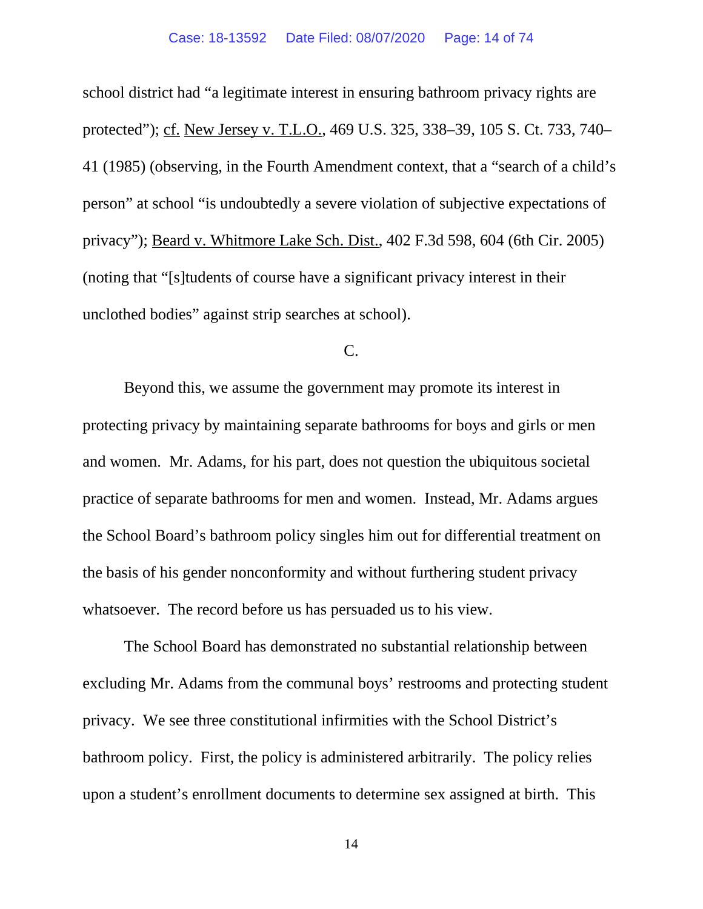school district had "a legitimate interest in ensuring bathroom privacy rights are protected"); cf. New Jersey v. T.L.O., 469 U.S. 325, 338–39, 105 S. Ct. 733, 740–41 (1985) (observing, in the Fourth Amendment context, that a "search of a child's person" at school "is undoubtedly a severe violation of subjective expectations of privacy"); Beard v. Whitmore Lake Sch. Dist., 402 F.3d 598, 604 (6th Cir. 2005) (noting that "[s]tudents of course have a significant privacy interest in their unclothed bodies" against strip searches at school).

C.

Beyond this, we assume the government may promote its interest in protecting privacy by maintaining separate bathrooms for boys and girls or men and women. Mr. Adams, for his part, does not question the ubiquitous societal practice of separate bathrooms for men and women. Instead, Mr. Adams argues the School Board's bathroom policy singles him out for differential treatment on the basis of his gender nonconformity and without furthering student privacy whatsoever. The record before us has persuaded us to his view.

The School Board has demonstrated no substantial relationship between excluding Mr. Adams from the communal boys' restrooms and protecting student privacy. We see three constitutional infirmities with the School District's bathroom policy. First, the policy is administered arbitrarily. The policy relies upon a student's enrollment documents to determine sex assigned at birth. This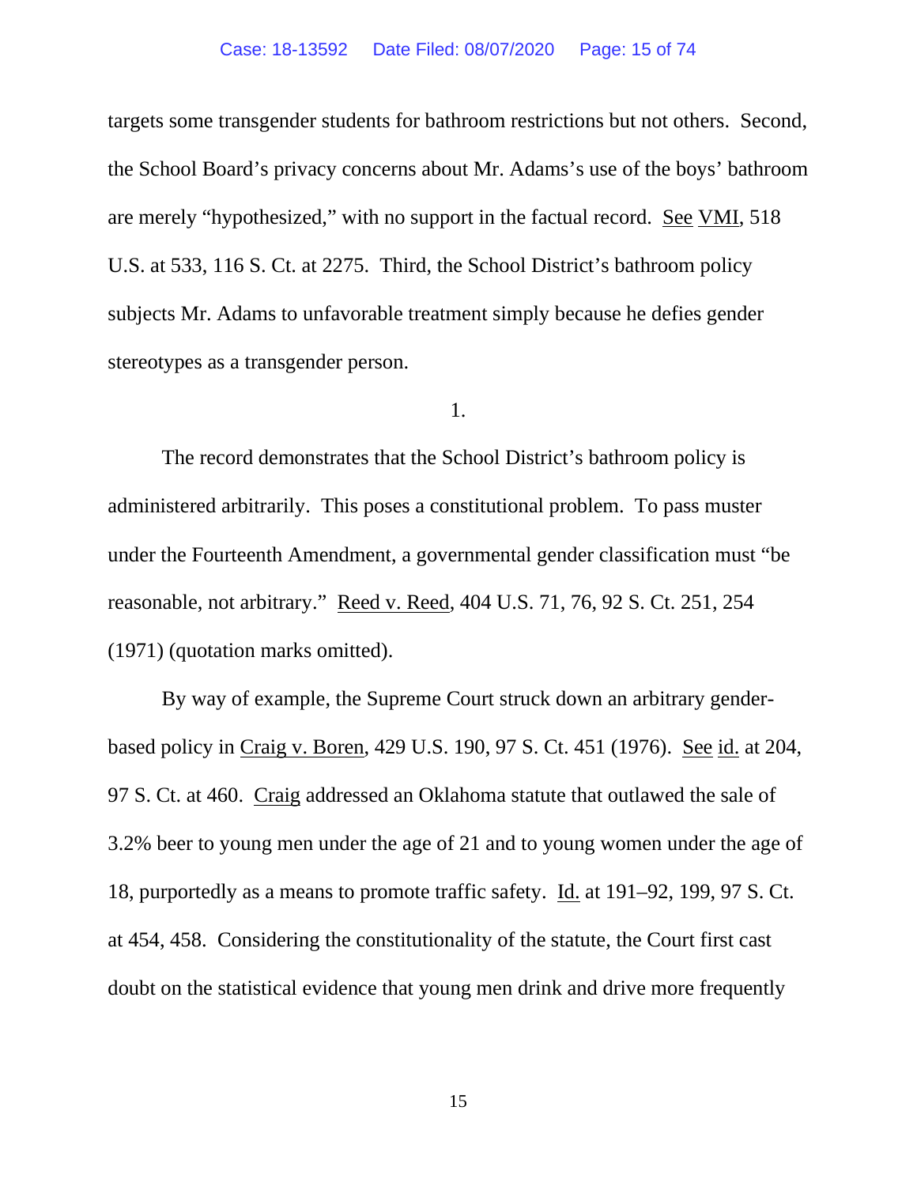targets some transgender students for bathroom restrictions but not others. Second, the School Board's privacy concerns about Mr. Adams's use of the boys' bathroom are merely "hypothesized," with no support in the factual record. See VMI, 518 U.S. at 533, 116 S. Ct. at 2275. Third, the School District's bathroom policy subjects Mr. Adams to unfavorable treatment simply because he defies gender stereotypes as a transgender person.

1.

The record demonstrates that the School District's bathroom policy is administered arbitrarily. This poses a constitutional problem. To pass muster under the Fourteenth Amendment, a governmental gender classification must "be reasonable, not arbitrary." Reed v. Reed, 404 U.S. 71, 76, 92 S. Ct. 251, 254 (1971) (quotation marks omitted).

By way of example, the Supreme Court struck down an arbitrary gender-based policy in Craig v. Boren, 429 U.S. 190, 97 S. Ct. 451 (1976). See id. at 204, 97 S. Ct. at 460. Craig addressed an Oklahoma statute that outlawed the sale of 3.2% beer to young men under the age of 21 and to young women under the age of 18, purportedly as a means to promote traffic safety. Id. at 191–92, 199, 97 S. Ct. at 454, 458. Considering the constitutionality of the statute, the Court first cast doubt on the statistical evidence that young men drink and drive more frequently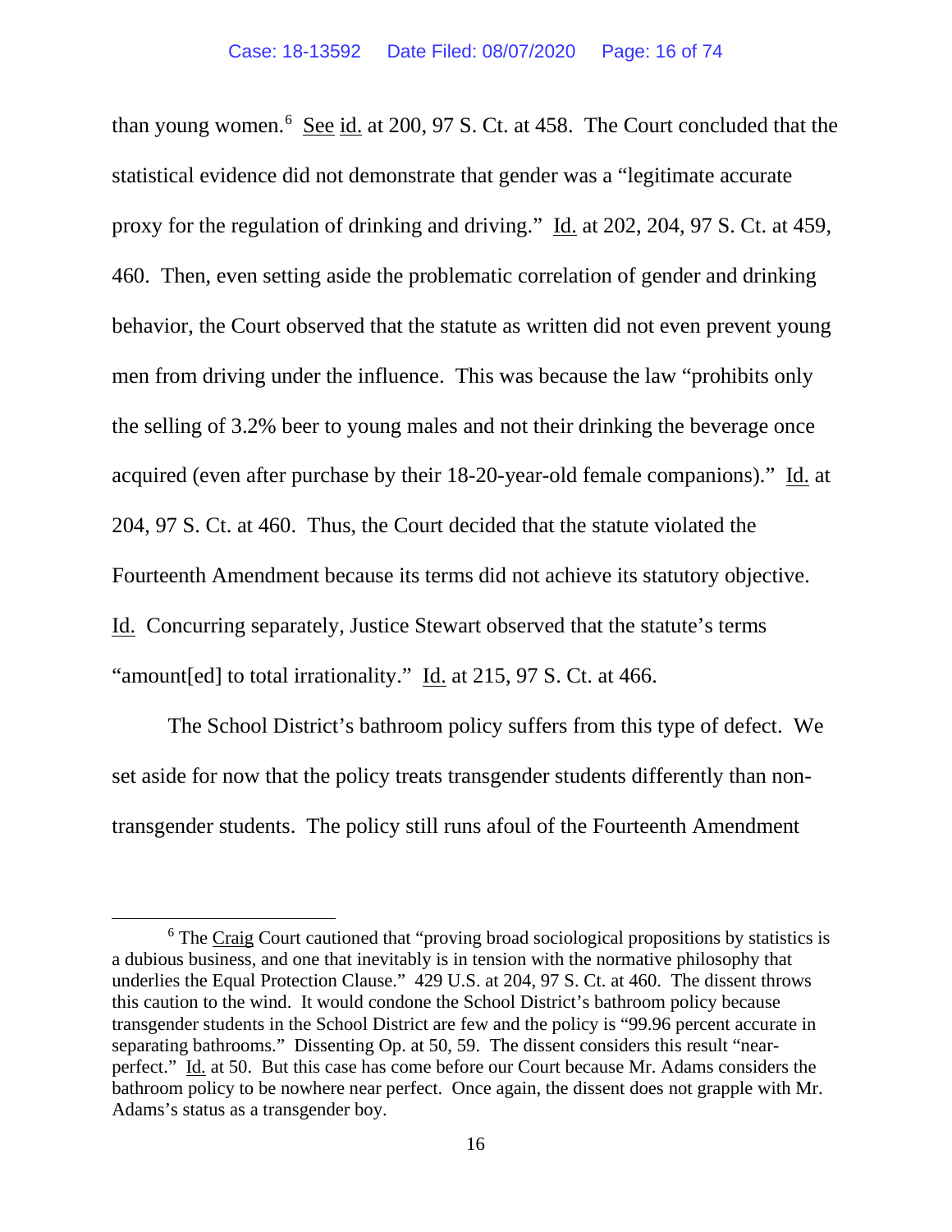than young women.[6] See id. at 200, 97 S. Ct. at 458. The Court concluded that the statistical evidence did not demonstrate that gender was a "legitimate accurate proxy for the regulation of drinking and driving." Id. at 202, 204, 97 S. Ct. at 459, 460. Then, even setting aside the problematic correlation of gender and drinking behavior, the Court observed that the statute as written did not even prevent young men from driving under the influence. This was because the law "prohibits only the selling of 3.2% beer to young males and not their drinking the beverage once acquired (even after purchase by their 18-20-year-old female companions)." Id. at 204, 97 S. Ct. at 460. Thus, the Court decided that the statute violated the Fourteenth Amendment because its terms did not achieve its statutory objective. Id. Concurring separately, Justice Stewart observed that the statute's terms "amount[ed] to total irrationality." Id. at 215, 97 S. Ct. at 466.

The School District's bathroom policy suffers from this type of defect. We set aside for now that the policy treats transgender students differently than non-transgender students. The policy still runs afoul of the Fourteenth Amendment

---

[6] The Craig Court cautioned that "proving broad sociological propositions by statistics is a dubious business, and one that inevitably is in tension with the normative philosophy that underlies the Equal Protection Clause." 429 U.S. at 204, 97 S. Ct. at 460. The dissent throws this caution to the wind. It would condone the School District's bathroom policy because transgender students in the School District are few and the policy is "99.96 percent accurate in separating bathrooms." Dissenting Op. at 50, 59. The dissent considers this result "near-perfect." Id. at 50. But this case has come before our Court because Mr. Adams considers the bathroom policy to be nowhere near perfect. Once again, the dissent does not grapple with Mr. Adams's status as a transgender boy.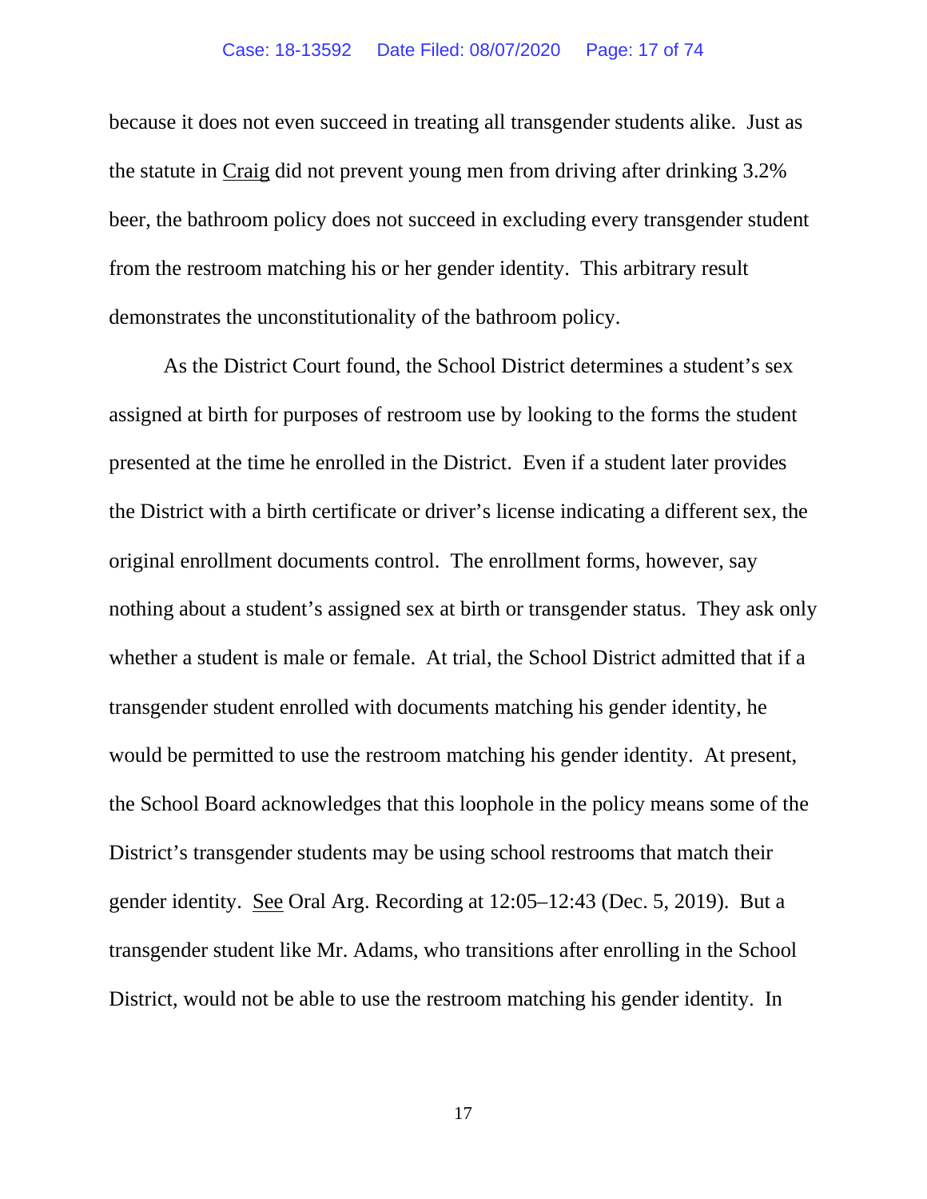because it does not even succeed in treating all transgender students alike. Just as the statute in Craig did not prevent young men from driving after drinking 3.2% beer, the bathroom policy does not succeed in excluding every transgender student from the restroom matching his or her gender identity. This arbitrary result demonstrates the unconstitutionality of the bathroom policy.

As the District Court found, the School District determines a student's sex assigned at birth for purposes of restroom use by looking to the forms the student presented at the time he enrolled in the District. Even if a student later provides the District with a birth certificate or driver's license indicating a different sex, the original enrollment documents control. The enrollment forms, however, say nothing about a student's assigned sex at birth or transgender status. They ask only whether a student is male or female. At trial, the School District admitted that if a transgender student enrolled with documents matching his gender identity, he would be permitted to use the restroom matching his gender identity. At present, the School Board acknowledges that this loophole in the policy means some of the District's transgender students may be using school restrooms that match their gender identity. See Oral Arg. Recording at 12:05–12:43 (Dec. 5, 2019). But a transgender student like Mr. Adams, who transitions after enrolling in the School District, would not be able to use the restroom matching his gender identity. In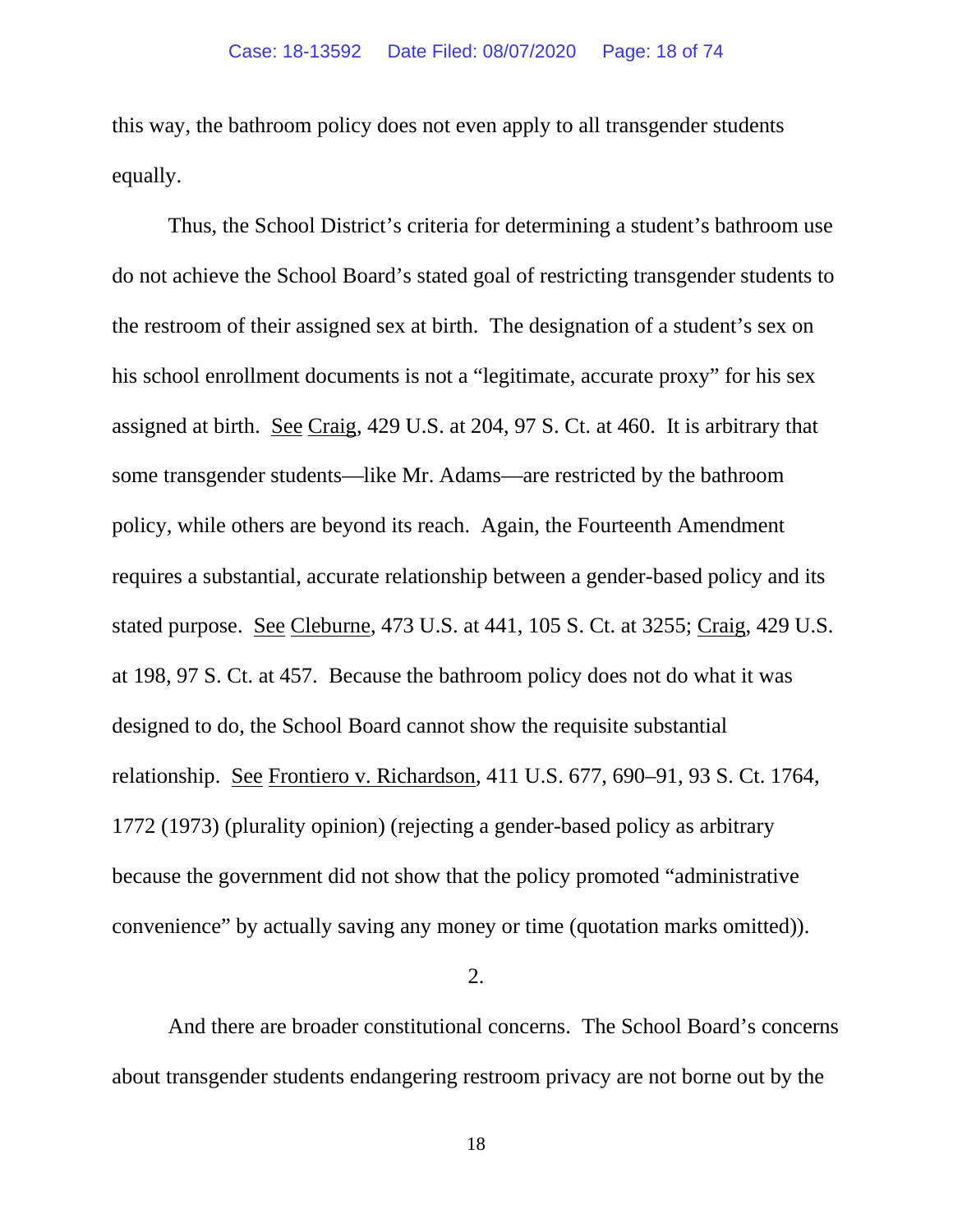this way, the bathroom policy does not even apply to all transgender students equally.

Thus, the School District's criteria for determining a student's bathroom use do not achieve the School Board's stated goal of restricting transgender students to the restroom of their assigned sex at birth. The designation of a student's sex on his school enrollment documents is not a "legitimate, accurate proxy" for his sex assigned at birth. See Craig, 429 U.S. at 204, 97 S. Ct. at 460. It is arbitrary that some transgender students—like Mr. Adams—are restricted by the bathroom policy, while others are beyond its reach. Again, the Fourteenth Amendment requires a substantial, accurate relationship between a gender-based policy and its stated purpose. See Cleburne, 473 U.S. at 441, 105 S. Ct. at 3255; Craig, 429 U.S. at 198, 97 S. Ct. at 457. Because the bathroom policy does not do what it was designed to do, the School Board cannot show the requisite substantial relationship. See Frontiero v. Richardson, 411 U.S. 677, 690–91, 93 S. Ct. 1764, 1772 (1973) (plurality opinion) (rejecting a gender-based policy as arbitrary because the government did not show that the policy promoted "administrative convenience" by actually saving any money or time (quotation marks omitted)).

2.

And there are broader constitutional concerns. The School Board's concerns about transgender students endangering restroom privacy are not borne out by the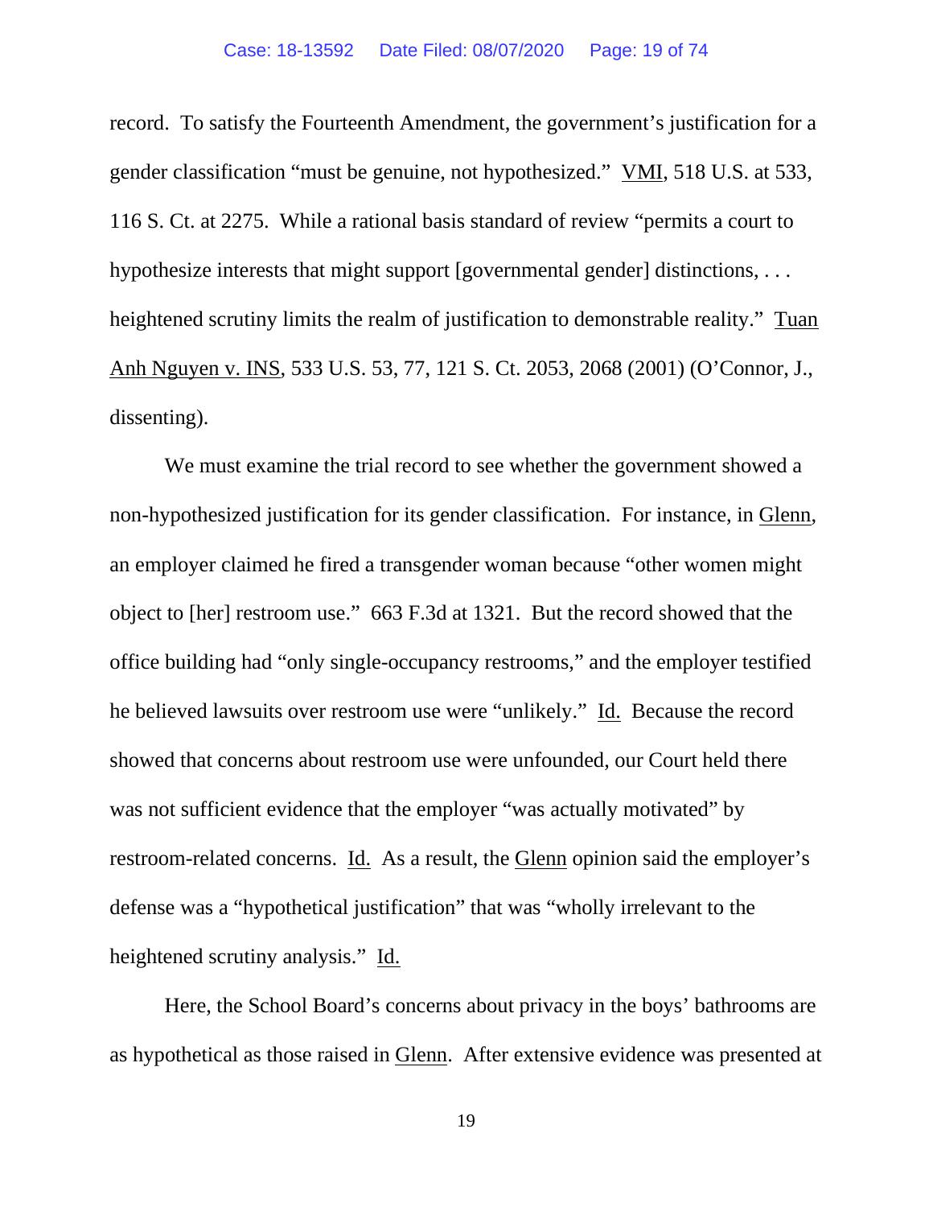record. To satisfy the Fourteenth Amendment, the government's justification for a gender classification "must be genuine, not hypothesized." VMI, 518 U.S. at 533, 116 S. Ct. at 2275. While a rational basis standard of review "permits a court to hypothesize interests that might support [governmental gender] distinctions, . . . heightened scrutiny limits the realm of justification to demonstrable reality." Tuan Anh Nguyen v. INS, 533 U.S. 53, 77, 121 S. Ct. 2053, 2068 (2001) (O'Connor, J., dissenting).

We must examine the trial record to see whether the government showed a non-hypothesized justification for its gender classification. For instance, in Glenn, an employer claimed he fired a transgender woman because "other women might object to [her] restroom use." 663 F.3d at 1321. But the record showed that the office building had "only single-occupancy restrooms," and the employer testified he believed lawsuits over restroom use were "unlikely." Id. Because the record showed that concerns about restroom use were unfounded, our Court held there was not sufficient evidence that the employer "was actually motivated" by restroom-related concerns. Id. As a result, the Glenn opinion said the employer's defense was a "hypothetical justification" that was "wholly irrelevant to the heightened scrutiny analysis." Id.

Here, the School Board's concerns about privacy in the boys' bathrooms are as hypothetical as those raised in Glenn. After extensive evidence was presented at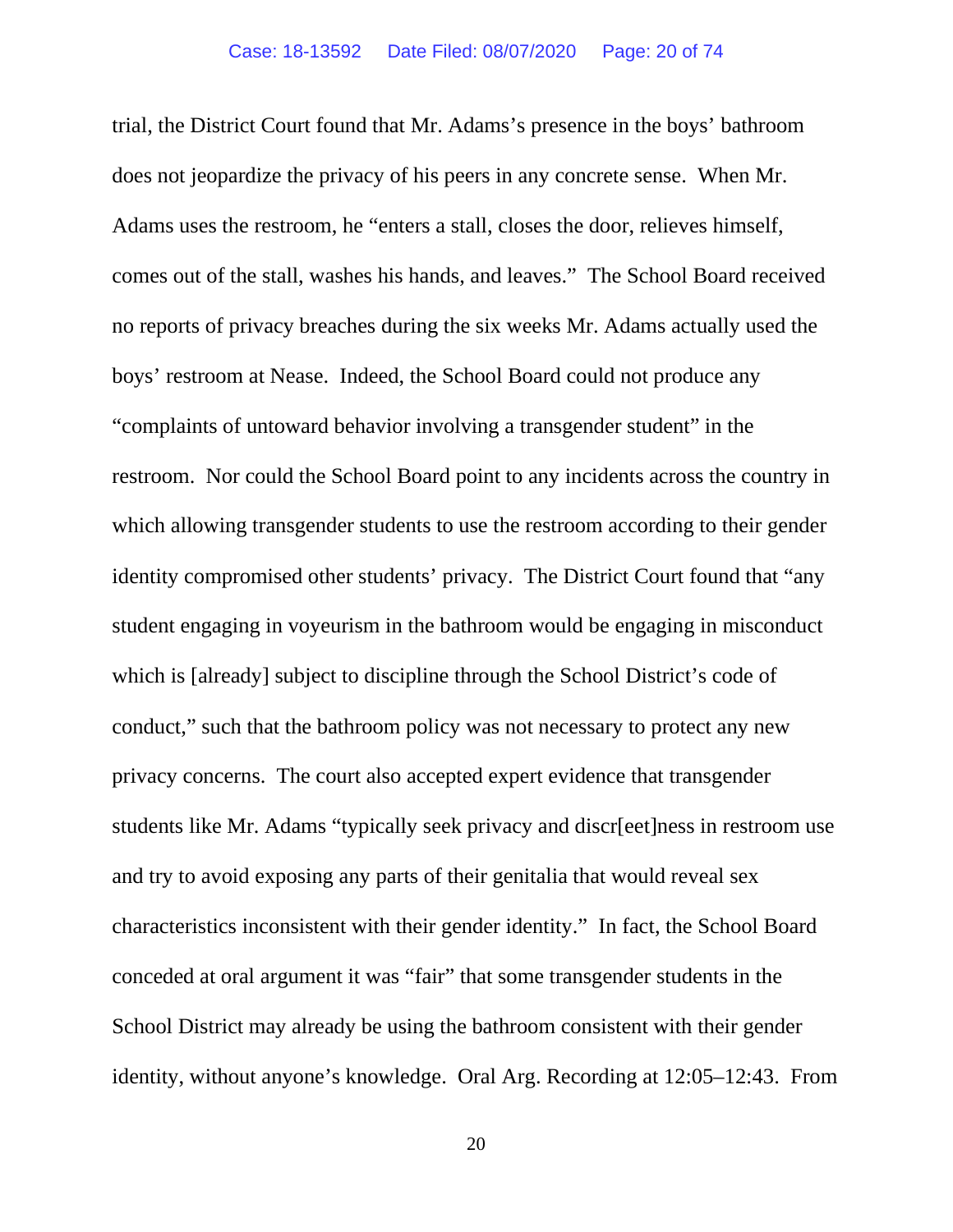trial, the District Court found that Mr. Adams's presence in the boys' bathroom does not jeopardize the privacy of his peers in any concrete sense. When Mr. Adams uses the restroom, he "enters a stall, closes the door, relieves himself, comes out of the stall, washes his hands, and leaves." The School Board received no reports of privacy breaches during the six weeks Mr. Adams actually used the boys' restroom at Nease. Indeed, the School Board could not produce any "complaints of untoward behavior involving a transgender student" in the restroom. Nor could the School Board point to any incidents across the country in which allowing transgender students to use the restroom according to their gender identity compromised other students' privacy. The District Court found that "any student engaging in voyeurism in the bathroom would be engaging in misconduct which is [already] subject to discipline through the School District's code of conduct," such that the bathroom policy was not necessary to protect any new privacy concerns. The court also accepted expert evidence that transgender students like Mr. Adams "typically seek privacy and discr[eet]ness in restroom use and try to avoid exposing any parts of their genitalia that would reveal sex characteristics inconsistent with their gender identity." In fact, the School Board conceded at oral argument it was "fair" that some transgender students in the School District may already be using the bathroom consistent with their gender identity, without anyone's knowledge. Oral Arg. Recording at 12:05–12:43. From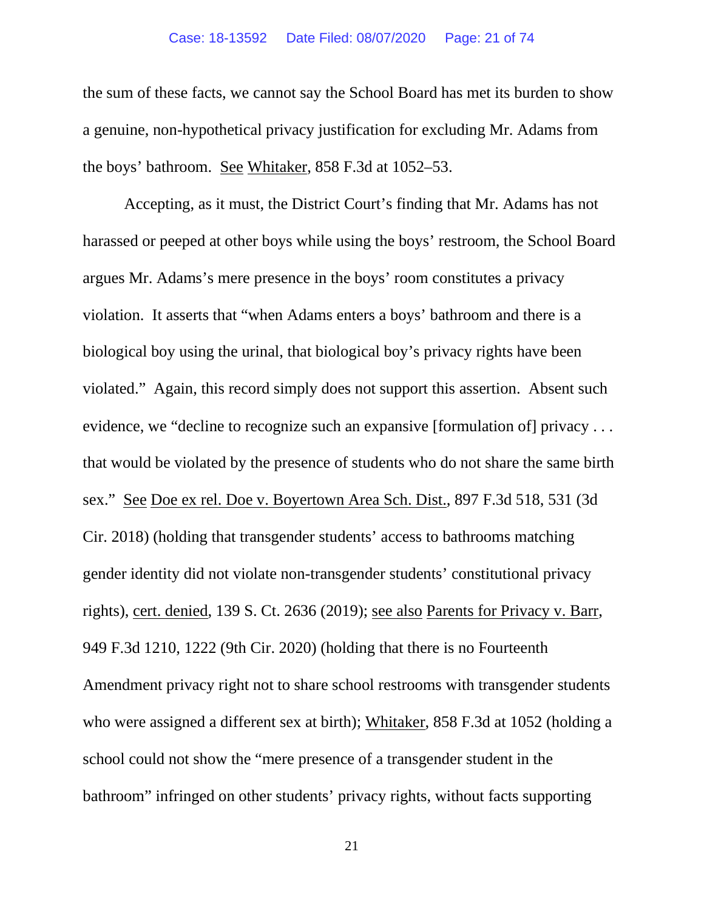the sum of these facts, we cannot say the School Board has met its burden to show a genuine, non-hypothetical privacy justification for excluding Mr. Adams from the boys' bathroom. See Whitaker, 858 F.3d at 1052–53.

Accepting, as it must, the District Court's finding that Mr. Adams has not harassed or peeped at other boys while using the boys' restroom, the School Board argues Mr. Adams's mere presence in the boys' room constitutes a privacy violation. It asserts that "when Adams enters a boys' bathroom and there is a biological boy using the urinal, that biological boy's privacy rights have been violated." Again, this record simply does not support this assertion. Absent such evidence, we "decline to recognize such an expansive [formulation of] privacy . . . that would be violated by the presence of students who do not share the same birth sex." See Doe ex rel. Doe v. Boyertown Area Sch. Dist., 897 F.3d 518, 531 (3d Cir. 2018) (holding that transgender students' access to bathrooms matching gender identity did not violate non-transgender students' constitutional privacy rights), cert. denied, 139 S. Ct. 2636 (2019); see also Parents for Privacy v. Barr, 949 F.3d 1210, 1222 (9th Cir. 2020) (holding that there is no Fourteenth Amendment privacy right not to share school restrooms with transgender students who were assigned a different sex at birth); Whitaker, 858 F.3d at 1052 (holding a school could not show the "mere presence of a transgender student in the bathroom" infringed on other students' privacy rights, without facts supporting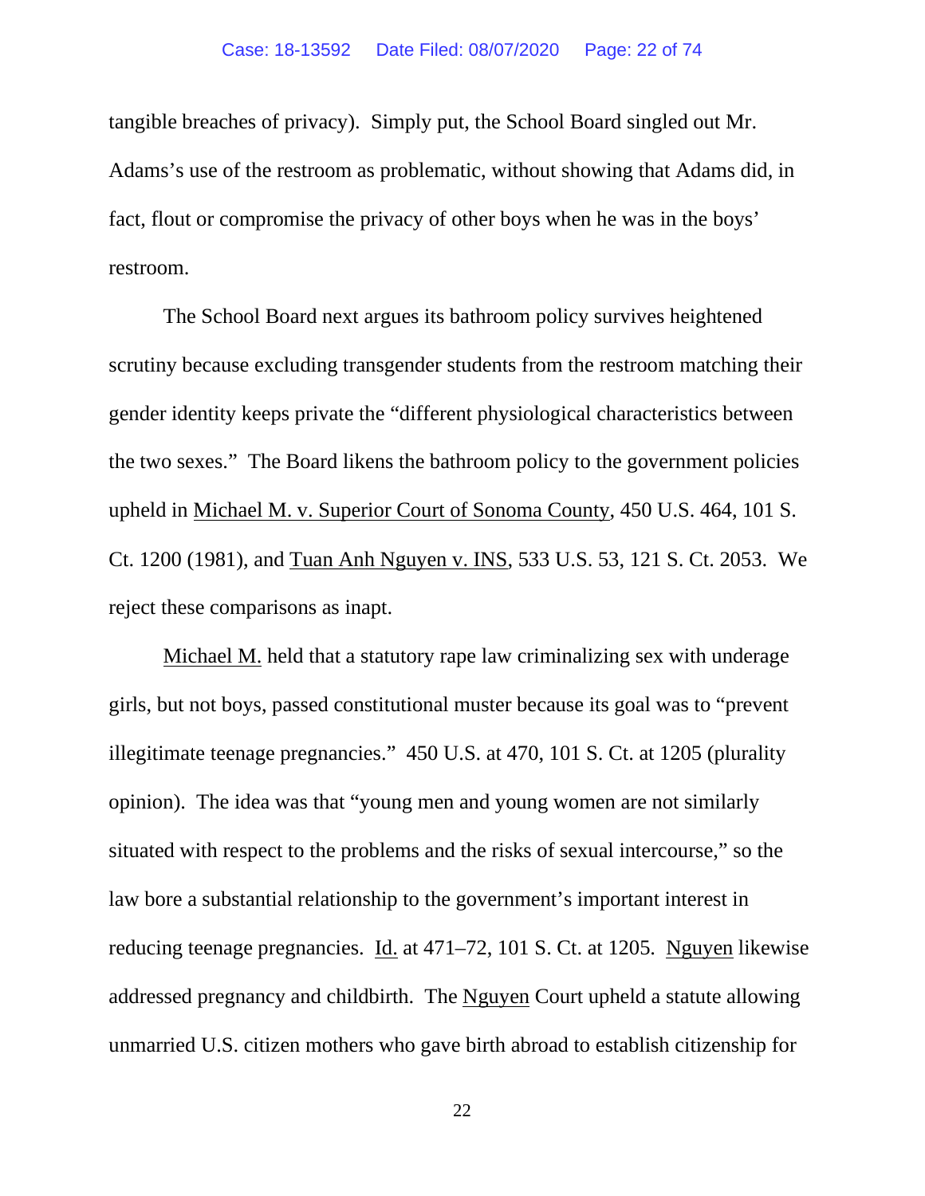tangible breaches of privacy). Simply put, the School Board singled out Mr. Adams's use of the restroom as problematic, without showing that Adams did, in fact, flout or compromise the privacy of other boys when he was in the boys' restroom.

The School Board next argues its bathroom policy survives heightened scrutiny because excluding transgender students from the restroom matching their gender identity keeps private the "different physiological characteristics between the two sexes." The Board likens the bathroom policy to the government policies upheld in Michael M. v. Superior Court of Sonoma County, 450 U.S. 464, 101 S. Ct. 1200 (1981), and Tuan Anh Nguyen v. INS, 533 U.S. 53, 121 S. Ct. 2053. We reject these comparisons as inapt.

Michael M. held that a statutory rape law criminalizing sex with underage girls, but not boys, passed constitutional muster because its goal was to "prevent illegitimate teenage pregnancies." 450 U.S. at 470, 101 S. Ct. at 1205 (plurality opinion). The idea was that "young men and young women are not similarly situated with respect to the problems and the risks of sexual intercourse," so the law bore a substantial relationship to the government's important interest in reducing teenage pregnancies. Id. at 471–72, 101 S. Ct. at 1205. Nguyen likewise addressed pregnancy and childbirth. The Nguyen Court upheld a statute allowing unmarried U.S. citizen mothers who gave birth abroad to establish citizenship for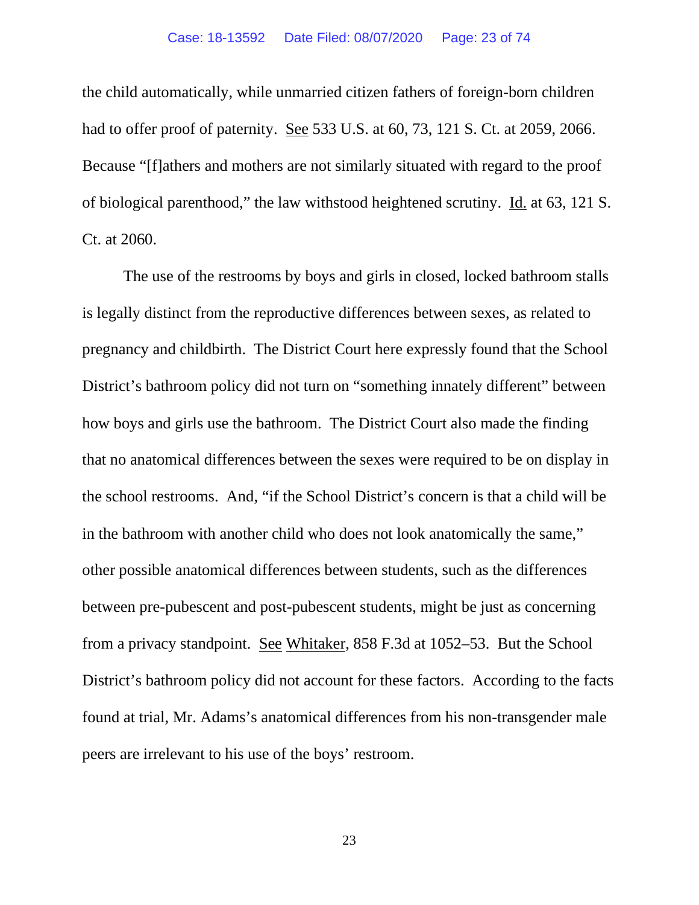the child automatically, while unmarried citizen fathers of foreign-born children had to offer proof of paternity. See 533 U.S. at 60, 73, 121 S. Ct. at 2059, 2066. Because "[f]athers and mothers are not similarly situated with regard to the proof of biological parenthood," the law withstood heightened scrutiny. Id. at 63, 121 S. Ct. at 2060.

The use of the restrooms by boys and girls in closed, locked bathroom stalls is legally distinct from the reproductive differences between sexes, as related to pregnancy and childbirth. The District Court here expressly found that the School District's bathroom policy did not turn on "something innately different" between how boys and girls use the bathroom. The District Court also made the finding that no anatomical differences between the sexes were required to be on display in the school restrooms. And, "if the School District's concern is that a child will be in the bathroom with another child who does not look anatomically the same," other possible anatomical differences between students, such as the differences between pre-pubescent and post-pubescent students, might be just as concerning from a privacy standpoint. See Whitaker, 858 F.3d at 1052–53. But the School District's bathroom policy did not account for these factors. According to the facts found at trial, Mr. Adams's anatomical differences from his non-transgender male peers are irrelevant to his use of the boys' restroom.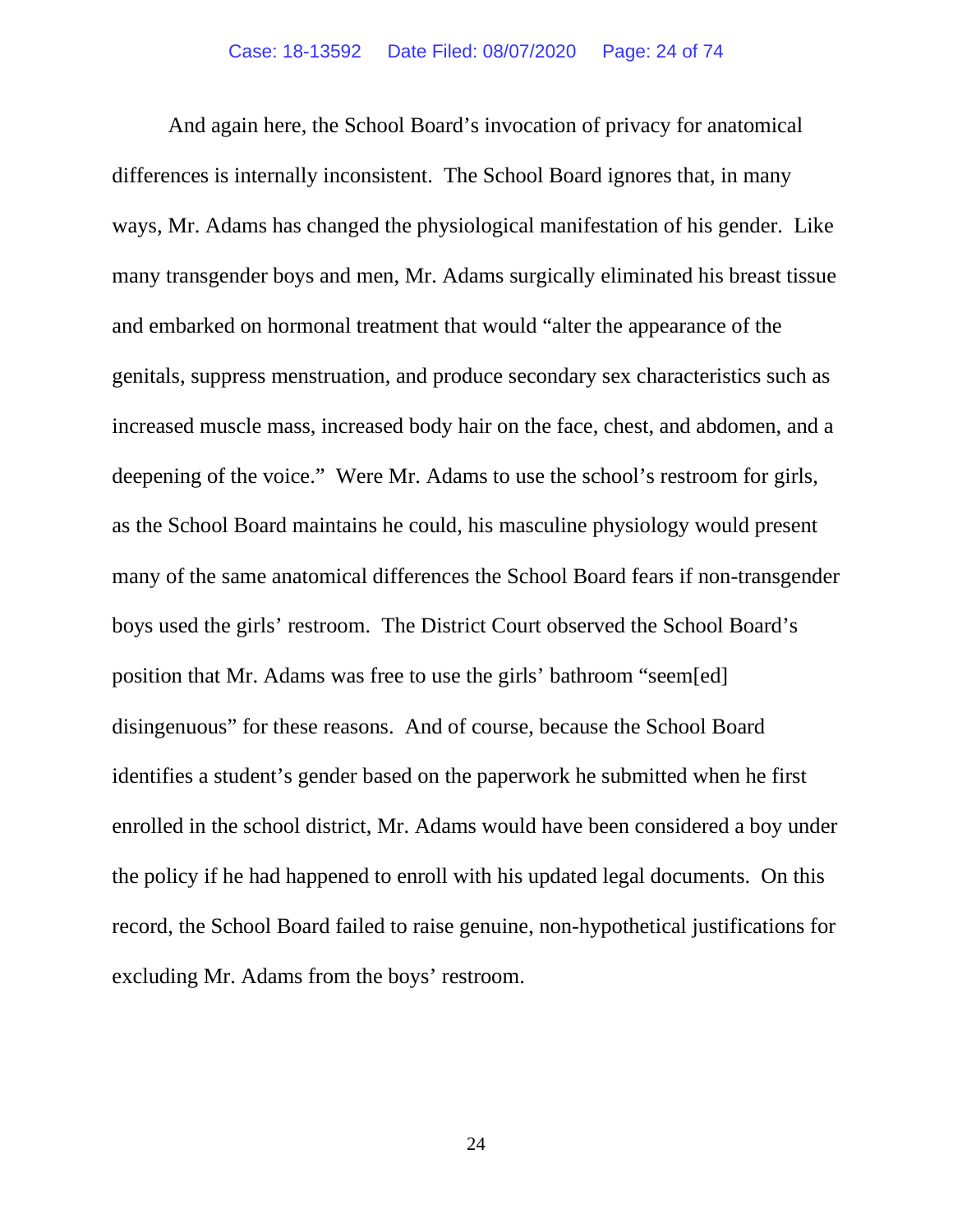And again here, the School Board's invocation of privacy for anatomical differences is internally inconsistent. The School Board ignores that, in many ways, Mr. Adams has changed the physiological manifestation of his gender. Like many transgender boys and men, Mr. Adams surgically eliminated his breast tissue and embarked on hormonal treatment that would "alter the appearance of the genitals, suppress menstruation, and produce secondary sex characteristics such as increased muscle mass, increased body hair on the face, chest, and abdomen, and a deepening of the voice." Were Mr. Adams to use the school's restroom for girls, as the School Board maintains he could, his masculine physiology would present many of the same anatomical differences the School Board fears if non-transgender boys used the girls' restroom. The District Court observed the School Board's position that Mr. Adams was free to use the girls' bathroom "seem[ed] disingenuous" for these reasons. And of course, because the School Board identifies a student's gender based on the paperwork he submitted when he first enrolled in the school district, Mr. Adams would have been considered a boy under the policy if he had happened to enroll with his updated legal documents. On this record, the School Board failed to raise genuine, non-hypothetical justifications for excluding Mr. Adams from the boys' restroom.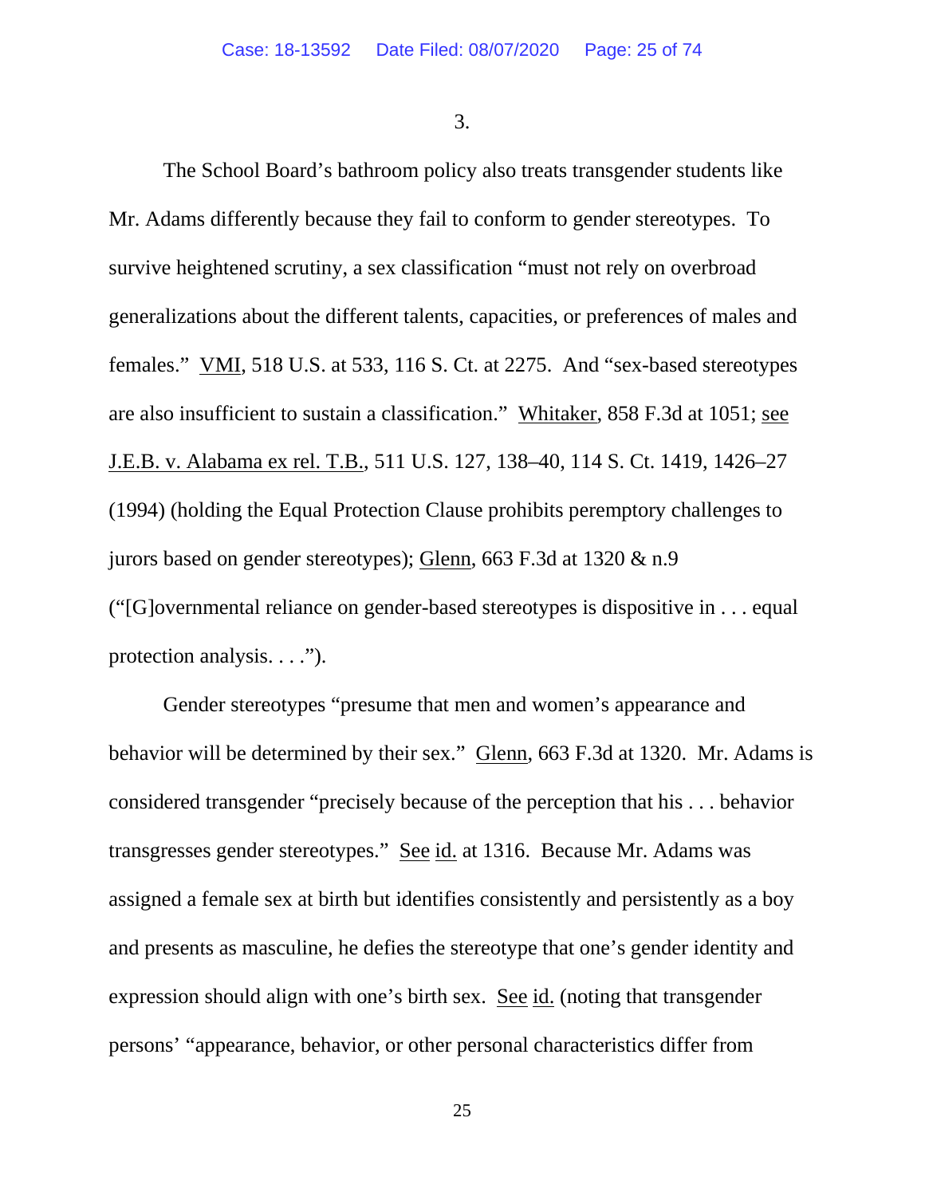3.

The School Board's bathroom policy also treats transgender students like Mr. Adams differently because they fail to conform to gender stereotypes. To survive heightened scrutiny, a sex classification "must not rely on overbroad generalizations about the different talents, capacities, or preferences of males and females." VMI, 518 U.S. at 533, 116 S. Ct. at 2275. And "sex-based stereotypes are also insufficient to sustain a classification." Whitaker, 858 F.3d at 1051; see J.E.B. v. Alabama ex rel. T.B., 511 U.S. 127, 138–40, 114 S. Ct. 1419, 1426–27 (1994) (holding the Equal Protection Clause prohibits peremptory challenges to jurors based on gender stereotypes); Glenn, 663 F.3d at 1320 & n.9 ("[G]overnmental reliance on gender-based stereotypes is dispositive in . . . equal protection analysis. . . .").

Gender stereotypes "presume that men and women's appearance and behavior will be determined by their sex." Glenn, 663 F.3d at 1320. Mr. Adams is considered transgender "precisely because of the perception that his . . . behavior transgresses gender stereotypes." See id. at 1316. Because Mr. Adams was assigned a female sex at birth but identifies consistently and persistently as a boy and presents as masculine, he defies the stereotype that one's gender identity and expression should align with one's birth sex. See id. (noting that transgender persons' "appearance, behavior, or other personal characteristics differ from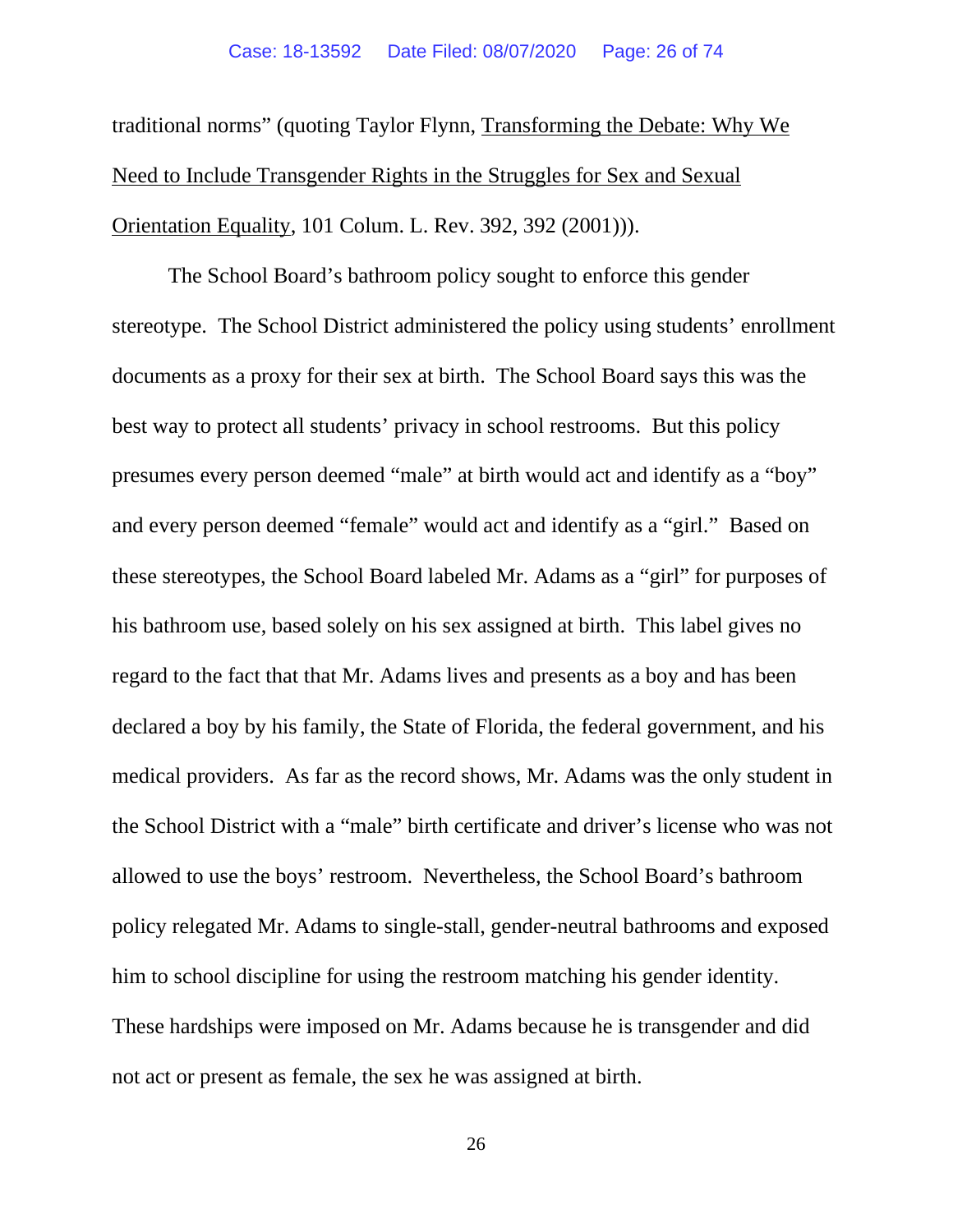traditional norms" (quoting Taylor Flynn, Transforming the Debate: Why We Need to Include Transgender Rights in the Struggles for Sex and Sexual Orientation Equality, 101 Colum. L. Rev. 392, 392 (2001))).

The School Board's bathroom policy sought to enforce this gender stereotype. The School District administered the policy using students' enrollment documents as a proxy for their sex at birth. The School Board says this was the best way to protect all students' privacy in school restrooms. But this policy presumes every person deemed "male" at birth would act and identify as a "boy" and every person deemed "female" would act and identify as a "girl." Based on these stereotypes, the School Board labeled Mr. Adams as a "girl" for purposes of his bathroom use, based solely on his sex assigned at birth. This label gives no regard to the fact that that Mr. Adams lives and presents as a boy and has been declared a boy by his family, the State of Florida, the federal government, and his medical providers. As far as the record shows, Mr. Adams was the only student in the School District with a "male" birth certificate and driver's license who was not allowed to use the boys' restroom. Nevertheless, the School Board's bathroom policy relegated Mr. Adams to single-stall, gender-neutral bathrooms and exposed him to school discipline for using the restroom matching his gender identity. These hardships were imposed on Mr. Adams because he is transgender and did not act or present as female, the sex he was assigned at birth.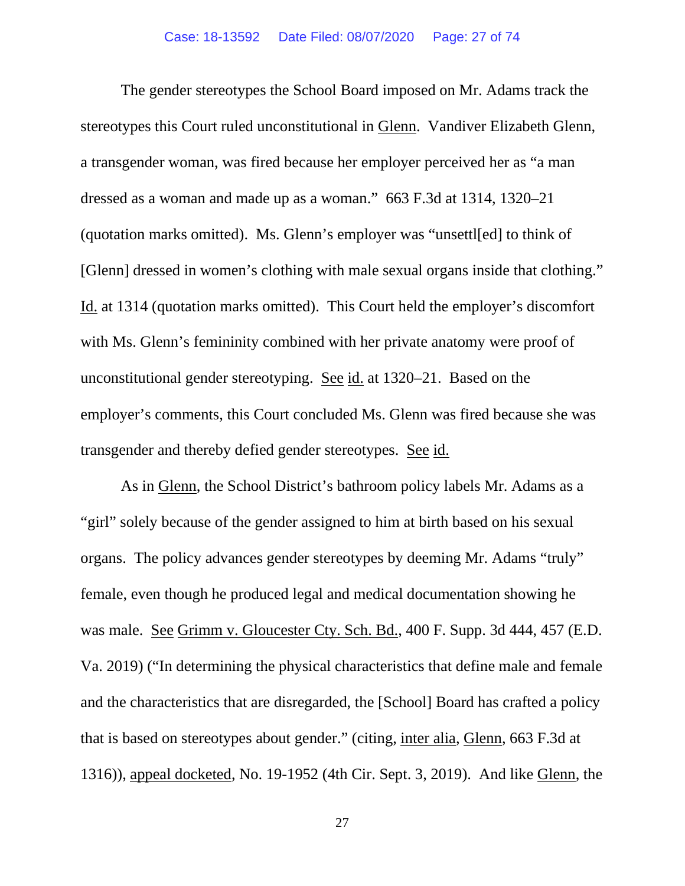The gender stereotypes the School Board imposed on Mr. Adams track the stereotypes this Court ruled unconstitutional in Glenn. Vandiver Elizabeth Glenn, a transgender woman, was fired because her employer perceived her as "a man dressed as a woman and made up as a woman." 663 F.3d at 1314, 1320–21 (quotation marks omitted). Ms. Glenn's employer was "unsettl[ed] to think of [Glenn] dressed in women's clothing with male sexual organs inside that clothing." Id. at 1314 (quotation marks omitted). This Court held the employer's discomfort with Ms. Glenn's femininity combined with her private anatomy were proof of unconstitutional gender stereotyping. See id. at 1320–21. Based on the employer's comments, this Court concluded Ms. Glenn was fired because she was transgender and thereby defied gender stereotypes. See id.

As in Glenn, the School District's bathroom policy labels Mr. Adams as a "girl" solely because of the gender assigned to him at birth based on his sexual organs. The policy advances gender stereotypes by deeming Mr. Adams "truly" female, even though he produced legal and medical documentation showing he was male. See Grimm v. Gloucester Cty. Sch. Bd., 400 F. Supp. 3d 444, 457 (E.D. Va. 2019) ("In determining the physical characteristics that define male and female and the characteristics that are disregarded, the [School] Board has crafted a policy that is based on stereotypes about gender." (citing, inter alia, Glenn, 663 F.3d at 1316)), appeal docketed, No. 19-1952 (4th Cir. Sept. 3, 2019). And like Glenn, the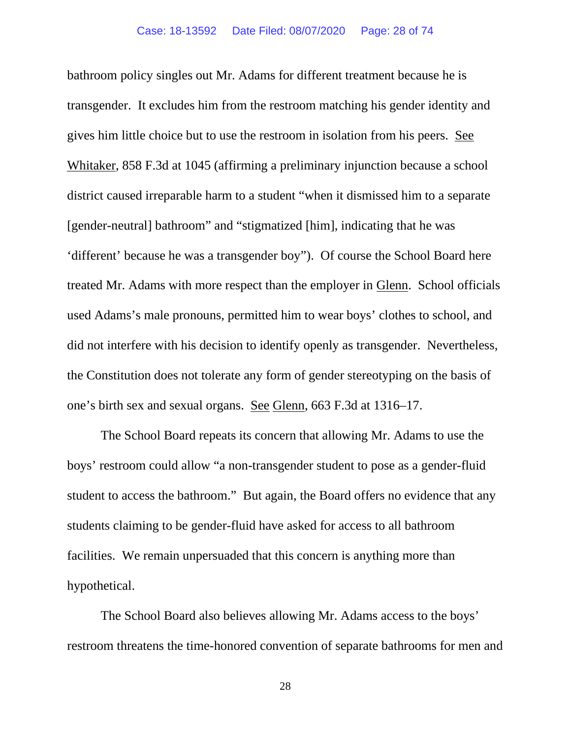bathroom policy singles out Mr. Adams for different treatment because he is transgender. It excludes him from the restroom matching his gender identity and gives him little choice but to use the restroom in isolation from his peers. See Whitaker, 858 F.3d at 1045 (affirming a preliminary injunction because a school district caused irreparable harm to a student "when it dismissed him to a separate [gender-neutral] bathroom" and "stigmatized [him], indicating that he was 'different' because he was a transgender boy"). Of course the School Board here treated Mr. Adams with more respect than the employer in Glenn. School officials used Adams's male pronouns, permitted him to wear boys' clothes to school, and did not interfere with his decision to identify openly as transgender. Nevertheless, the Constitution does not tolerate any form of gender stereotyping on the basis of one's birth sex and sexual organs. See Glenn, 663 F.3d at 1316–17.

The School Board repeats its concern that allowing Mr. Adams to use the boys' restroom could allow "a non-transgender student to pose as a gender-fluid student to access the bathroom." But again, the Board offers no evidence that any students claiming to be gender-fluid have asked for access to all bathroom facilities. We remain unpersuaded that this concern is anything more than hypothetical.

The School Board also believes allowing Mr. Adams access to the boys' restroom threatens the time-honored convention of separate bathrooms for men and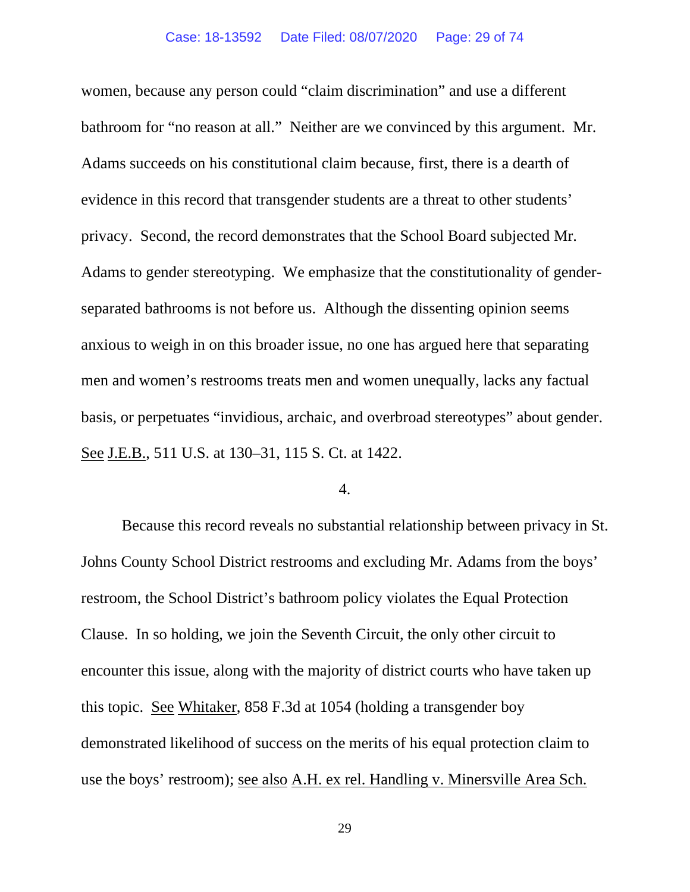women, because any person could "claim discrimination" and use a different bathroom for "no reason at all." Neither are we convinced by this argument. Mr. Adams succeeds on his constitutional claim because, first, there is a dearth of evidence in this record that transgender students are a threat to other students' privacy. Second, the record demonstrates that the School Board subjected Mr. Adams to gender stereotyping. We emphasize that the constitutionality of gender-separated bathrooms is not before us. Although the dissenting opinion seems anxious to weigh in on this broader issue, no one has argued here that separating men and women's restrooms treats men and women unequally, lacks any factual basis, or perpetuates "invidious, archaic, and overbroad stereotypes" about gender. See J.E.B., 511 U.S. at 130–31, 115 S. Ct. at 1422.

4.

Because this record reveals no substantial relationship between privacy in St. Johns County School District restrooms and excluding Mr. Adams from the boys' restroom, the School District's bathroom policy violates the Equal Protection Clause. In so holding, we join the Seventh Circuit, the only other circuit to encounter this issue, along with the majority of district courts who have taken up this topic. See Whitaker, 858 F.3d at 1054 (holding a transgender boy demonstrated likelihood of success on the merits of his equal protection claim to use the boys' restroom); see also A.H. ex rel. Handling v. Minersville Area Sch.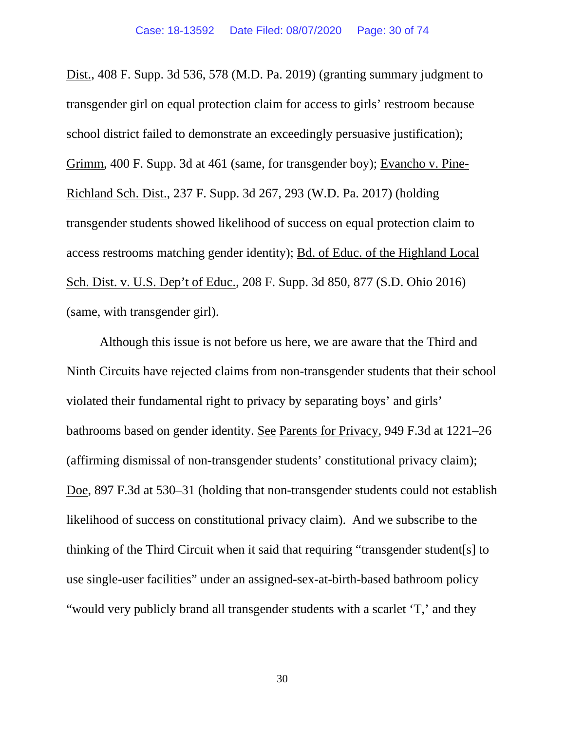Dist., 408 F. Supp. 3d 536, 578 (M.D. Pa. 2019) (granting summary judgment to transgender girl on equal protection claim for access to girls' restroom because school district failed to demonstrate an exceedingly persuasive justification); Grimm, 400 F. Supp. 3d at 461 (same, for transgender boy); Evancho v. Pine-Richland Sch. Dist., 237 F. Supp. 3d 267, 293 (W.D. Pa. 2017) (holding transgender students showed likelihood of success on equal protection claim to access restrooms matching gender identity); Bd. of Educ. of the Highland Local Sch. Dist. v. U.S. Dep't of Educ., 208 F. Supp. 3d 850, 877 (S.D. Ohio 2016) (same, with transgender girl).

Although this issue is not before us here, we are aware that the Third and Ninth Circuits have rejected claims from non-transgender students that their school violated their fundamental right to privacy by separating boys' and girls' bathrooms based on gender identity. See Parents for Privacy, 949 F.3d at 1221–26 (affirming dismissal of non-transgender students' constitutional privacy claim); Doe, 897 F.3d at 530–31 (holding that non-transgender students could not establish likelihood of success on constitutional privacy claim). And we subscribe to the thinking of the Third Circuit when it said that requiring "transgender student[s] to use single-user facilities" under an assigned-sex-at-birth-based bathroom policy "would very publicly brand all transgender students with a scarlet 'T,' and they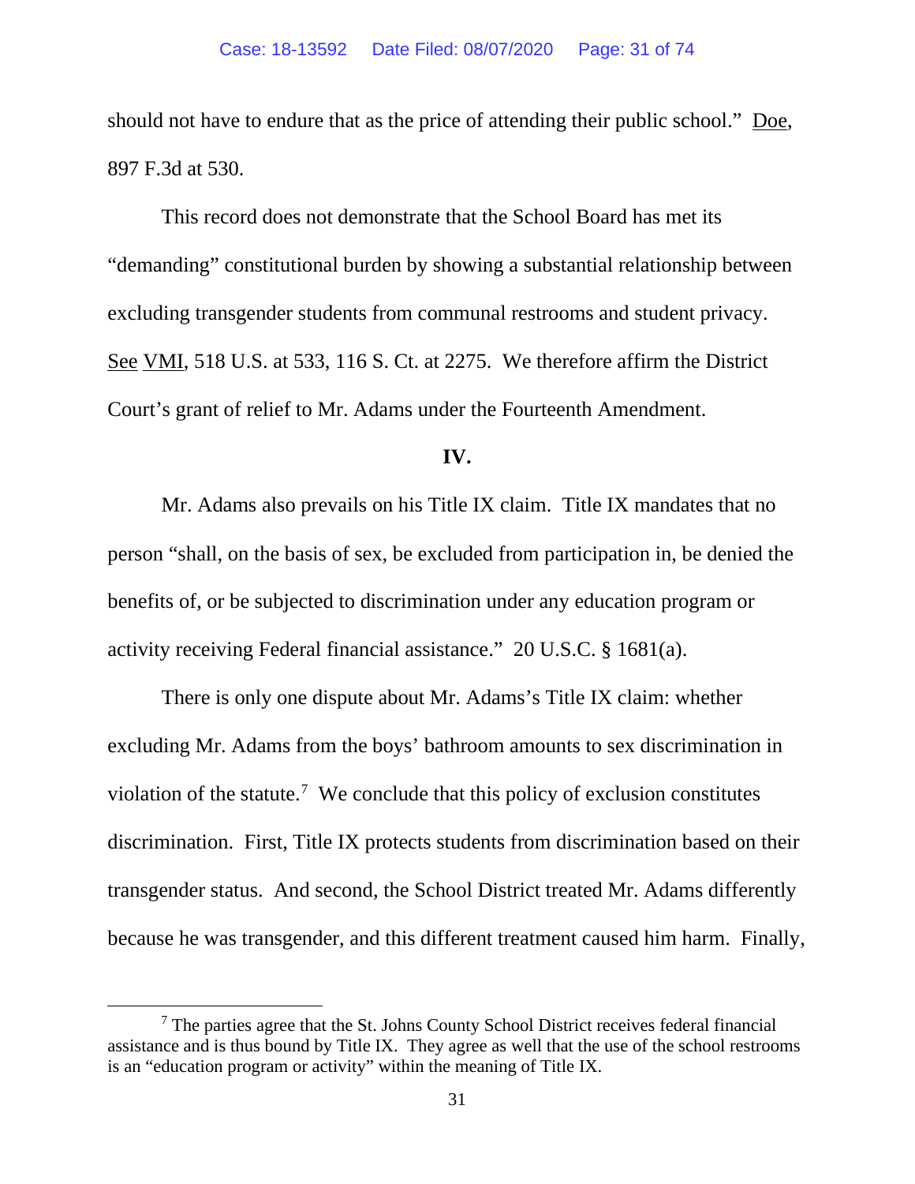should not have to endure that as the price of attending their public school." Doe, 897 F.3d at 530.

This record does not demonstrate that the School Board has met its "demanding" constitutional burden by showing a substantial relationship between excluding transgender students from communal restrooms and student privacy. See VMI, 518 U.S. at 533, 116 S. Ct. at 2275. We therefore affirm the District Court's grant of relief to Mr. Adams under the Fourteenth Amendment.

## IV.

Mr. Adams also prevails on his Title IX claim. Title IX mandates that no person "shall, on the basis of sex, be excluded from participation in, be denied the benefits of, or be subjected to discrimination under any education program or activity receiving Federal financial assistance." 20 U.S.C. § 1681(a).

There is only one dispute about Mr. Adams's Title IX claim: whether excluding Mr. Adams from the boys' bathroom amounts to sex discrimination in violation of the statute.[7] We conclude that this policy of exclusion constitutes discrimination. First, Title IX protects students from discrimination based on their transgender status. And second, the School District treated Mr. Adams differently because he was transgender, and this different treatment caused him harm. Finally,

[7] The parties agree that the St. Johns County School District receives federal financial assistance and is thus bound by Title IX. They agree as well that the use of the school restrooms is an "education program or activity" within the meaning of Title IX.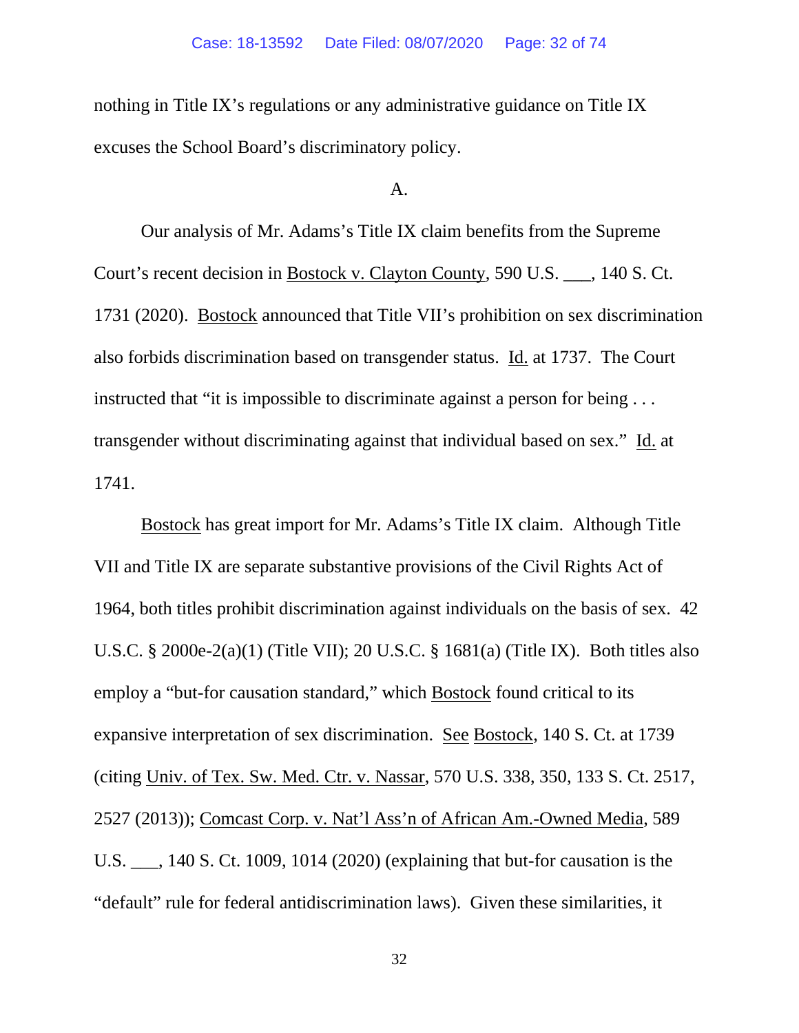nothing in Title IX's regulations or any administrative guidance on Title IX excuses the School Board's discriminatory policy.

A.

Our analysis of Mr. Adams's Title IX claim benefits from the Supreme Court's recent decision in Bostock v. Clayton County, 590 U.S. ___, 140 S. Ct. 1731 (2020). Bostock announced that Title VII's prohibition on sex discrimination also forbids discrimination based on transgender status. Id. at 1737. The Court instructed that "it is impossible to discriminate against a person for being . . . transgender without discriminating against that individual based on sex." Id. at 1741.

Bostock has great import for Mr. Adams's Title IX claim. Although Title VII and Title IX are separate substantive provisions of the Civil Rights Act of 1964, both titles prohibit discrimination against individuals on the basis of sex. 42 U.S.C. § 2000e-2(a)(1) (Title VII); 20 U.S.C. § 1681(a) (Title IX). Both titles also employ a "but-for causation standard," which Bostock found critical to its expansive interpretation of sex discrimination. See Bostock, 140 S. Ct. at 1739 (citing Univ. of Tex. Sw. Med. Ctr. v. Nassar, 570 U.S. 338, 350, 133 S. Ct. 2517, 2527 (2013)); Comcast Corp. v. Nat'l Ass'n of African Am.-Owned Media, 589 U.S. ___, 140 S. Ct. 1009, 1014 (2020) (explaining that but-for causation is the "default" rule for federal antidiscrimination laws). Given these similarities, it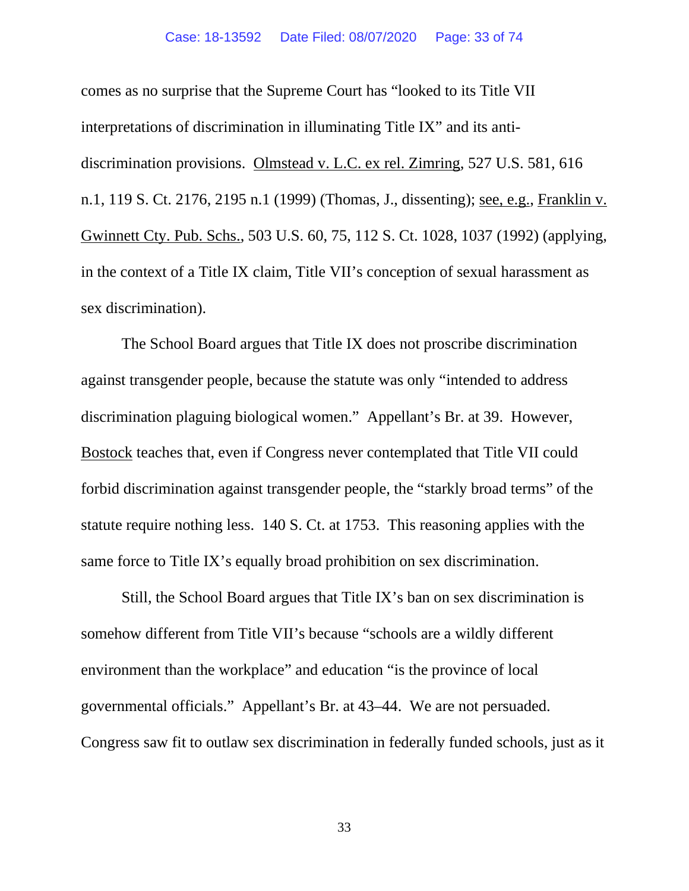comes as no surprise that the Supreme Court has "looked to its Title VII interpretations of discrimination in illuminating Title IX" and its anti-discrimination provisions. Olmstead v. L.C. ex rel. Zimring, 527 U.S. 581, 616 n.1, 119 S. Ct. 2176, 2195 n.1 (1999) (Thomas, J., dissenting); see, e.g., Franklin v. Gwinnett Cty. Pub. Schs., 503 U.S. 60, 75, 112 S. Ct. 1028, 1037 (1992) (applying, in the context of a Title IX claim, Title VII's conception of sexual harassment as sex discrimination).

The School Board argues that Title IX does not proscribe discrimination against transgender people, because the statute was only "intended to address discrimination plaguing biological women." Appellant's Br. at 39. However, Bostock teaches that, even if Congress never contemplated that Title VII could forbid discrimination against transgender people, the "starkly broad terms" of the statute require nothing less. 140 S. Ct. at 1753. This reasoning applies with the same force to Title IX's equally broad prohibition on sex discrimination.

Still, the School Board argues that Title IX's ban on sex discrimination is somehow different from Title VII's because "schools are a wildly different environment than the workplace" and education "is the province of local governmental officials." Appellant's Br. at 43–44. We are not persuaded. Congress saw fit to outlaw sex discrimination in federally funded schools, just as it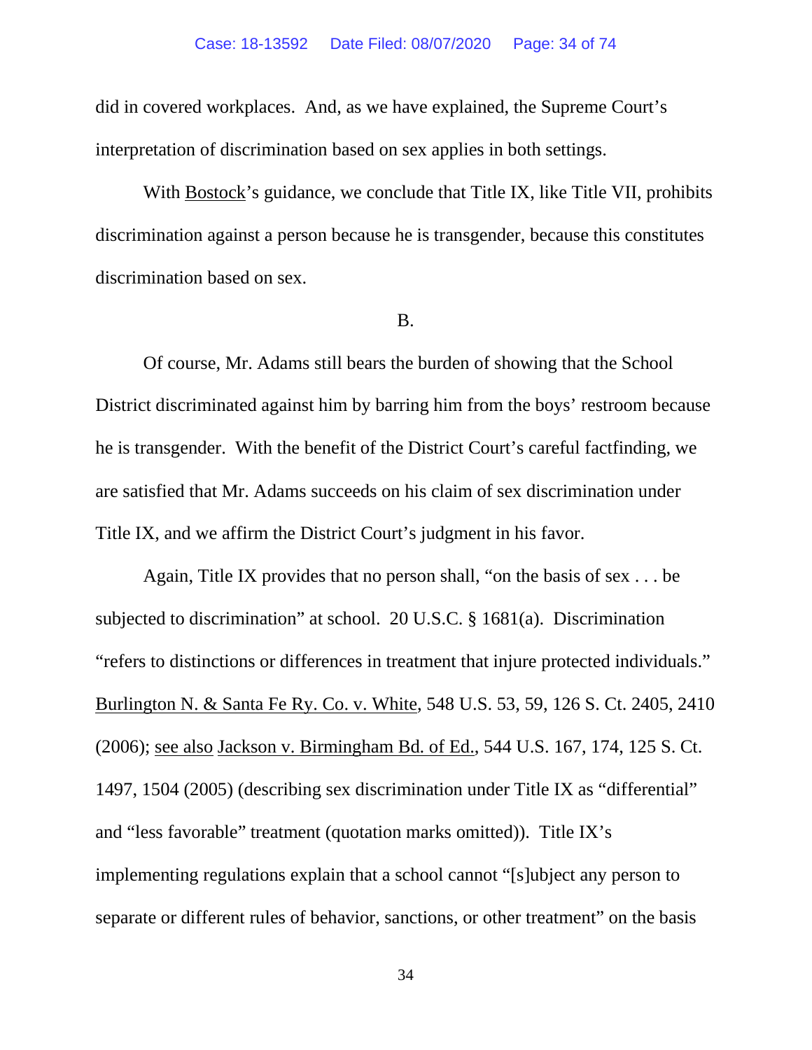did in covered workplaces. And, as we have explained, the Supreme Court's interpretation of discrimination based on sex applies in both settings.

With Bostock's guidance, we conclude that Title IX, like Title VII, prohibits discrimination against a person because he is transgender, because this constitutes discrimination based on sex.

B.

Of course, Mr. Adams still bears the burden of showing that the School District discriminated against him by barring him from the boys' restroom because he is transgender. With the benefit of the District Court's careful factfinding, we are satisfied that Mr. Adams succeeds on his claim of sex discrimination under Title IX, and we affirm the District Court's judgment in his favor.

Again, Title IX provides that no person shall, "on the basis of sex . . . be subjected to discrimination" at school. 20 U.S.C. § 1681(a). Discrimination "refers to distinctions or differences in treatment that injure protected individuals." Burlington N. & Santa Fe Ry. Co. v. White, 548 U.S. 53, 59, 126 S. Ct. 2405, 2410 (2006); see also Jackson v. Birmingham Bd. of Ed., 544 U.S. 167, 174, 125 S. Ct. 1497, 1504 (2005) (describing sex discrimination under Title IX as "differential" and "less favorable" treatment (quotation marks omitted)). Title IX's implementing regulations explain that a school cannot "[s]ubject any person to separate or different rules of behavior, sanctions, or other treatment" on the basis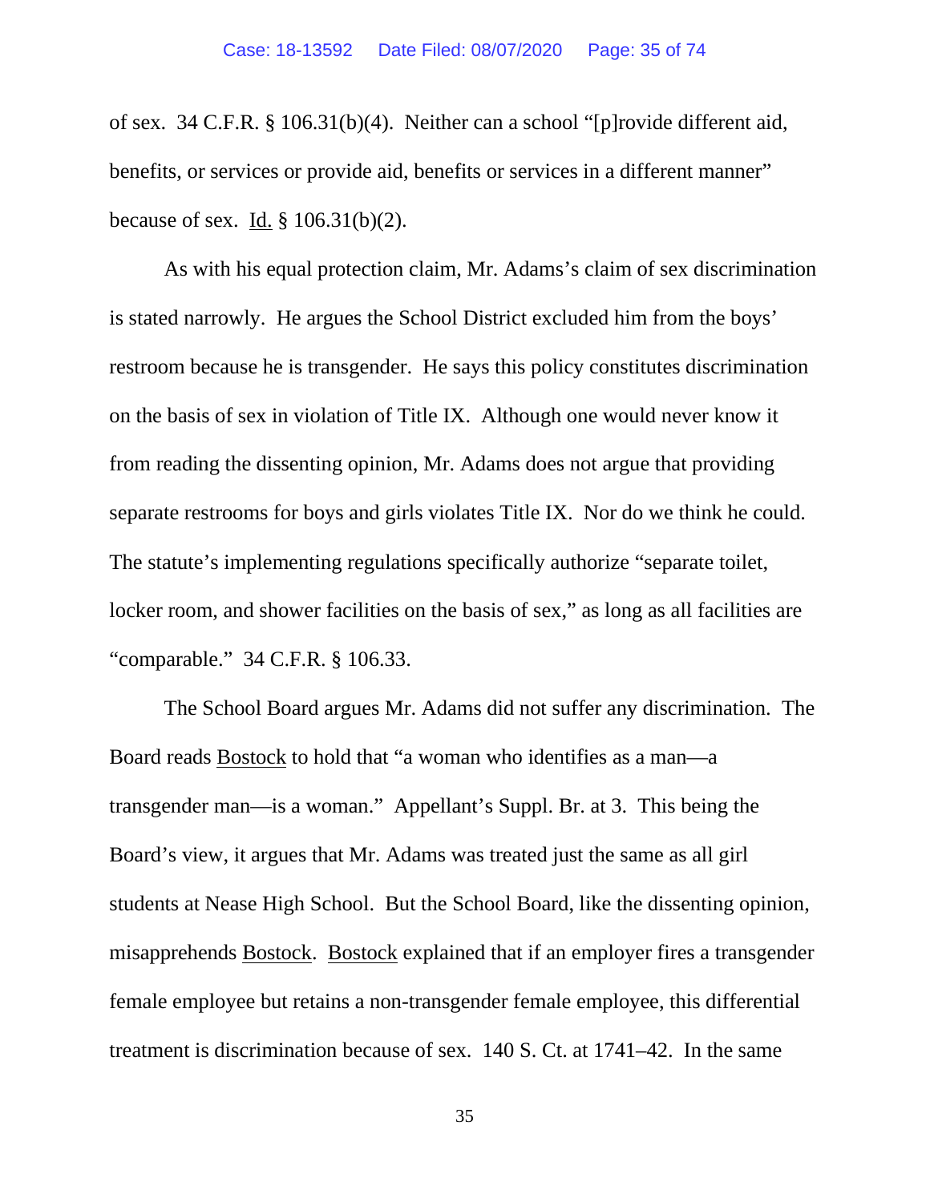of sex. 34 C.F.R. § 106.31(b)(4). Neither can a school "[p]rovide different aid, benefits, or services or provide aid, benefits or services in a different manner" because of sex. Id. § 106.31(b)(2).

As with his equal protection claim, Mr. Adams's claim of sex discrimination is stated narrowly. He argues the School District excluded him from the boys' restroom because he is transgender. He says this policy constitutes discrimination on the basis of sex in violation of Title IX. Although one would never know it from reading the dissenting opinion, Mr. Adams does not argue that providing separate restrooms for boys and girls violates Title IX. Nor do we think he could. The statute's implementing regulations specifically authorize "separate toilet, locker room, and shower facilities on the basis of sex," as long as all facilities are "comparable." 34 C.F.R. § 106.33.

The School Board argues Mr. Adams did not suffer any discrimination. The Board reads Bostock to hold that "a woman who identifies as a man—a transgender man—is a woman." Appellant's Suppl. Br. at 3. This being the Board's view, it argues that Mr. Adams was treated just the same as all girl students at Nease High School. But the School Board, like the dissenting opinion, misapprehends Bostock. Bostock explained that if an employer fires a transgender female employee but retains a non-transgender female employee, this differential treatment is discrimination because of sex. 140 S. Ct. at 1741–42. In the same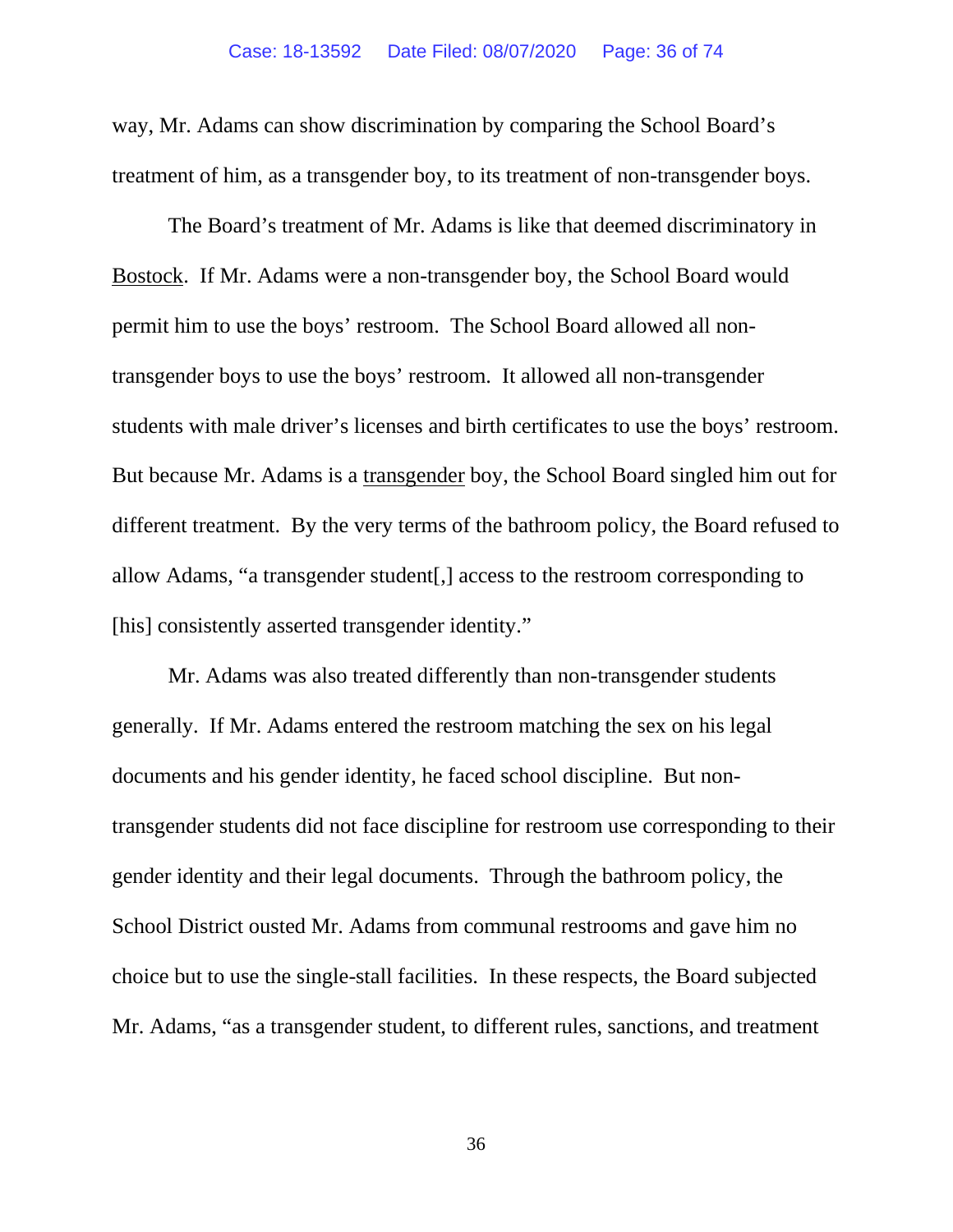way, Mr. Adams can show discrimination by comparing the School Board's treatment of him, as a transgender boy, to its treatment of non-transgender boys.

The Board's treatment of Mr. Adams is like that deemed discriminatory in Bostock. If Mr. Adams were a non-transgender boy, the School Board would permit him to use the boys' restroom. The School Board allowed all non-transgender boys to use the boys' restroom. It allowed all non-transgender students with male driver's licenses and birth certificates to use the boys' restroom. But because Mr. Adams is a transgender boy, the School Board singled him out for different treatment. By the very terms of the bathroom policy, the Board refused to allow Adams, "a transgender student[,] access to the restroom corresponding to [his] consistently asserted transgender identity."

Mr. Adams was also treated differently than non-transgender students generally. If Mr. Adams entered the restroom matching the sex on his legal documents and his gender identity, he faced school discipline. But non-transgender students did not face discipline for restroom use corresponding to their gender identity and their legal documents. Through the bathroom policy, the School District ousted Mr. Adams from communal restrooms and gave him no choice but to use the single-stall facilities. In these respects, the Board subjected Mr. Adams, "as a transgender student, to different rules, sanctions, and treatment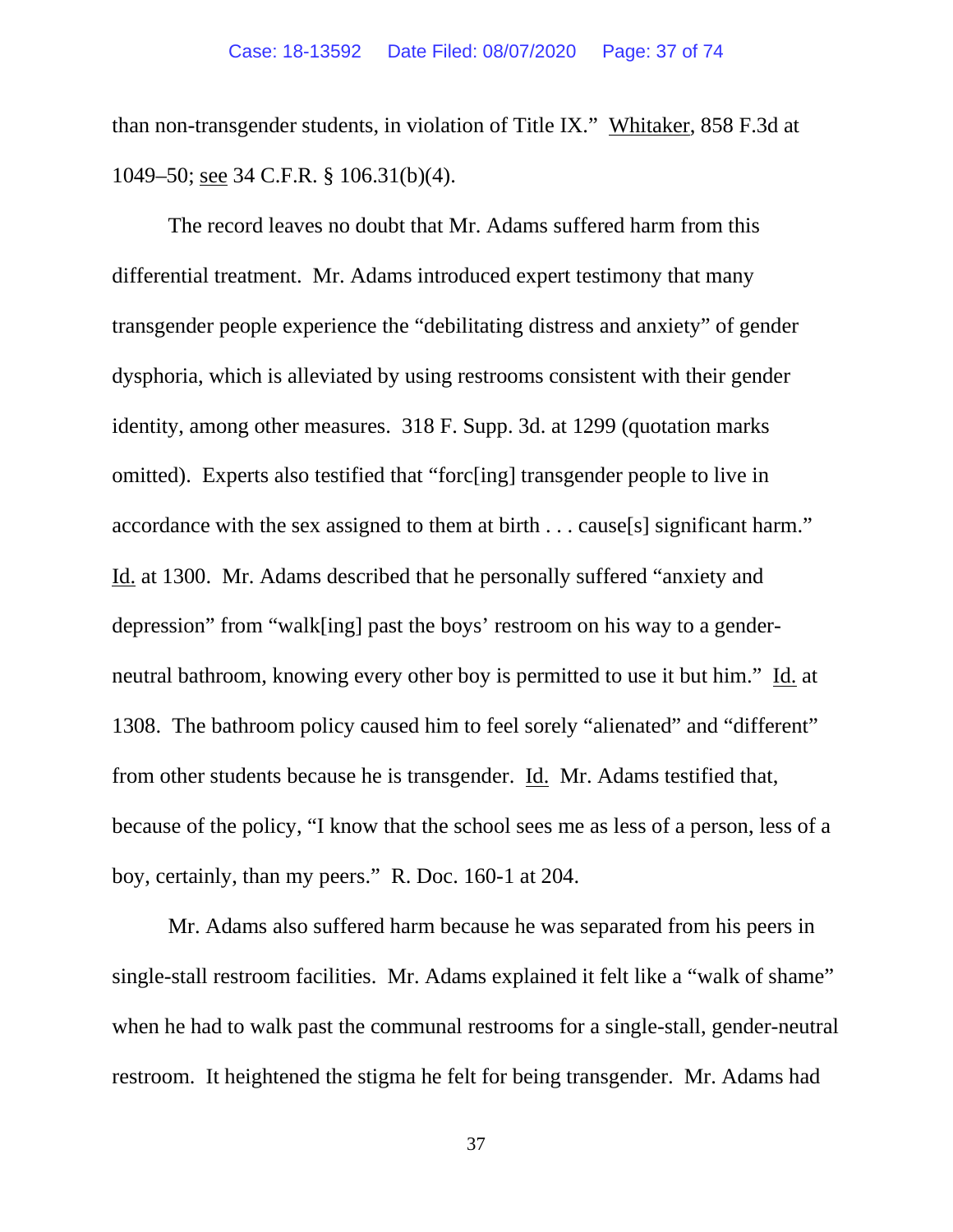than non-transgender students, in violation of Title IX." Whitaker, 858 F.3d at 1049–50; see 34 C.F.R. § 106.31(b)(4).

The record leaves no doubt that Mr. Adams suffered harm from this differential treatment. Mr. Adams introduced expert testimony that many transgender people experience the "debilitating distress and anxiety" of gender dysphoria, which is alleviated by using restrooms consistent with their gender identity, among other measures. 318 F. Supp. 3d. at 1299 (quotation marks omitted). Experts also testified that "forc[ing] transgender people to live in accordance with the sex assigned to them at birth . . . cause[s] significant harm." Id. at 1300. Mr. Adams described that he personally suffered "anxiety and depression" from "walk[ing] past the boys' restroom on his way to a gender-neutral bathroom, knowing every other boy is permitted to use it but him." Id. at 1308. The bathroom policy caused him to feel sorely "alienated" and "different" from other students because he is transgender. Id. Mr. Adams testified that, because of the policy, "I know that the school sees me as less of a person, less of a boy, certainly, than my peers." R. Doc. 160-1 at 204.

Mr. Adams also suffered harm because he was separated from his peers in single-stall restroom facilities. Mr. Adams explained it felt like a "walk of shame" when he had to walk past the communal restrooms for a single-stall, gender-neutral restroom. It heightened the stigma he felt for being transgender. Mr. Adams had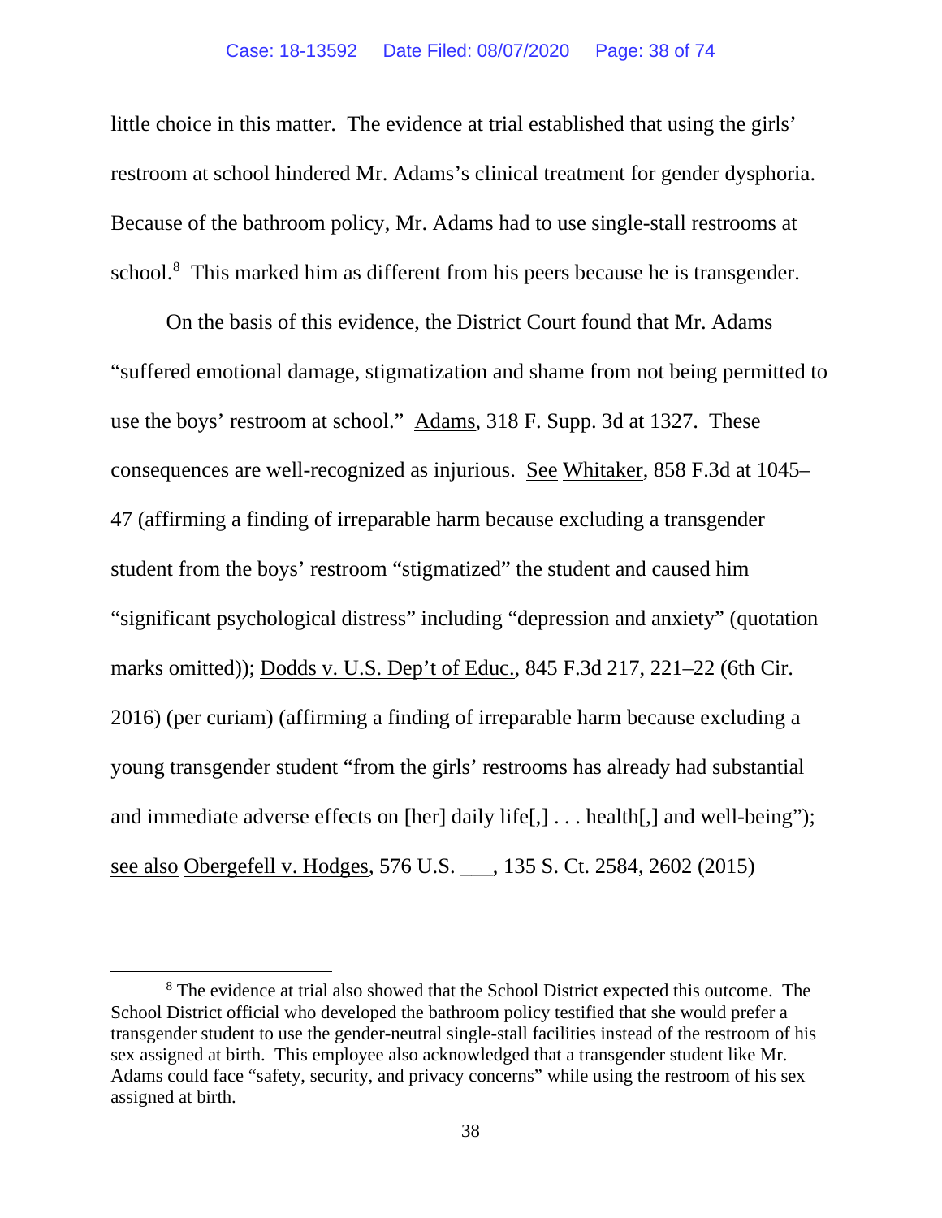little choice in this matter. The evidence at trial established that using the girls' restroom at school hindered Mr. Adams's clinical treatment for gender dysphoria. Because of the bathroom policy, Mr. Adams had to use single-stall restrooms at school.[8] This marked him as different from his peers because he is transgender.

On the basis of this evidence, the District Court found that Mr. Adams "suffered emotional damage, stigmatization and shame from not being permitted to use the boys' restroom at school." Adams, 318 F. Supp. 3d at 1327. These consequences are well-recognized as injurious. See Whitaker, 858 F.3d at 1045–47 (affirming a finding of irreparable harm because excluding a transgender student from the boys' restroom "stigmatized" the student and caused him "significant psychological distress" including "depression and anxiety" (quotation marks omitted)); Dodds v. U.S. Dep't of Educ., 845 F.3d 217, 221–22 (6th Cir. 2016) (per curiam) (affirming a finding of irreparable harm because excluding a young transgender student "from the girls' restrooms has already had substantial and immediate adverse effects on [her] daily life[,] . . . health[,] and well-being"); see also Obergefell v. Hodges, 576 U.S. ___, 135 S. Ct. 2584, 2602 (2015)

---

[8] The evidence at trial also showed that the School District expected this outcome. The School District official who developed the bathroom policy testified that she would prefer a transgender student to use the gender-neutral single-stall facilities instead of the restroom of his sex assigned at birth. This employee also acknowledged that a transgender student like Mr. Adams could face "safety, security, and privacy concerns" while using the restroom of his sex assigned at birth.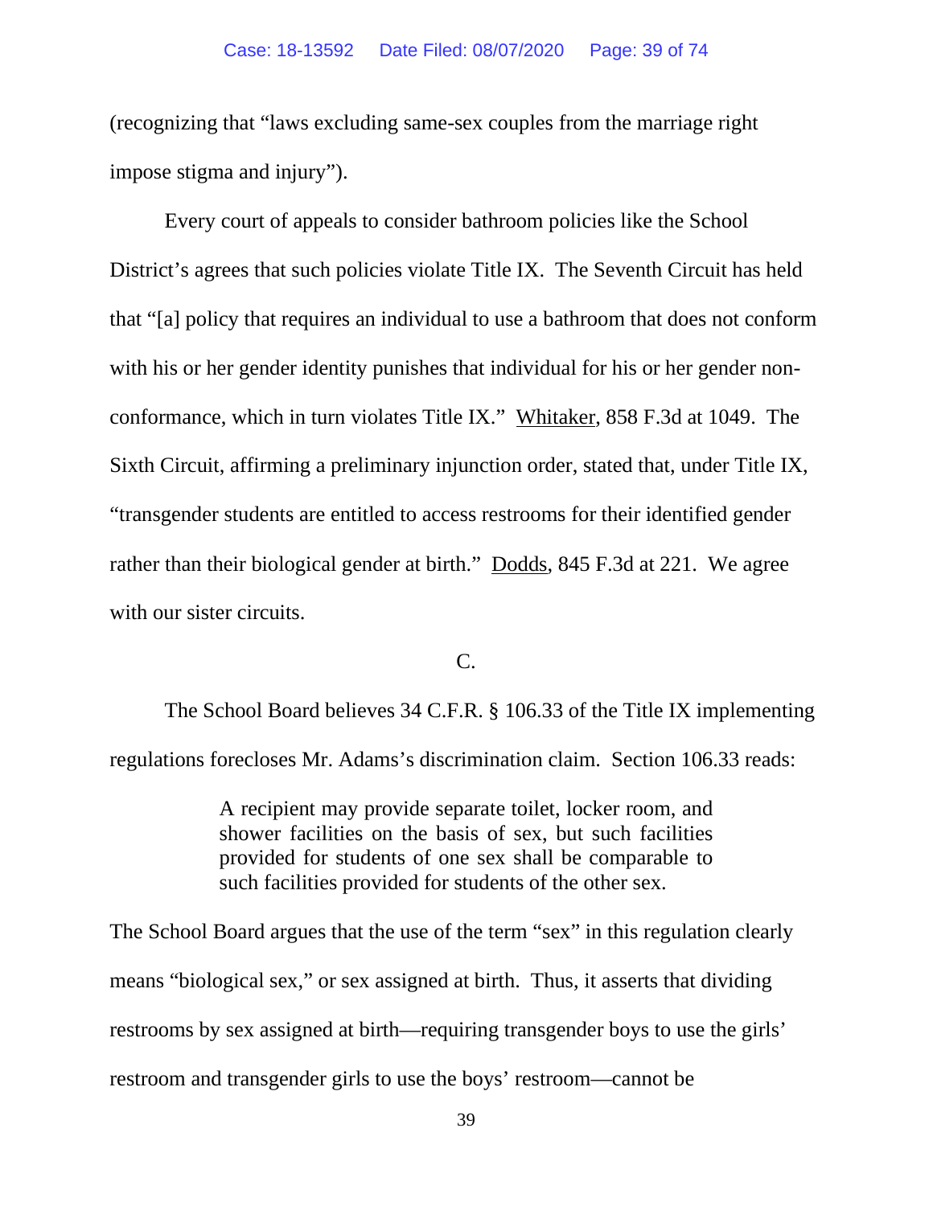(recognizing that "laws excluding same-sex couples from the marriage right impose stigma and injury").

Every court of appeals to consider bathroom policies like the School District's agrees that such policies violate Title IX. The Seventh Circuit has held that "[a] policy that requires an individual to use a bathroom that does not conform with his or her gender identity punishes that individual for his or her gender non-conformance, which in turn violates Title IX." Whitaker, 858 F.3d at 1049. The Sixth Circuit, affirming a preliminary injunction order, stated that, under Title IX, "transgender students are entitled to access restrooms for their identified gender rather than their biological gender at birth." Dodds, 845 F.3d at 221. We agree with our sister circuits.

C.

The School Board believes 34 C.F.R. § 106.33 of the Title IX implementing regulations forecloses Mr. Adams's discrimination claim. Section 106.33 reads:

> A recipient may provide separate toilet, locker room, and shower facilities on the basis of sex, but such facilities provided for students of one sex shall be comparable to such facilities provided for students of the other sex.

The School Board argues that the use of the term "sex" in this regulation clearly means "biological sex," or sex assigned at birth. Thus, it asserts that dividing restrooms by sex assigned at birth—requiring transgender boys to use the girls' restroom and transgender girls to use the boys' restroom—cannot be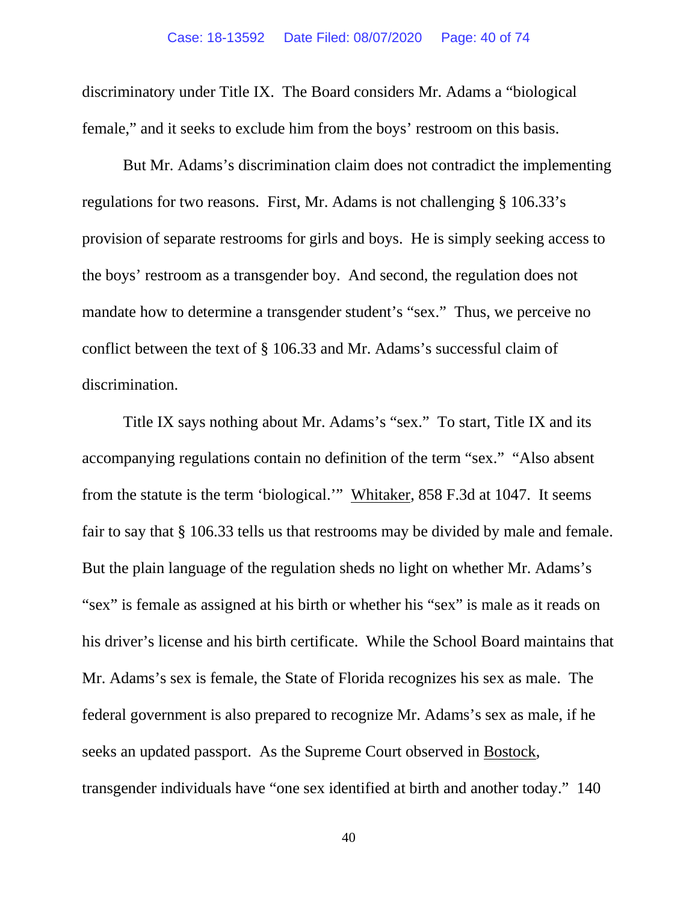discriminatory under Title IX. The Board considers Mr. Adams a "biological female," and it seeks to exclude him from the boys' restroom on this basis.

But Mr. Adams's discrimination claim does not contradict the implementing regulations for two reasons. First, Mr. Adams is not challenging § 106.33's provision of separate restrooms for girls and boys. He is simply seeking access to the boys' restroom as a transgender boy. And second, the regulation does not mandate how to determine a transgender student's "sex." Thus, we perceive no conflict between the text of § 106.33 and Mr. Adams's successful claim of discrimination.

Title IX says nothing about Mr. Adams's "sex." To start, Title IX and its accompanying regulations contain no definition of the term "sex." "Also absent from the statute is the term 'biological.'" Whitaker, 858 F.3d at 1047. It seems fair to say that § 106.33 tells us that restrooms may be divided by male and female. But the plain language of the regulation sheds no light on whether Mr. Adams's "sex" is female as assigned at his birth or whether his "sex" is male as it reads on his driver's license and his birth certificate. While the School Board maintains that Mr. Adams's sex is female, the State of Florida recognizes his sex as male. The federal government is also prepared to recognize Mr. Adams's sex as male, if he seeks an updated passport. As the Supreme Court observed in Bostock, transgender individuals have "one sex identified at birth and another today." 140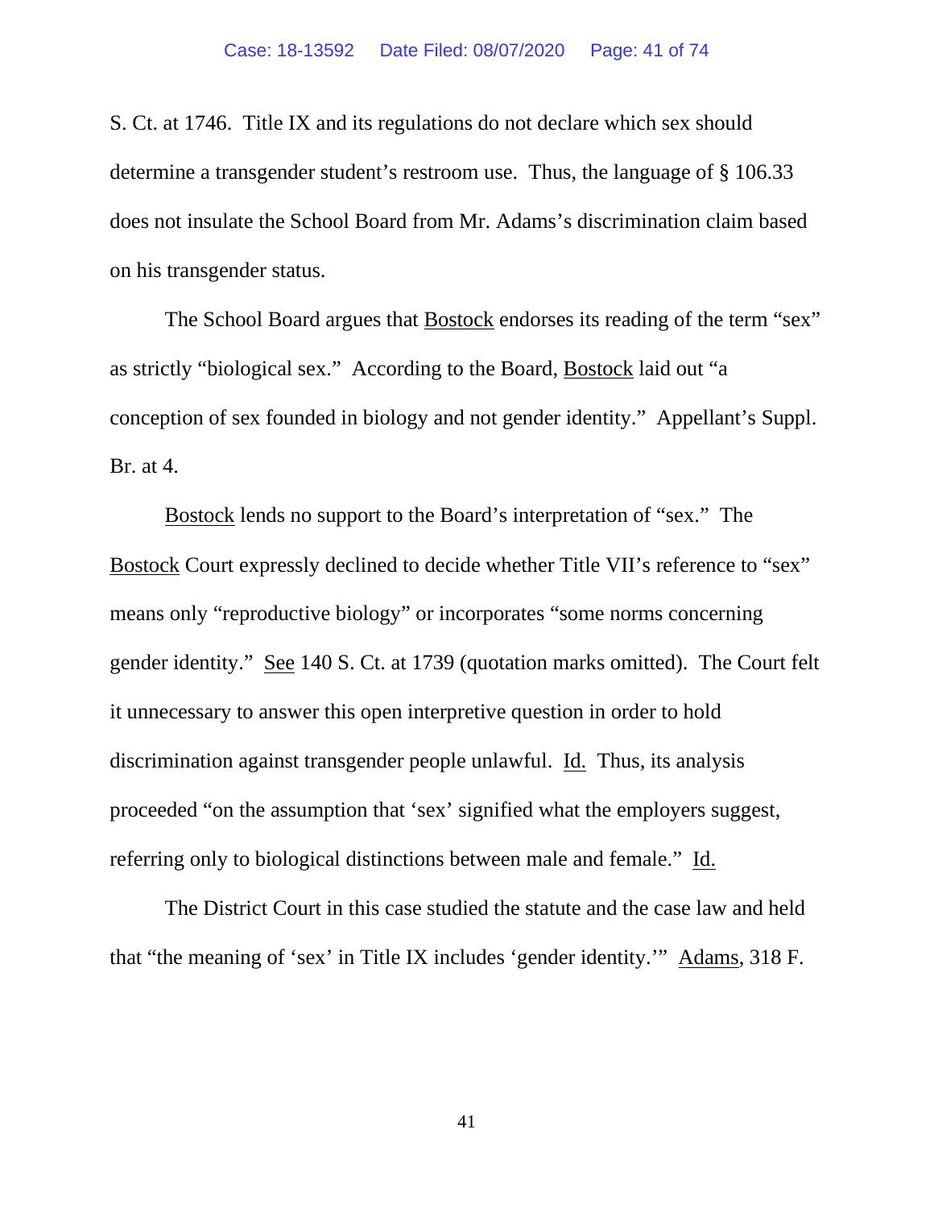S. Ct. at 1746. Title IX and its regulations do not declare which sex should determine a transgender student's restroom use. Thus, the language of § 106.33 does not insulate the School Board from Mr. Adams's discrimination claim based on his transgender status.

The School Board argues that Bostock endorses its reading of the term "sex" as strictly "biological sex." According to the Board, Bostock laid out "a conception of sex founded in biology and not gender identity." Appellant's Suppl. Br. at 4.

Bostock lends no support to the Board's interpretation of "sex." The Bostock Court expressly declined to decide whether Title VII's reference to "sex" means only "reproductive biology" or incorporates "some norms concerning gender identity." See 140 S. Ct. at 1739 (quotation marks omitted). The Court felt it unnecessary to answer this open interpretive question in order to hold discrimination against transgender people unlawful. Id. Thus, its analysis proceeded "on the assumption that 'sex' signified what the employers suggest, referring only to biological distinctions between male and female." Id.

The District Court in this case studied the statute and the case law and held that "the meaning of 'sex' in Title IX includes 'gender identity.'" Adams, 318 F.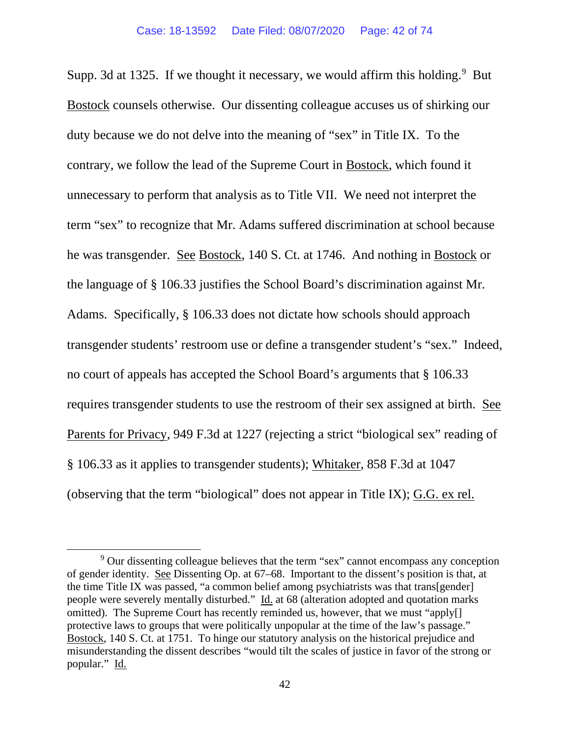Supp. 3d at 1325. If we thought it necessary, we would affirm this holding.[9] But Bostock counsels otherwise. Our dissenting colleague accuses us of shirking our duty because we do not delve into the meaning of "sex" in Title IX. To the contrary, we follow the lead of the Supreme Court in Bostock, which found it unnecessary to perform that analysis as to Title VII. We need not interpret the term "sex" to recognize that Mr. Adams suffered discrimination at school because he was transgender. See Bostock, 140 S. Ct. at 1746. And nothing in Bostock or the language of § 106.33 justifies the School Board's discrimination against Mr. Adams. Specifically, § 106.33 does not dictate how schools should approach transgender students' restroom use or define a transgender student's "sex." Indeed, no court of appeals has accepted the School Board's arguments that § 106.33 requires transgender students to use the restroom of their sex assigned at birth. See Parents for Privacy, 949 F.3d at 1227 (rejecting a strict "biological sex" reading of § 106.33 as it applies to transgender students); Whitaker, 858 F.3d at 1047 (observing that the term "biological" does not appear in Title IX); G.G. ex rel.

---

[9] Our dissenting colleague believes that the term "sex" cannot encompass any conception of gender identity. See Dissenting Op. at 67–68. Important to the dissent's position is that, at the time Title IX was passed, "a common belief among psychiatrists was that trans[gender] people were severely mentally disturbed." Id. at 68 (alteration adopted and quotation marks omitted). The Supreme Court has recently reminded us, however, that we must "apply[] protective laws to groups that were politically unpopular at the time of the law's passage." Bostock, 140 S. Ct. at 1751. To hinge our statutory analysis on the historical prejudice and misunderstanding the dissent describes "would tilt the scales of justice in favor of the strong or popular." Id.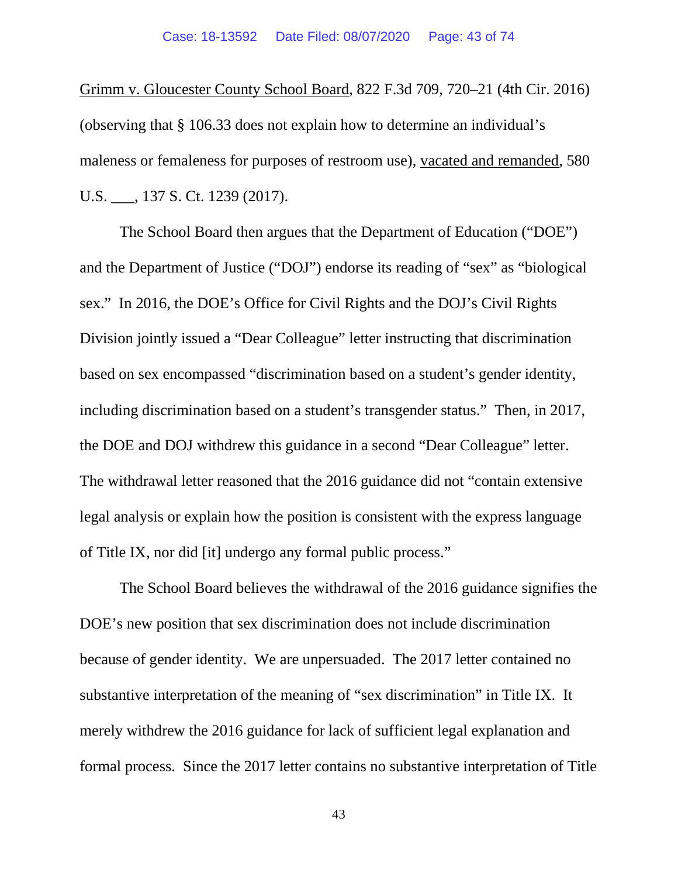Grimm v. Gloucester County School Board, 822 F.3d 709, 720–21 (4th Cir. 2016) (observing that § 106.33 does not explain how to determine an individual's maleness or femaleness for purposes of restroom use), vacated and remanded, 580 U.S. ___, 137 S. Ct. 1239 (2017).

The School Board then argues that the Department of Education ("DOE") and the Department of Justice ("DOJ") endorse its reading of "sex" as "biological sex." In 2016, the DOE's Office for Civil Rights and the DOJ's Civil Rights Division jointly issued a "Dear Colleague" letter instructing that discrimination based on sex encompassed "discrimination based on a student's gender identity, including discrimination based on a student's transgender status." Then, in 2017, the DOE and DOJ withdrew this guidance in a second "Dear Colleague" letter. The withdrawal letter reasoned that the 2016 guidance did not "contain extensive legal analysis or explain how the position is consistent with the express language of Title IX, nor did [it] undergo any formal public process."

The School Board believes the withdrawal of the 2016 guidance signifies the DOE's new position that sex discrimination does not include discrimination because of gender identity. We are unpersuaded. The 2017 letter contained no substantive interpretation of the meaning of "sex discrimination" in Title IX. It merely withdrew the 2016 guidance for lack of sufficient legal explanation and formal process. Since the 2017 letter contains no substantive interpretation of Title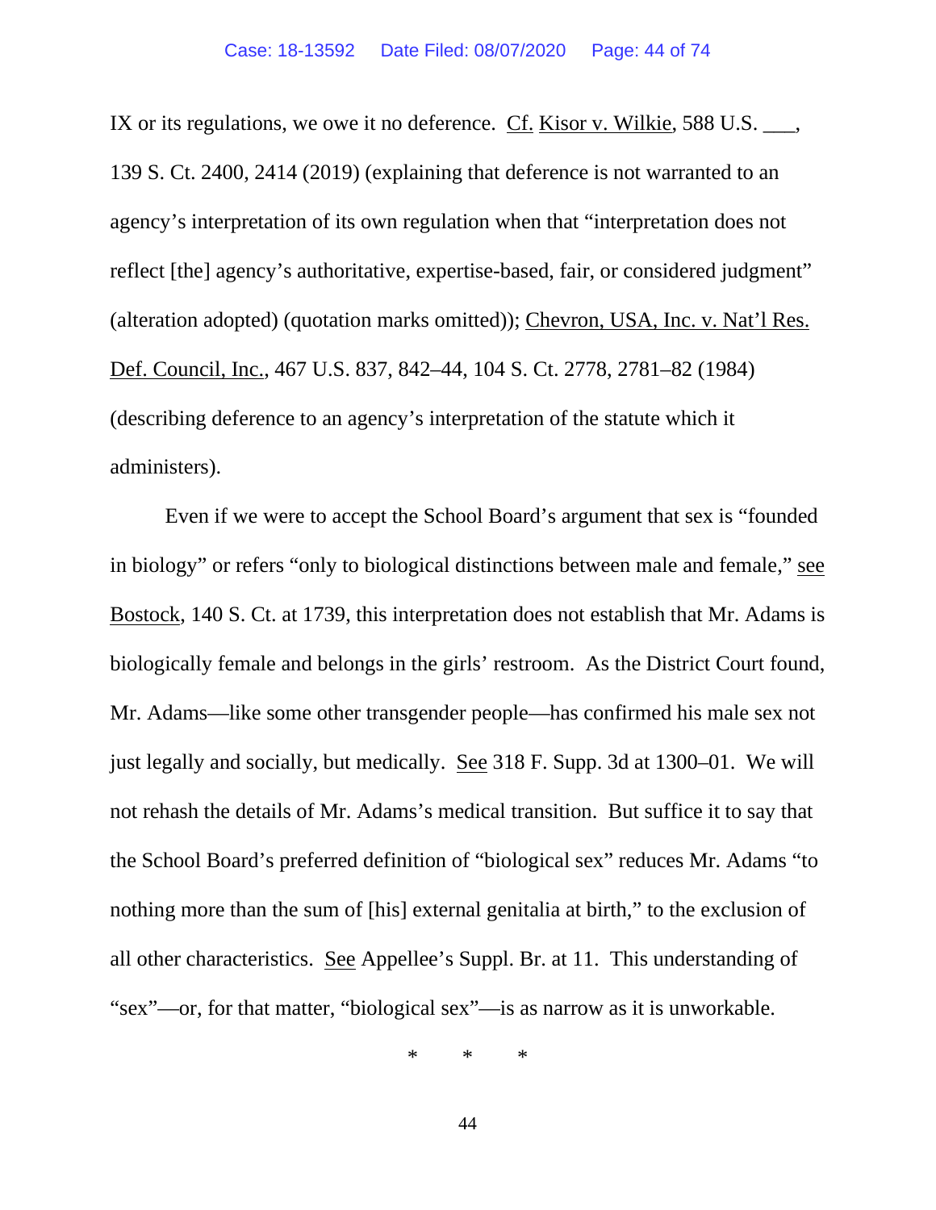IX or its regulations, we owe it no deference. Cf. Kisor v. Wilkie, 588 U.S. ___, 139 S. Ct. 2400, 2414 (2019) (explaining that deference is not warranted to an agency's interpretation of its own regulation when that "interpretation does not reflect [the] agency's authoritative, expertise-based, fair, or considered judgment" (alteration adopted) (quotation marks omitted)); Chevron, USA, Inc. v. Nat'l Res. Def. Council, Inc., 467 U.S. 837, 842–44, 104 S. Ct. 2778, 2781–82 (1984) (describing deference to an agency's interpretation of the statute which it administers).

Even if we were to accept the School Board's argument that sex is "founded in biology" or refers "only to biological distinctions between male and female," see Bostock, 140 S. Ct. at 1739, this interpretation does not establish that Mr. Adams is biologically female and belongs in the girls' restroom. As the District Court found, Mr. Adams—like some other transgender people—has confirmed his male sex not just legally and socially, but medically. See 318 F. Supp. 3d at 1300–01. We will not rehash the details of Mr. Adams's medical transition. But suffice it to say that the School Board's preferred definition of "biological sex" reduces Mr. Adams "to nothing more than the sum of [his] external genitalia at birth," to the exclusion of all other characteristics. See Appellee's Suppl. Br. at 11. This understanding of "sex"—or, for that matter, "biological sex"—is as narrow as it is unworkable.

\* \* \*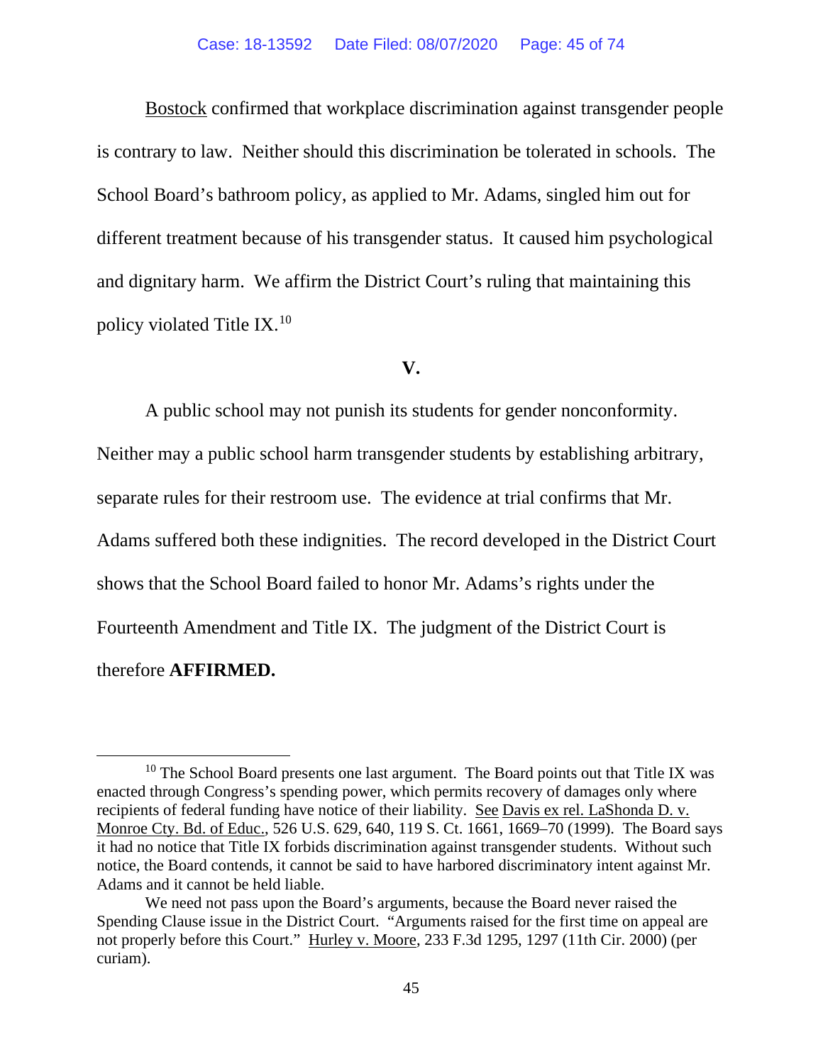Bostock confirmed that workplace discrimination against transgender people is contrary to law. Neither should this discrimination be tolerated in schools. The School Board's bathroom policy, as applied to Mr. Adams, singled him out for different treatment because of his transgender status. It caused him psychological and dignitary harm. We affirm the District Court's ruling that maintaining this policy violated Title IX.[10]

## V.

A public school may not punish its students for gender nonconformity. Neither may a public school harm transgender students by establishing arbitrary, separate rules for their restroom use. The evidence at trial confirms that Mr. Adams suffered both these indignities. The record developed in the District Court shows that the School Board failed to honor Mr. Adams's rights under the Fourteenth Amendment and Title IX. The judgment of the District Court is therefore **AFFIRMED.**

---

[10] The School Board presents one last argument. The Board points out that Title IX was enacted through Congress's spending power, which permits recovery of damages only where recipients of federal funding have notice of their liability. See Davis ex rel. LaShonda D. v. Monroe Cty. Bd. of Educ., 526 U.S. 629, 640, 119 S. Ct. 1661, 1669–70 (1999). The Board says it had no notice that Title IX forbids discrimination against transgender students. Without such notice, the Board contends, it cannot be said to have harbored discriminatory intent against Mr. Adams and it cannot be held liable.

We need not pass upon the Board's arguments, because the Board never raised the Spending Clause issue in the District Court. "Arguments raised for the first time on appeal are not properly before this Court." Hurley v. Moore, 233 F.3d 1295, 1297 (11th Cir. 2000) (per curiam).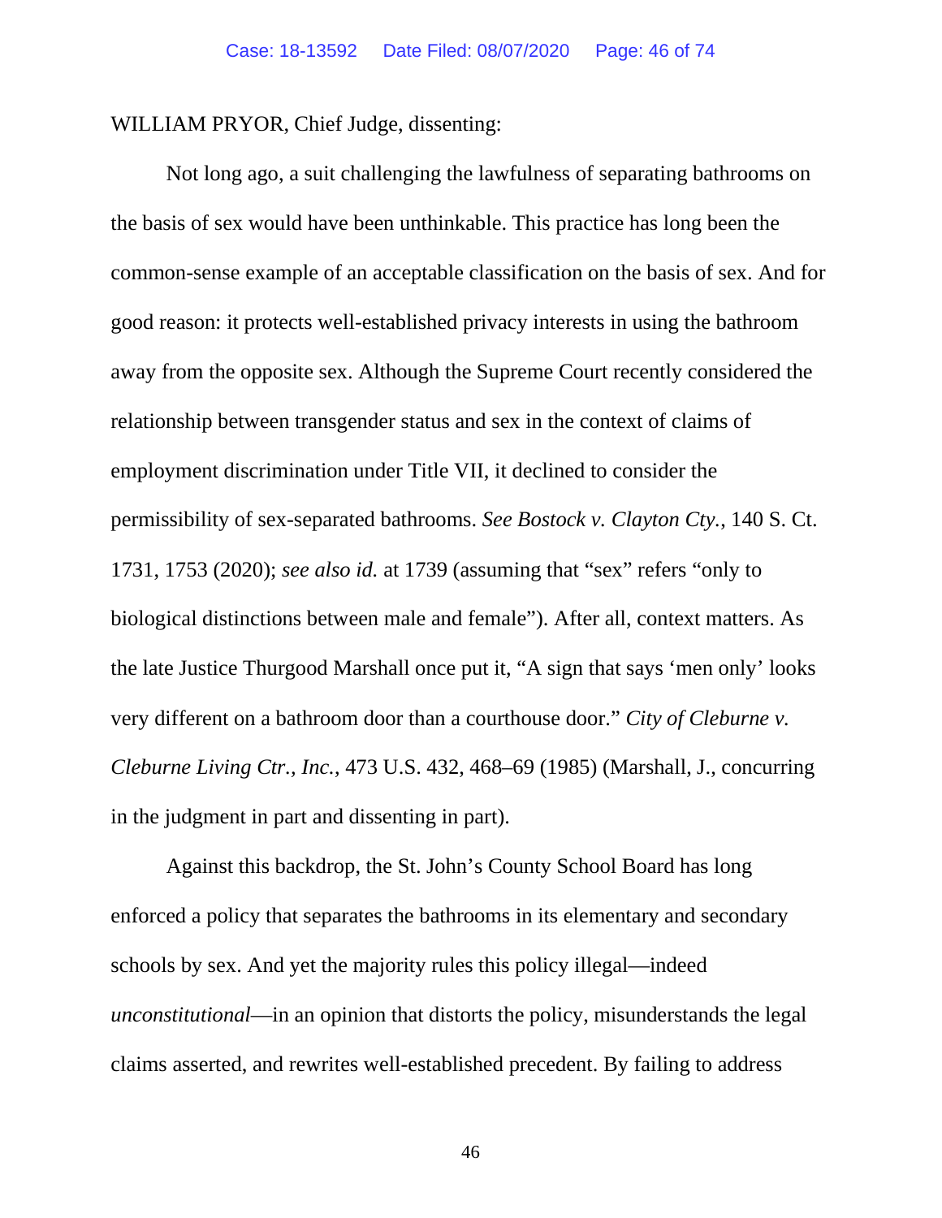WILLIAM PRYOR, Chief Judge, dissenting:

Not long ago, a suit challenging the lawfulness of separating bathrooms on the basis of sex would have been unthinkable. This practice has long been the common-sense example of an acceptable classification on the basis of sex. And for good reason: it protects well-established privacy interests in using the bathroom away from the opposite sex. Although the Supreme Court recently considered the relationship between transgender status and sex in the context of claims of employment discrimination under Title VII, it declined to consider the permissibility of sex-separated bathrooms. *See Bostock v. Clayton Cty.*, 140 S. Ct. 1731, 1753 (2020); *see also id.* at 1739 (assuming that "sex" refers "only to biological distinctions between male and female"). After all, context matters. As the late Justice Thurgood Marshall once put it, "A sign that says 'men only' looks very different on a bathroom door than a courthouse door." *City of Cleburne v. Cleburne Living Ctr., Inc.*, 473 U.S. 432, 468–69 (1985) (Marshall, J., concurring in the judgment in part and dissenting in part).

Against this backdrop, the St. John's County School Board has long enforced a policy that separates the bathrooms in its elementary and secondary schools by sex. And yet the majority rules this policy illegal—indeed *unconstitutional*—in an opinion that distorts the policy, misunderstands the legal claims asserted, and rewrites well-established precedent. By failing to address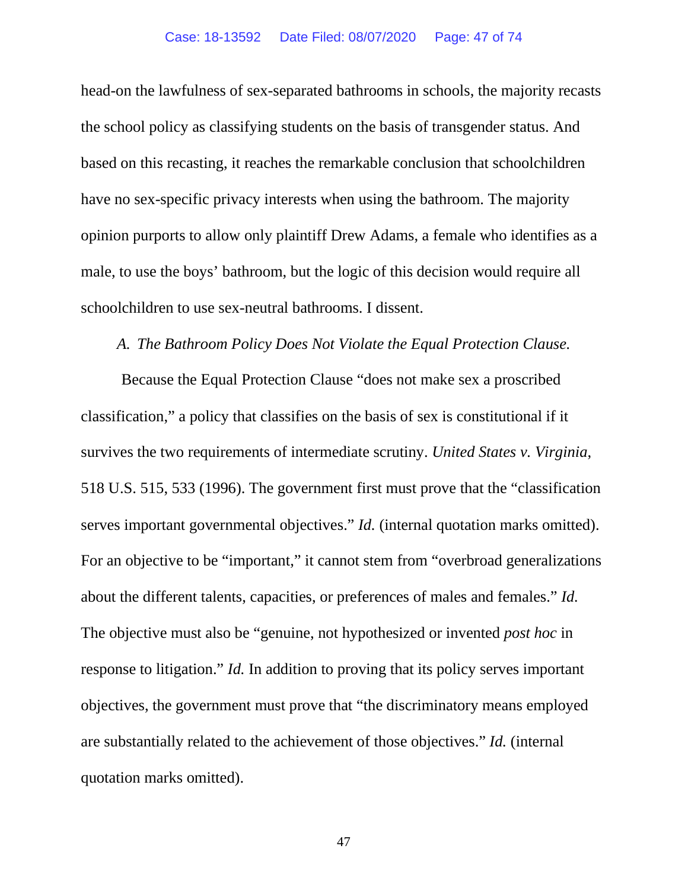head-on the lawfulness of sex-separated bathrooms in schools, the majority recasts the school policy as classifying students on the basis of transgender status. And based on this recasting, it reaches the remarkable conclusion that schoolchildren have no sex-specific privacy interests when using the bathroom. The majority opinion purports to allow only plaintiff Drew Adams, a female who identifies as a male, to use the boys' bathroom, but the logic of this decision would require all schoolchildren to use sex-neutral bathrooms. I dissent.

### *A. The Bathroom Policy Does Not Violate the Equal Protection Clause.*

Because the Equal Protection Clause "does not make sex a proscribed classification," a policy that classifies on the basis of sex is constitutional if it survives the two requirements of intermediate scrutiny. *United States v. Virginia*, 518 U.S. 515, 533 (1996). The government first must prove that the "classification serves important governmental objectives." *Id.* (internal quotation marks omitted). For an objective to be "important," it cannot stem from "overbroad generalizations about the different talents, capacities, or preferences of males and females." *Id.* The objective must also be "genuine, not hypothesized or invented *post hoc* in response to litigation." *Id.* In addition to proving that its policy serves important objectives, the government must prove that "the discriminatory means employed are substantially related to the achievement of those objectives." *Id.* (internal quotation marks omitted).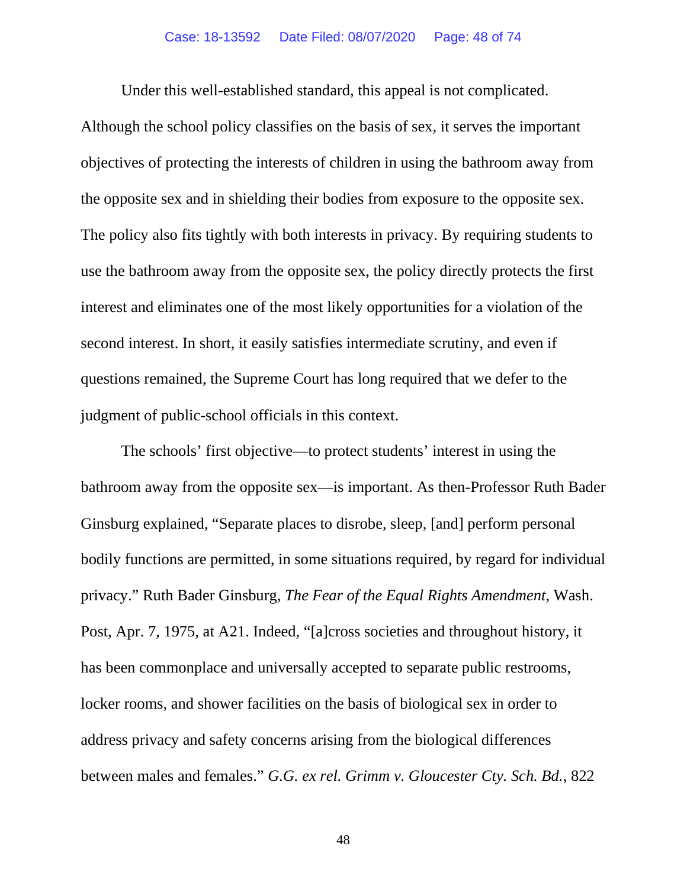Under this well-established standard, this appeal is not complicated. Although the school policy classifies on the basis of sex, it serves the important objectives of protecting the interests of children in using the bathroom away from the opposite sex and in shielding their bodies from exposure to the opposite sex. The policy also fits tightly with both interests in privacy. By requiring students to use the bathroom away from the opposite sex, the policy directly protects the first interest and eliminates one of the most likely opportunities for a violation of the second interest. In short, it easily satisfies intermediate scrutiny, and even if questions remained, the Supreme Court has long required that we defer to the judgment of public-school officials in this context.

The schools' first objective—to protect students' interest in using the bathroom away from the opposite sex—is important. As then-Professor Ruth Bader Ginsburg explained, "Separate places to disrobe, sleep, [and] perform personal bodily functions are permitted, in some situations required, by regard for individual privacy." Ruth Bader Ginsburg, *The Fear of the Equal Rights Amendment*, Wash. Post, Apr. 7, 1975, at A21. Indeed, "[a]cross societies and throughout history, it has been commonplace and universally accepted to separate public restrooms, locker rooms, and shower facilities on the basis of biological sex in order to address privacy and safety concerns arising from the biological differences between males and females." *G.G. ex rel. Grimm v. Gloucester Cty. Sch. Bd.*, 822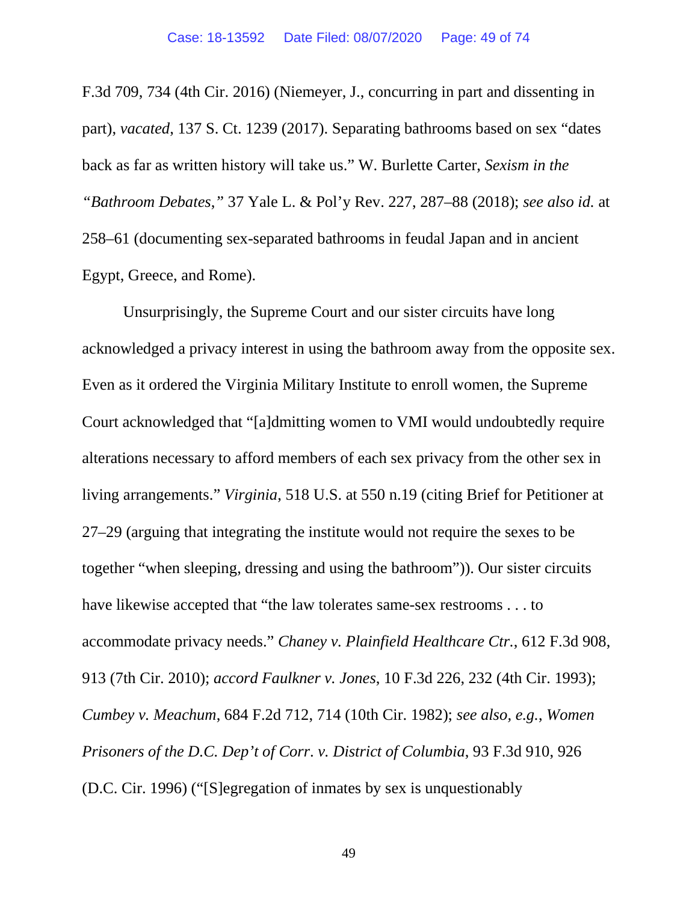F.3d 709, 734 (4th Cir. 2016) (Niemeyer, J., concurring in part and dissenting in part), *vacated*, 137 S. Ct. 1239 (2017). Separating bathrooms based on sex "dates back as far as written history will take us." W. Burlette Carter, *Sexism in the "Bathroom Debates*,*"* 37 Yale L. & Pol'y Rev. 227, 287–88 (2018); *see also id.* at 258–61 (documenting sex-separated bathrooms in feudal Japan and in ancient Egypt, Greece, and Rome).

Unsurprisingly, the Supreme Court and our sister circuits have long acknowledged a privacy interest in using the bathroom away from the opposite sex. Even as it ordered the Virginia Military Institute to enroll women, the Supreme Court acknowledged that "[a]dmitting women to VMI would undoubtedly require alterations necessary to afford members of each sex privacy from the other sex in living arrangements." *Virginia*, 518 U.S. at 550 n.19 (citing Brief for Petitioner at 27–29 (arguing that integrating the institute would not require the sexes to be together "when sleeping, dressing and using the bathroom")). Our sister circuits have likewise accepted that "the law tolerates same-sex restrooms . . . to accommodate privacy needs." *Chaney v. Plainfield Healthcare Ctr.*, 612 F.3d 908, 913 (7th Cir. 2010); *accord Faulkner v. Jones*, 10 F.3d 226, 232 (4th Cir. 1993); *Cumbey v. Meachum*, 684 F.2d 712, 714 (10th Cir. 1982); *see also, e.g.*, *Women Prisoners of the D.C. Dep't of Corr. v. District of Columbia*, 93 F.3d 910, 926 (D.C. Cir. 1996) ("[S]egregation of inmates by sex is unquestionably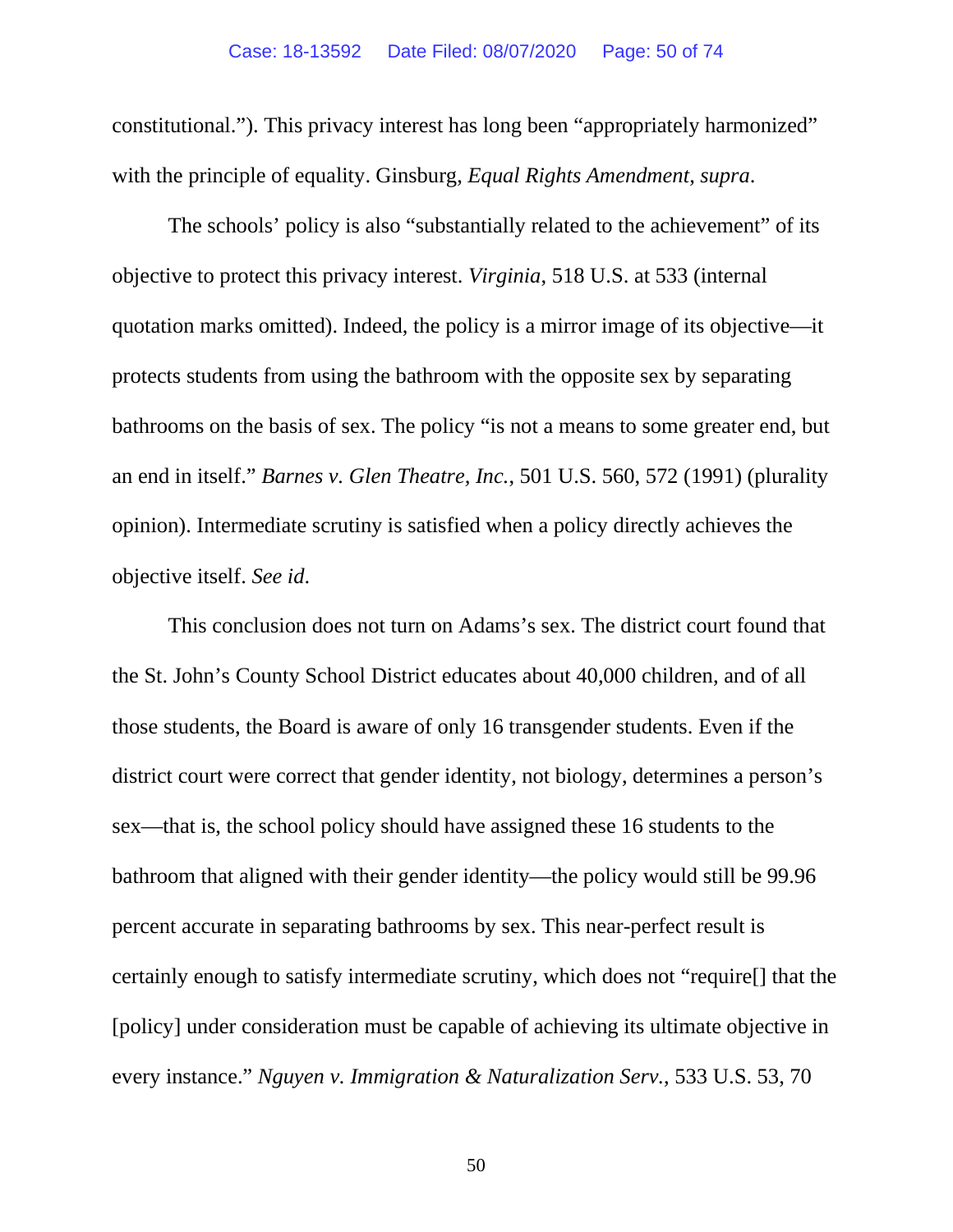constitutional."). This privacy interest has long been "appropriately harmonized" with the principle of equality. Ginsburg, *Equal Rights Amendment*, *supra*.

The schools' policy is also "substantially related to the achievement" of its objective to protect this privacy interest. *Virginia*, 518 U.S. at 533 (internal quotation marks omitted). Indeed, the policy is a mirror image of its objective—it protects students from using the bathroom with the opposite sex by separating bathrooms on the basis of sex. The policy "is not a means to some greater end, but an end in itself." *Barnes v. Glen Theatre, Inc.*, 501 U.S. 560, 572 (1991) (plurality opinion). Intermediate scrutiny is satisfied when a policy directly achieves the objective itself. *See id*.

This conclusion does not turn on Adams's sex. The district court found that the St. John's County School District educates about 40,000 children, and of all those students, the Board is aware of only 16 transgender students. Even if the district court were correct that gender identity, not biology, determines a person's sex—that is, the school policy should have assigned these 16 students to the bathroom that aligned with their gender identity—the policy would still be 99.96 percent accurate in separating bathrooms by sex. This near-perfect result is certainly enough to satisfy intermediate scrutiny, which does not "require[] that the [policy] under consideration must be capable of achieving its ultimate objective in every instance." *Nguyen v. Immigration & Naturalization Serv.*, 533 U.S. 53, 70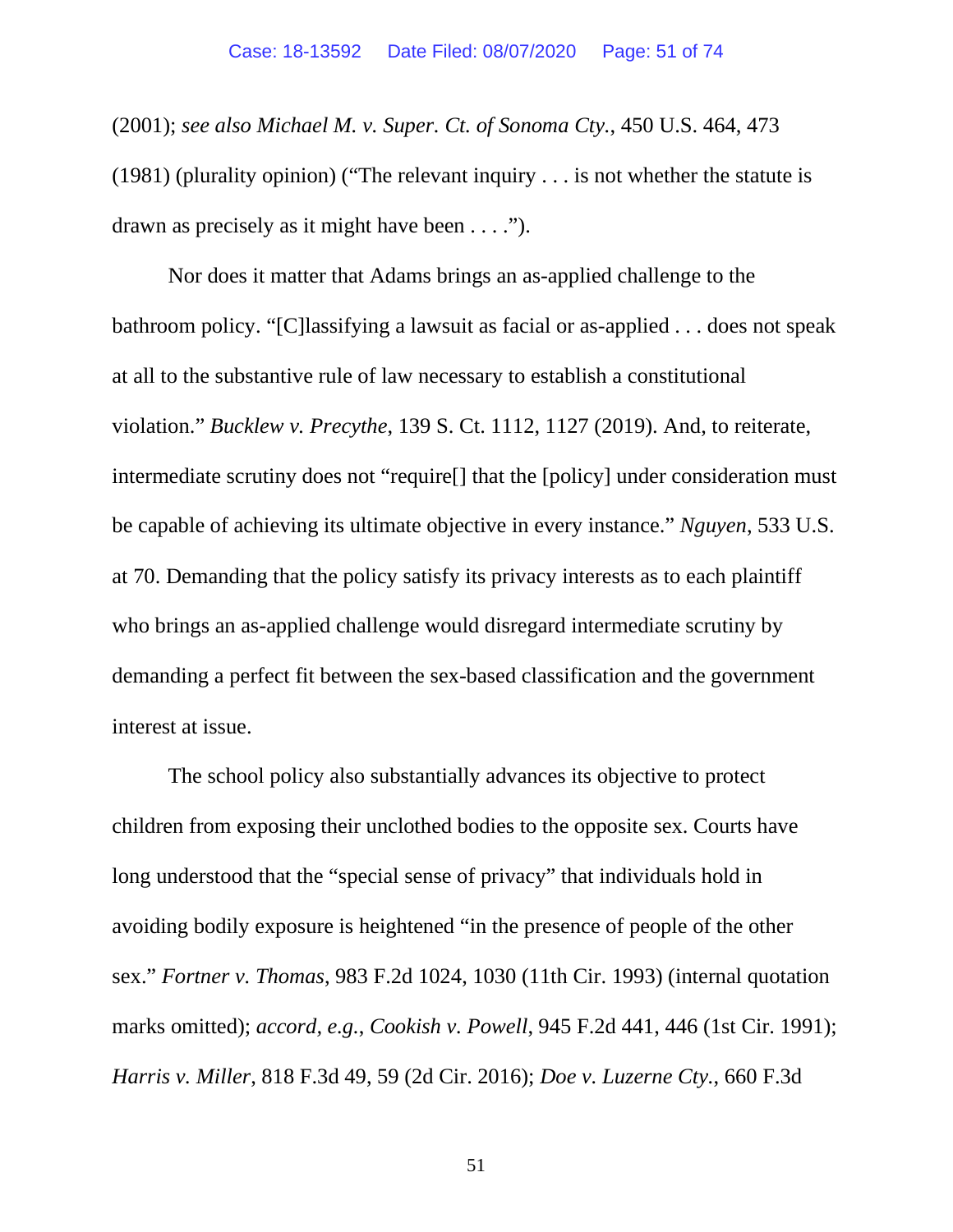(2001); *see also Michael M. v. Super. Ct. of Sonoma Cty.*, 450 U.S. 464, 473 (1981) (plurality opinion) ("The relevant inquiry . . . is not whether the statute is drawn as precisely as it might have been . . . .").

Nor does it matter that Adams brings an as-applied challenge to the bathroom policy. "[C]lassifying a lawsuit as facial or as-applied . . . does not speak at all to the substantive rule of law necessary to establish a constitutional violation." *Bucklew v. Precythe*, 139 S. Ct. 1112, 1127 (2019). And, to reiterate, intermediate scrutiny does not "require[] that the [policy] under consideration must be capable of achieving its ultimate objective in every instance." *Nguyen*, 533 U.S. at 70. Demanding that the policy satisfy its privacy interests as to each plaintiff who brings an as-applied challenge would disregard intermediate scrutiny by demanding a perfect fit between the sex-based classification and the government interest at issue.

The school policy also substantially advances its objective to protect children from exposing their unclothed bodies to the opposite sex. Courts have long understood that the "special sense of privacy" that individuals hold in avoiding bodily exposure is heightened "in the presence of people of the other sex." *Fortner v. Thomas*, 983 F.2d 1024, 1030 (11th Cir. 1993) (internal quotation marks omitted); *accord, e.g.*, *Cookish v. Powell*, 945 F.2d 441, 446 (1st Cir. 1991); *Harris v. Miller*, 818 F.3d 49, 59 (2d Cir. 2016); *Doe v. Luzerne Cty.*, 660 F.3d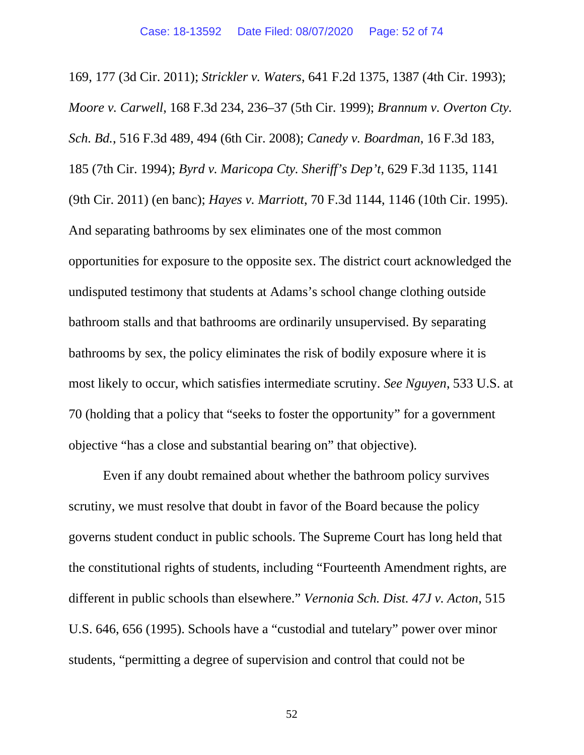169, 177 (3d Cir. 2011); *Strickler v. Waters*, 641 F.2d 1375, 1387 (4th Cir. 1993); *Moore v. Carwell*, 168 F.3d 234, 236–37 (5th Cir. 1999); *Brannum v. Overton Cty. Sch. Bd.*, 516 F.3d 489, 494 (6th Cir. 2008); *Canedy v. Boardman*, 16 F.3d 183, 185 (7th Cir. 1994); *Byrd v. Maricopa Cty. Sheriff's Dep't*, 629 F.3d 1135, 1141 (9th Cir. 2011) (en banc); *Hayes v. Marriott*, 70 F.3d 1144, 1146 (10th Cir. 1995). And separating bathrooms by sex eliminates one of the most common opportunities for exposure to the opposite sex. The district court acknowledged the undisputed testimony that students at Adams's school change clothing outside bathroom stalls and that bathrooms are ordinarily unsupervised. By separating bathrooms by sex, the policy eliminates the risk of bodily exposure where it is most likely to occur, which satisfies intermediate scrutiny. *See Nguyen*, 533 U.S. at 70 (holding that a policy that "seeks to foster the opportunity" for a government objective "has a close and substantial bearing on" that objective).

Even if any doubt remained about whether the bathroom policy survives scrutiny, we must resolve that doubt in favor of the Board because the policy governs student conduct in public schools. The Supreme Court has long held that the constitutional rights of students, including "Fourteenth Amendment rights, are different in public schools than elsewhere." *Vernonia Sch. Dist. 47J v. Acton*, 515 U.S. 646, 656 (1995). Schools have a "custodial and tutelary" power over minor students, "permitting a degree of supervision and control that could not be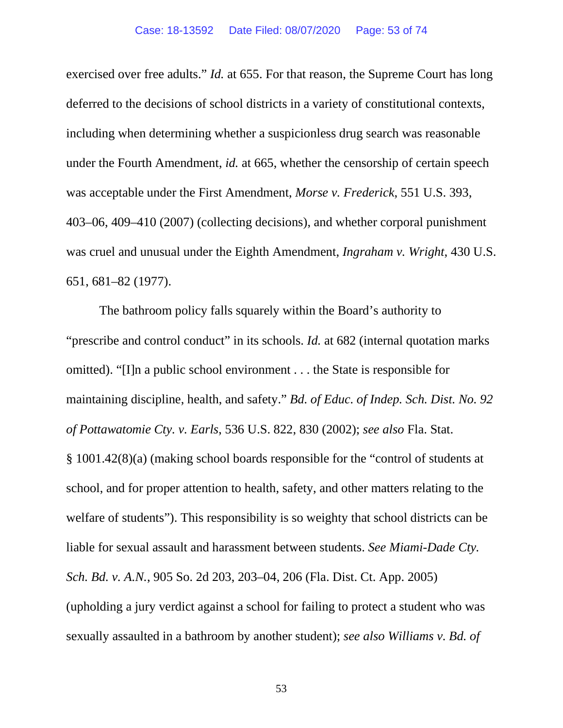exercised over free adults." *Id.* at 655. For that reason, the Supreme Court has long deferred to the decisions of school districts in a variety of constitutional contexts, including when determining whether a suspicionless drug search was reasonable under the Fourth Amendment, *id.* at 665, whether the censorship of certain speech was acceptable under the First Amendment, *Morse v. Frederick*, 551 U.S. 393, 403–06, 409–410 (2007) (collecting decisions), and whether corporal punishment was cruel and unusual under the Eighth Amendment, *Ingraham v. Wright*, 430 U.S. 651, 681–82 (1977).

The bathroom policy falls squarely within the Board's authority to "prescribe and control conduct" in its schools. *Id.* at 682 (internal quotation marks omitted). "[I]n a public school environment . . . the State is responsible for maintaining discipline, health, and safety." *Bd. of Educ. of Indep. Sch. Dist. No. 92 of Pottawatomie Cty. v. Earls*, 536 U.S. 822, 830 (2002); *see also* Fla. Stat. § 1001.42(8)(a) (making school boards responsible for the "control of students at school, and for proper attention to health, safety, and other matters relating to the welfare of students"). This responsibility is so weighty that school districts can be liable for sexual assault and harassment between students. *See Miami-Dade Cty. Sch. Bd. v. A.N.*, 905 So. 2d 203, 203–04, 206 (Fla. Dist. Ct. App. 2005) (upholding a jury verdict against a school for failing to protect a student who was sexually assaulted in a bathroom by another student); *see also Williams v. Bd. of*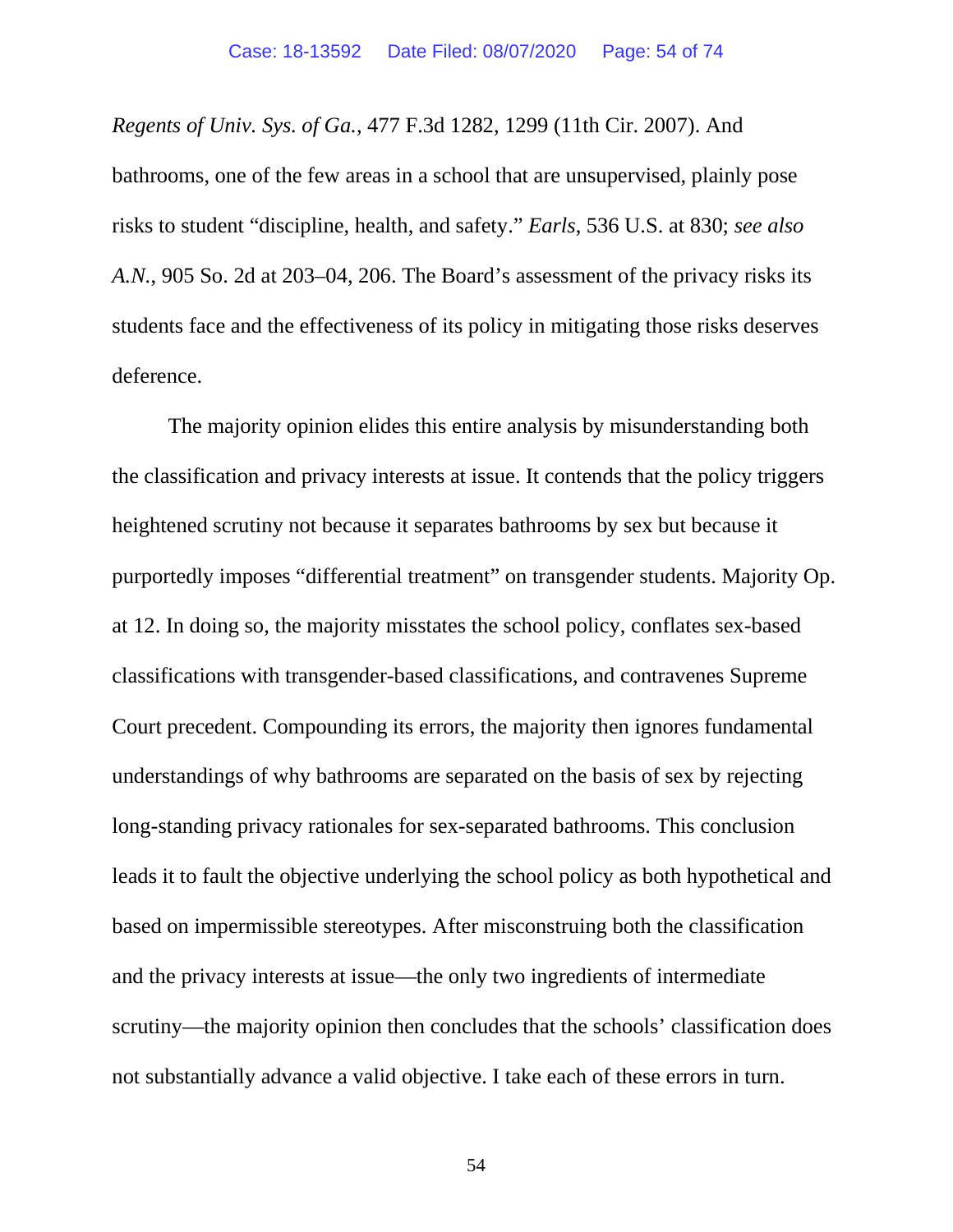*Regents of Univ. Sys. of Ga.*, 477 F.3d 1282, 1299 (11th Cir. 2007). And bathrooms, one of the few areas in a school that are unsupervised, plainly pose risks to student "discipline, health, and safety." *Earls*, 536 U.S. at 830; *see also A.N.*, 905 So. 2d at 203–04, 206. The Board's assessment of the privacy risks its students face and the effectiveness of its policy in mitigating those risks deserves deference.

The majority opinion elides this entire analysis by misunderstanding both the classification and privacy interests at issue. It contends that the policy triggers heightened scrutiny not because it separates bathrooms by sex but because it purportedly imposes "differential treatment" on transgender students. Majority Op. at 12. In doing so, the majority misstates the school policy, conflates sex-based classifications with transgender-based classifications, and contravenes Supreme Court precedent. Compounding its errors, the majority then ignores fundamental understandings of why bathrooms are separated on the basis of sex by rejecting long-standing privacy rationales for sex-separated bathrooms. This conclusion leads it to fault the objective underlying the school policy as both hypothetical and based on impermissible stereotypes. After misconstruing both the classification and the privacy interests at issue—the only two ingredients of intermediate scrutiny—the majority opinion then concludes that the schools' classification does not substantially advance a valid objective. I take each of these errors in turn.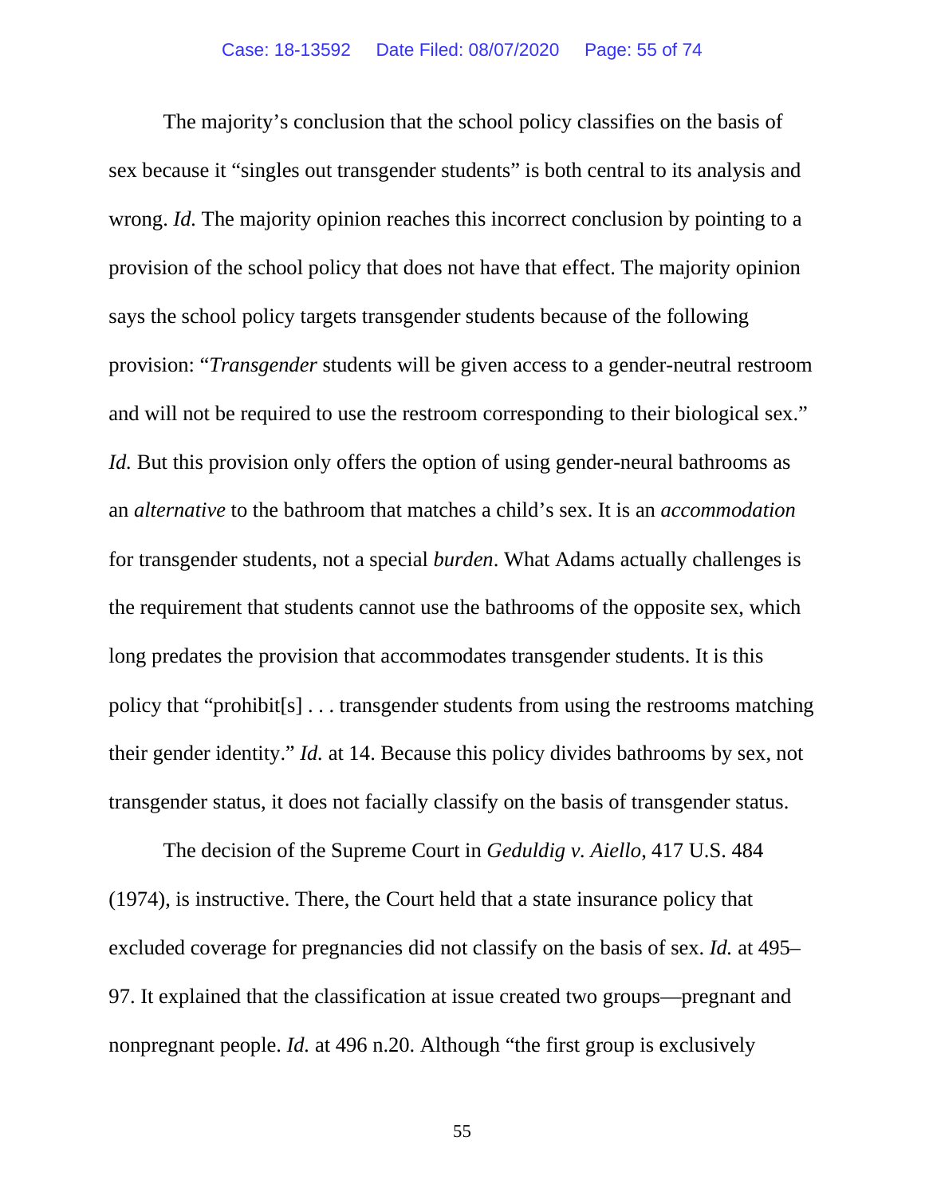The majority's conclusion that the school policy classifies on the basis of sex because it "singles out transgender students" is both central to its analysis and wrong. *Id.* The majority opinion reaches this incorrect conclusion by pointing to a provision of the school policy that does not have that effect. The majority opinion says the school policy targets transgender students because of the following provision: "*Transgender* students will be given access to a gender-neutral restroom and will not be required to use the restroom corresponding to their biological sex." *Id.* But this provision only offers the option of using gender-neural bathrooms as an *alternative* to the bathroom that matches a child's sex. It is an *accommodation* for transgender students, not a special *burden*. What Adams actually challenges is the requirement that students cannot use the bathrooms of the opposite sex, which long predates the provision that accommodates transgender students. It is this policy that "prohibit[s] . . . transgender students from using the restrooms matching their gender identity." *Id.* at 14. Because this policy divides bathrooms by sex, not transgender status, it does not facially classify on the basis of transgender status.

The decision of the Supreme Court in *Geduldig v. Aiello*, 417 U.S. 484 (1974), is instructive. There, the Court held that a state insurance policy that excluded coverage for pregnancies did not classify on the basis of sex. *Id.* at 495–97. It explained that the classification at issue created two groups—pregnant and nonpregnant people. *Id.* at 496 n.20. Although "the first group is exclusively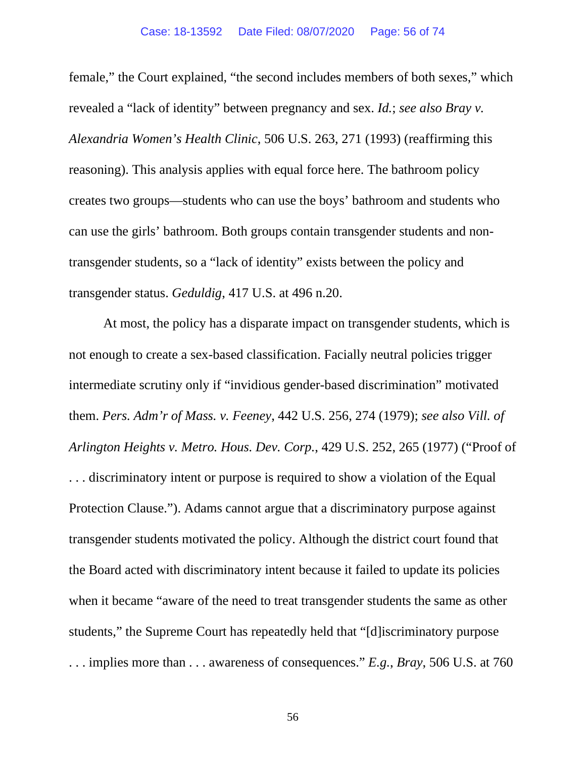female," the Court explained, "the second includes members of both sexes," which revealed a "lack of identity" between pregnancy and sex. *Id.*; *see also Bray v. Alexandria Women's Health Clinic*, 506 U.S. 263, 271 (1993) (reaffirming this reasoning). This analysis applies with equal force here. The bathroom policy creates two groups—students who can use the boys' bathroom and students who can use the girls' bathroom. Both groups contain transgender students and non-transgender students, so a "lack of identity" exists between the policy and transgender status. *Geduldig*, 417 U.S. at 496 n.20.

At most, the policy has a disparate impact on transgender students, which is not enough to create a sex-based classification. Facially neutral policies trigger intermediate scrutiny only if "invidious gender-based discrimination" motivated them. *Pers. Adm'r of Mass. v. Feeney*, 442 U.S. 256, 274 (1979); *see also Vill. of Arlington Heights v. Metro. Hous. Dev. Corp.*, 429 U.S. 252, 265 (1977) ("Proof of . . . discriminatory intent or purpose is required to show a violation of the Equal Protection Clause."). Adams cannot argue that a discriminatory purpose against transgender students motivated the policy. Although the district court found that the Board acted with discriminatory intent because it failed to update its policies when it became "aware of the need to treat transgender students the same as other students," the Supreme Court has repeatedly held that "[d]iscriminatory purpose . . . implies more than . . . awareness of consequences." *E.g.*, *Bray*, 506 U.S. at 760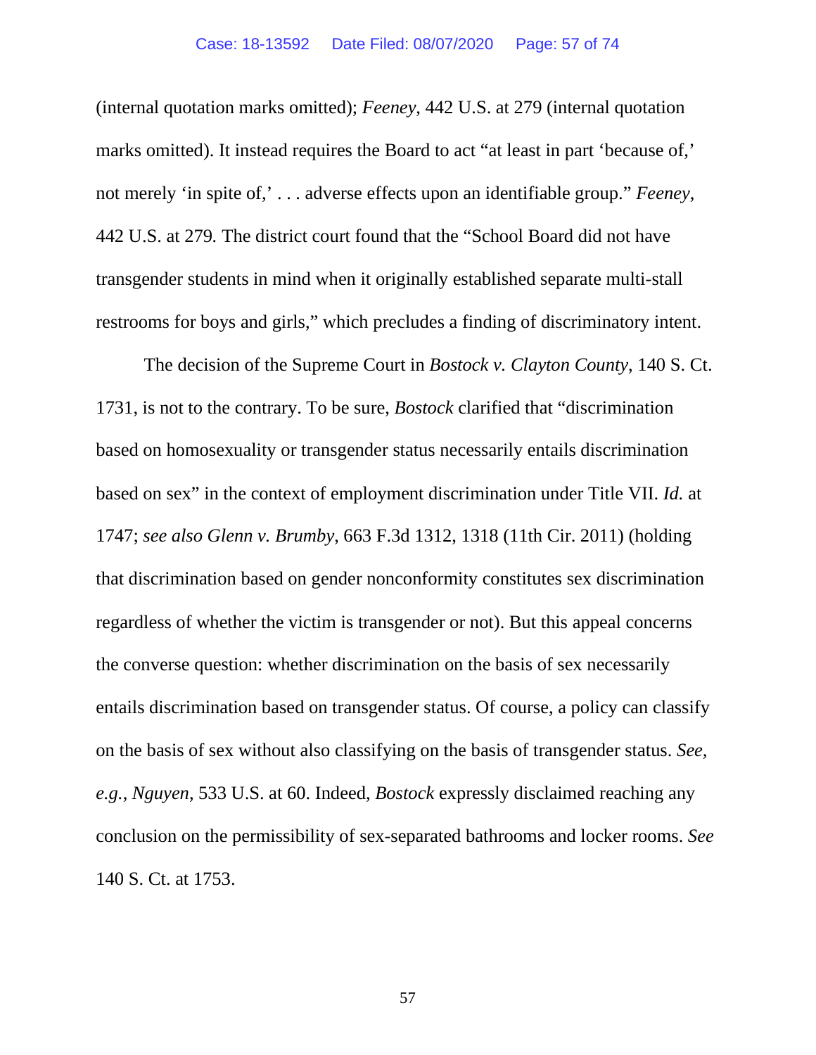(internal quotation marks omitted); *Feeney*, 442 U.S. at 279 (internal quotation marks omitted). It instead requires the Board to act "at least in part 'because of,' not merely 'in spite of,' . . . adverse effects upon an identifiable group." *Feeney*, 442 U.S. at 279. The district court found that the "School Board did not have transgender students in mind when it originally established separate multi-stall restrooms for boys and girls," which precludes a finding of discriminatory intent.

The decision of the Supreme Court in *Bostock v. Clayton County*, 140 S. Ct. 1731, is not to the contrary. To be sure, *Bostock* clarified that "discrimination based on homosexuality or transgender status necessarily entails discrimination based on sex" in the context of employment discrimination under Title VII. *Id.* at 1747; *see also Glenn v. Brumby*, 663 F.3d 1312, 1318 (11th Cir. 2011) (holding that discrimination based on gender nonconformity constitutes sex discrimination regardless of whether the victim is transgender or not). But this appeal concerns the converse question: whether discrimination on the basis of sex necessarily entails discrimination based on transgender status. Of course, a policy can classify on the basis of sex without also classifying on the basis of transgender status. *See, e.g.*, *Nguyen*, 533 U.S. at 60. Indeed, *Bostock* expressly disclaimed reaching any conclusion on the permissibility of sex-separated bathrooms and locker rooms. *See* 140 S. Ct. at 1753.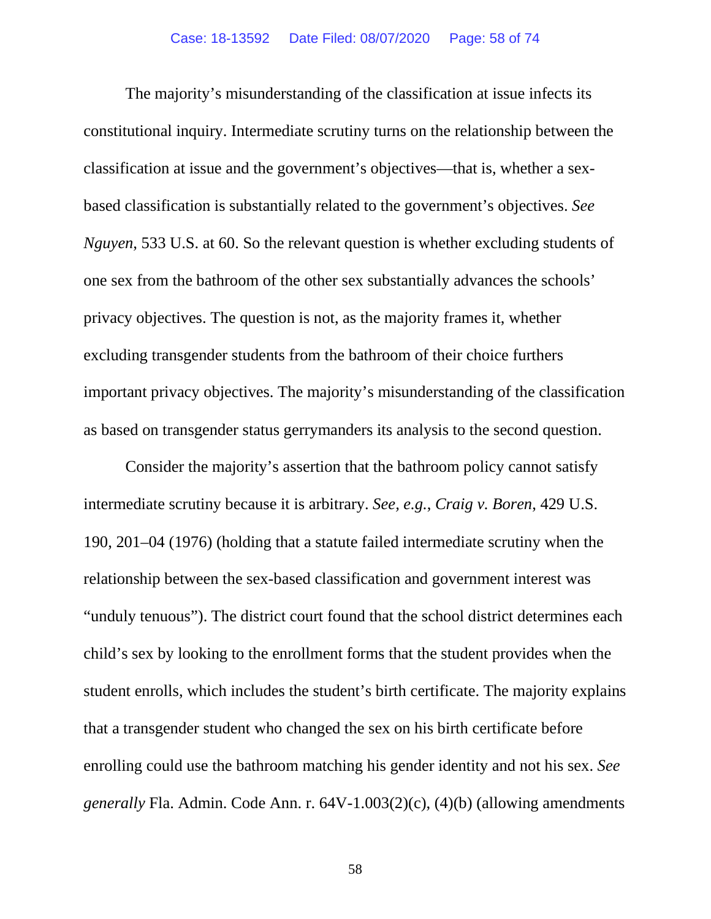The majority's misunderstanding of the classification at issue infects its constitutional inquiry. Intermediate scrutiny turns on the relationship between the classification at issue and the government's objectives—that is, whether a sex-based classification is substantially related to the government's objectives. *See Nguyen*, 533 U.S. at 60. So the relevant question is whether excluding students of one sex from the bathroom of the other sex substantially advances the schools' privacy objectives. The question is not, as the majority frames it, whether excluding transgender students from the bathroom of their choice furthers important privacy objectives. The majority's misunderstanding of the classification as based on transgender status gerrymanders its analysis to the second question.

Consider the majority's assertion that the bathroom policy cannot satisfy intermediate scrutiny because it is arbitrary. *See, e.g.*, *Craig v. Boren*, 429 U.S. 190, 201–04 (1976) (holding that a statute failed intermediate scrutiny when the relationship between the sex-based classification and government interest was "unduly tenuous"). The district court found that the school district determines each child's sex by looking to the enrollment forms that the student provides when the student enrolls, which includes the student's birth certificate. The majority explains that a transgender student who changed the sex on his birth certificate before enrolling could use the bathroom matching his gender identity and not his sex. *See generally* Fla. Admin. Code Ann. r. 64V-1.003(2)(c), (4)(b) (allowing amendments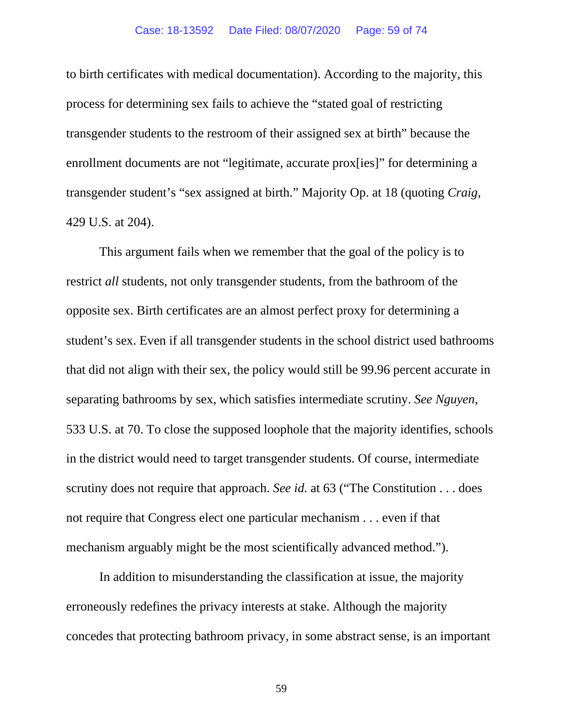to birth certificates with medical documentation). According to the majority, this process for determining sex fails to achieve the "stated goal of restricting transgender students to the restroom of their assigned sex at birth" because the enrollment documents are not "legitimate, accurate prox[ies]" for determining a transgender student's "sex assigned at birth." Majority Op. at 18 (quoting *Craig*, 429 U.S. at 204).

This argument fails when we remember that the goal of the policy is to restrict *all* students, not only transgender students, from the bathroom of the opposite sex. Birth certificates are an almost perfect proxy for determining a student's sex. Even if all transgender students in the school district used bathrooms that did not align with their sex, the policy would still be 99.96 percent accurate in separating bathrooms by sex, which satisfies intermediate scrutiny. *See Nguyen*, 533 U.S. at 70. To close the supposed loophole that the majority identifies, schools in the district would need to target transgender students. Of course, intermediate scrutiny does not require that approach. *See id.* at 63 ("The Constitution . . . does not require that Congress elect one particular mechanism . . . even if that mechanism arguably might be the most scientifically advanced method.").

In addition to misunderstanding the classification at issue, the majority erroneously redefines the privacy interests at stake. Although the majority concedes that protecting bathroom privacy, in some abstract sense, is an important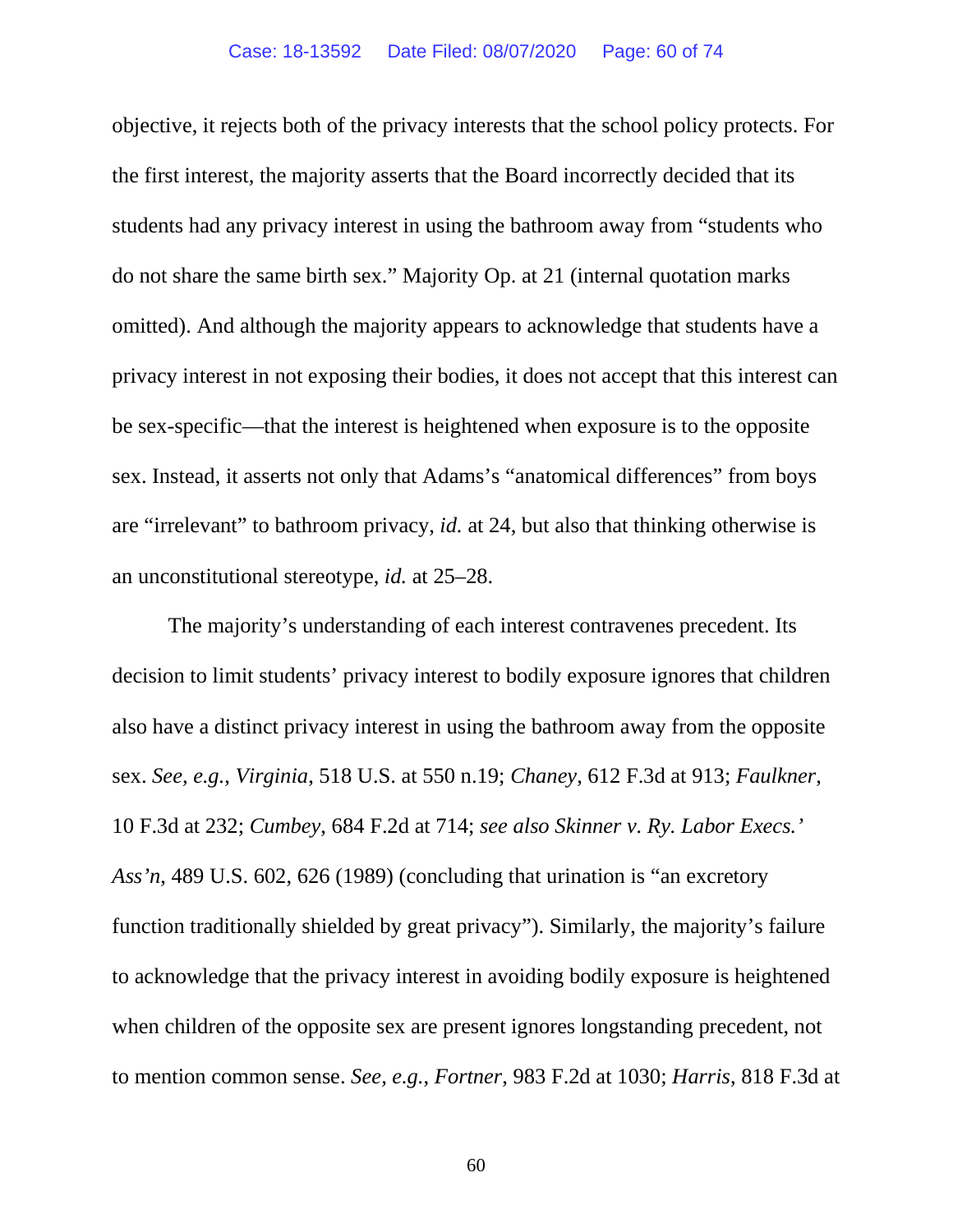objective, it rejects both of the privacy interests that the school policy protects. For the first interest, the majority asserts that the Board incorrectly decided that its students had any privacy interest in using the bathroom away from "students who do not share the same birth sex." Majority Op. at 21 (internal quotation marks omitted). And although the majority appears to acknowledge that students have a privacy interest in not exposing their bodies, it does not accept that this interest can be sex-specific—that the interest is heightened when exposure is to the opposite sex. Instead, it asserts not only that Adams's "anatomical differences" from boys are "irrelevant" to bathroom privacy, *id.* at 24, but also that thinking otherwise is an unconstitutional stereotype, *id.* at 25–28.

The majority's understanding of each interest contravenes precedent. Its decision to limit students' privacy interest to bodily exposure ignores that children also have a distinct privacy interest in using the bathroom away from the opposite sex. *See, e.g.*, *Virginia*, 518 U.S. at 550 n.19; *Chaney*, 612 F.3d at 913; *Faulkner*, 10 F.3d at 232; *Cumbey*, 684 F.2d at 714; *see also Skinner v. Ry. Labor Execs.' Ass'n*, 489 U.S. 602, 626 (1989) (concluding that urination is "an excretory function traditionally shielded by great privacy"). Similarly, the majority's failure to acknowledge that the privacy interest in avoiding bodily exposure is heightened when children of the opposite sex are present ignores longstanding precedent, not to mention common sense. *See, e.g.*, *Fortner*, 983 F.2d at 1030; *Harris*, 818 F.3d at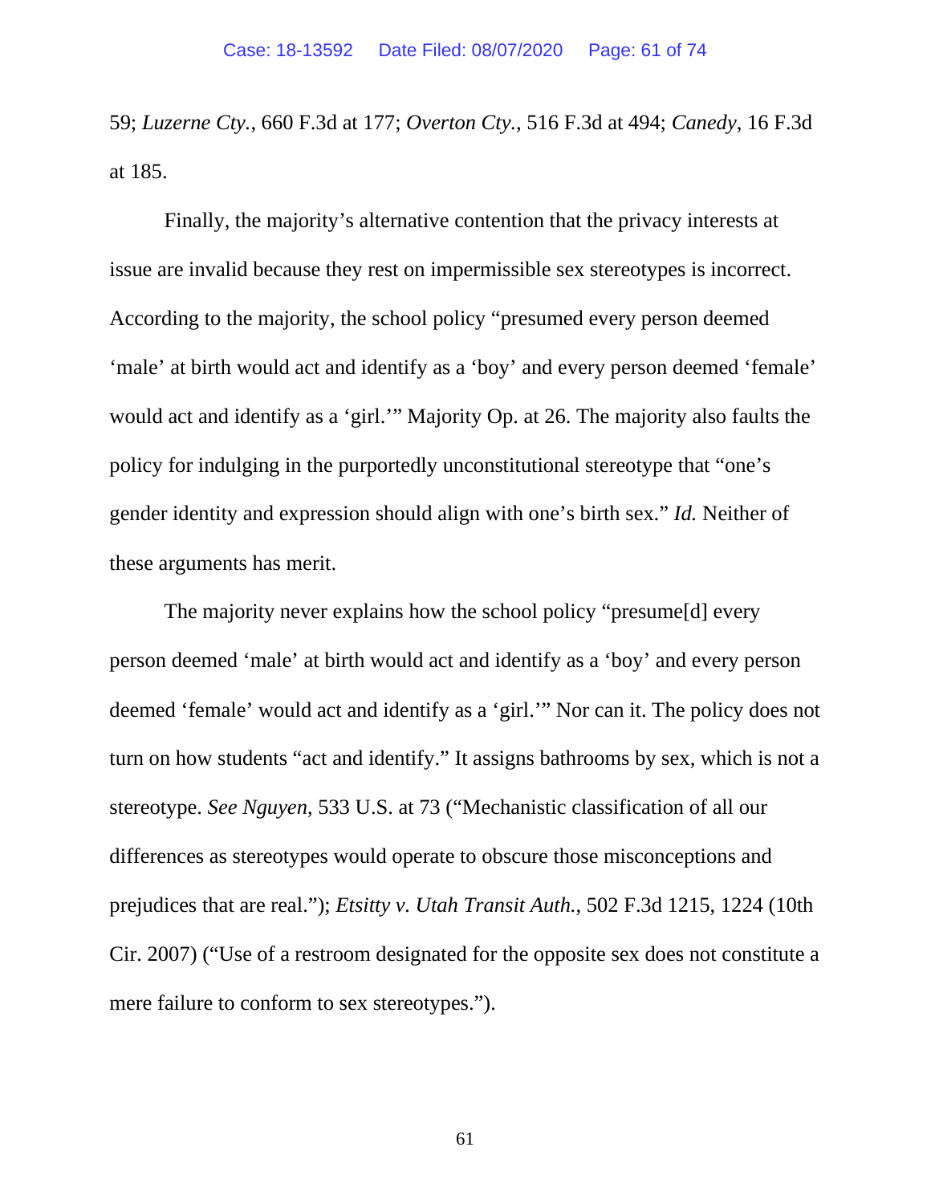59; *Luzerne Cty.*, 660 F.3d at 177; *Overton Cty.*, 516 F.3d at 494; *Canedy*, 16 F.3d at 185.

Finally, the majority's alternative contention that the privacy interests at issue are invalid because they rest on impermissible sex stereotypes is incorrect. According to the majority, the school policy "presumed every person deemed 'male' at birth would act and identify as a 'boy' and every person deemed 'female' would act and identify as a 'girl.'" Majority Op. at 26. The majority also faults the policy for indulging in the purportedly unconstitutional stereotype that "one's gender identity and expression should align with one's birth sex." *Id.* Neither of these arguments has merit.

The majority never explains how the school policy "presume[d] every person deemed 'male' at birth would act and identify as a 'boy' and every person deemed 'female' would act and identify as a 'girl.'" Nor can it. The policy does not turn on how students "act and identify." It assigns bathrooms by sex, which is not a stereotype. *See Nguyen*, 533 U.S. at 73 ("Mechanistic classification of all our differences as stereotypes would operate to obscure those misconceptions and prejudices that are real."); *Etsitty v. Utah Transit Auth.*, 502 F.3d 1215, 1224 (10th Cir. 2007) ("Use of a restroom designated for the opposite sex does not constitute a mere failure to conform to sex stereotypes.").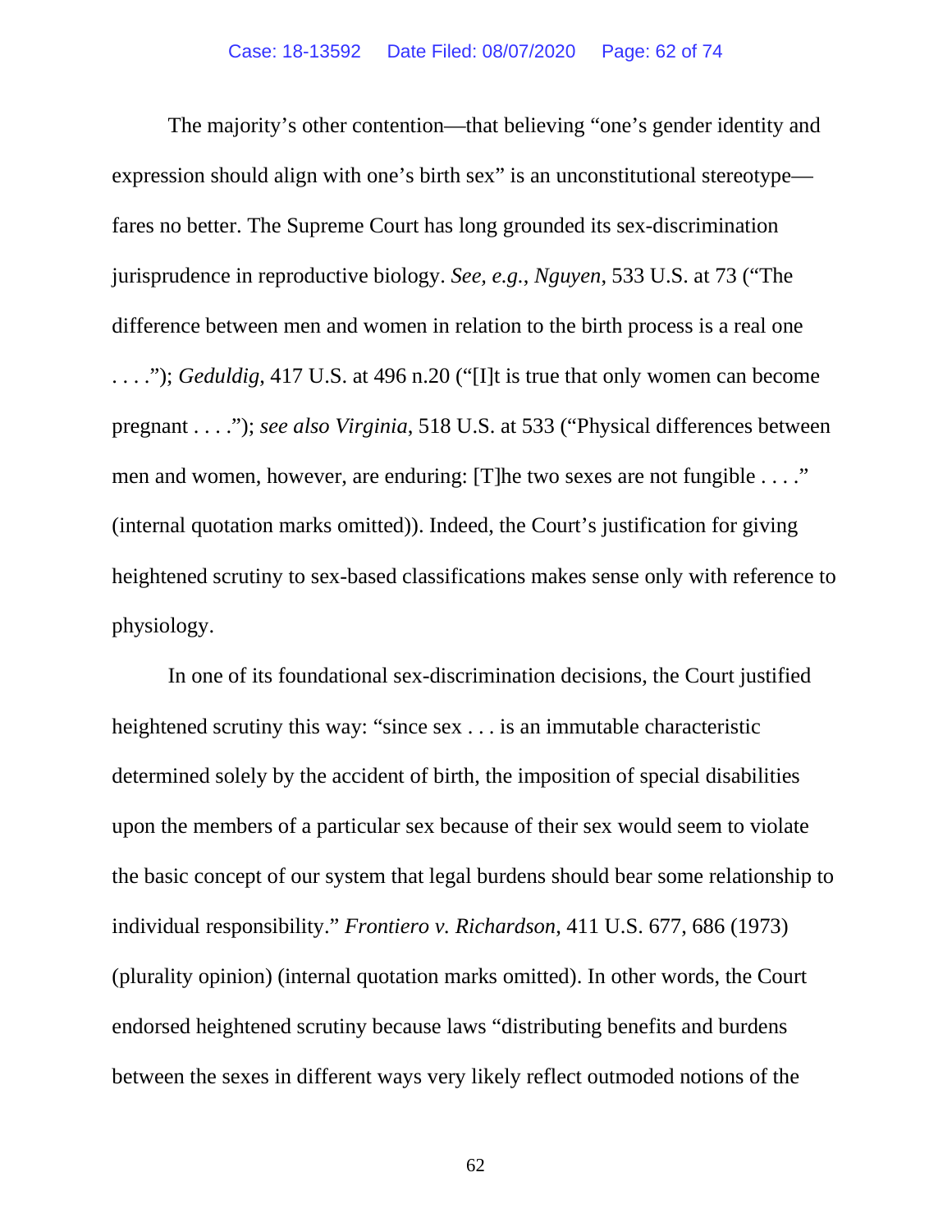The majority's other contention—that believing "one's gender identity and expression should align with one's birth sex" is an unconstitutional stereotype—fares no better. The Supreme Court has long grounded its sex-discrimination jurisprudence in reproductive biology. *See, e.g.*, *Nguyen*, 533 U.S. at 73 ("The difference between men and women in relation to the birth process is a real one . . . ."); *Geduldig*, 417 U.S. at 496 n.20 ("[I]t is true that only women can become pregnant . . . ."); *see also Virginia*, 518 U.S. at 533 ("Physical differences between men and women, however, are enduring: [T]he two sexes are not fungible . . . ." (internal quotation marks omitted)). Indeed, the Court's justification for giving heightened scrutiny to sex-based classifications makes sense only with reference to physiology.

In one of its foundational sex-discrimination decisions, the Court justified heightened scrutiny this way: "since sex . . . is an immutable characteristic determined solely by the accident of birth, the imposition of special disabilities upon the members of a particular sex because of their sex would seem to violate the basic concept of our system that legal burdens should bear some relationship to individual responsibility." *Frontiero v. Richardson*, 411 U.S. 677, 686 (1973) (plurality opinion) (internal quotation marks omitted). In other words, the Court endorsed heightened scrutiny because laws "distributing benefits and burdens between the sexes in different ways very likely reflect outmoded notions of the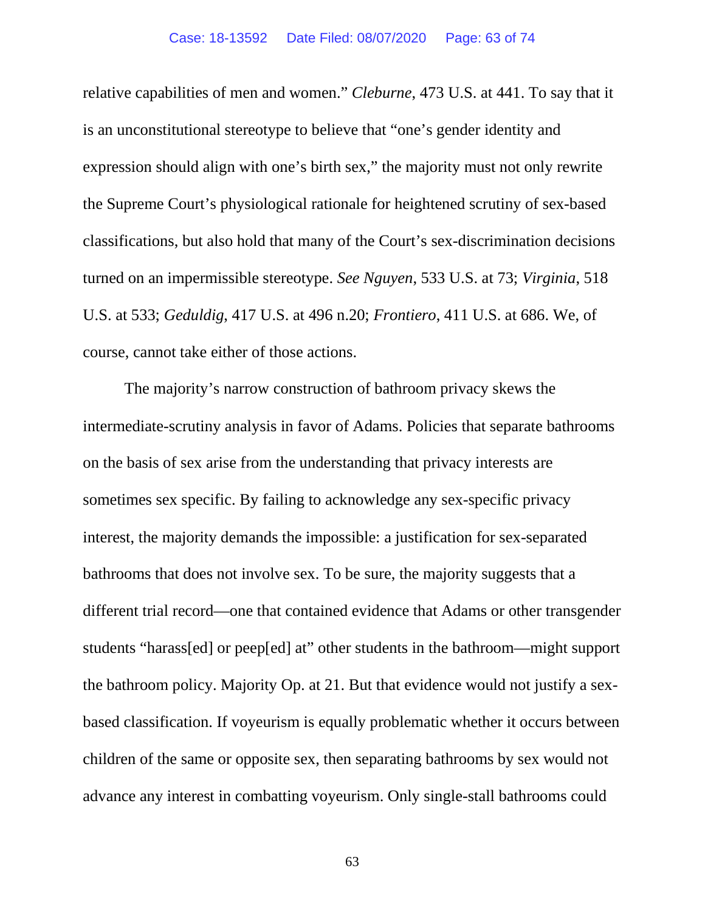relative capabilities of men and women." *Cleburne*, 473 U.S. at 441. To say that it is an unconstitutional stereotype to believe that "one's gender identity and expression should align with one's birth sex," the majority must not only rewrite the Supreme Court's physiological rationale for heightened scrutiny of sex-based classifications, but also hold that many of the Court's sex-discrimination decisions turned on an impermissible stereotype. *See Nguyen*, 533 U.S. at 73; *Virginia*, 518 U.S. at 533; *Geduldig*, 417 U.S. at 496 n.20; *Frontiero*, 411 U.S. at 686. We, of course, cannot take either of those actions.

The majority's narrow construction of bathroom privacy skews the intermediate-scrutiny analysis in favor of Adams. Policies that separate bathrooms on the basis of sex arise from the understanding that privacy interests are sometimes sex specific. By failing to acknowledge any sex-specific privacy interest, the majority demands the impossible: a justification for sex-separated bathrooms that does not involve sex. To be sure, the majority suggests that a different trial record—one that contained evidence that Adams or other transgender students "harass[ed] or peep[ed] at" other students in the bathroom—might support the bathroom policy. Majority Op. at 21. But that evidence would not justify a sex-based classification. If voyeurism is equally problematic whether it occurs between children of the same or opposite sex, then separating bathrooms by sex would not advance any interest in combatting voyeurism. Only single-stall bathrooms could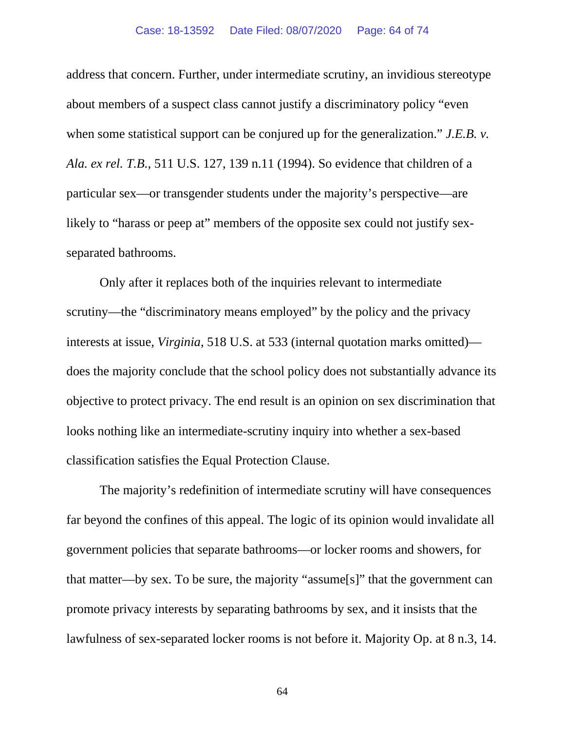address that concern. Further, under intermediate scrutiny, an invidious stereotype about members of a suspect class cannot justify a discriminatory policy "even when some statistical support can be conjured up for the generalization." *J.E.B. v. Ala. ex rel. T.B.*, 511 U.S. 127, 139 n.11 (1994). So evidence that children of a particular sex—or transgender students under the majority's perspective—are likely to "harass or peep at" members of the opposite sex could not justify sex-separated bathrooms.

Only after it replaces both of the inquiries relevant to intermediate scrutiny—the "discriminatory means employed" by the policy and the privacy interests at issue, *Virginia*, 518 U.S. at 533 (internal quotation marks omitted)—does the majority conclude that the school policy does not substantially advance its objective to protect privacy. The end result is an opinion on sex discrimination that looks nothing like an intermediate-scrutiny inquiry into whether a sex-based classification satisfies the Equal Protection Clause.

The majority's redefinition of intermediate scrutiny will have consequences far beyond the confines of this appeal. The logic of its opinion would invalidate all government policies that separate bathrooms—or locker rooms and showers, for that matter—by sex. To be sure, the majority "assume[s]" that the government can promote privacy interests by separating bathrooms by sex, and it insists that the lawfulness of sex-separated locker rooms is not before it. Majority Op. at 8 n.3, 14.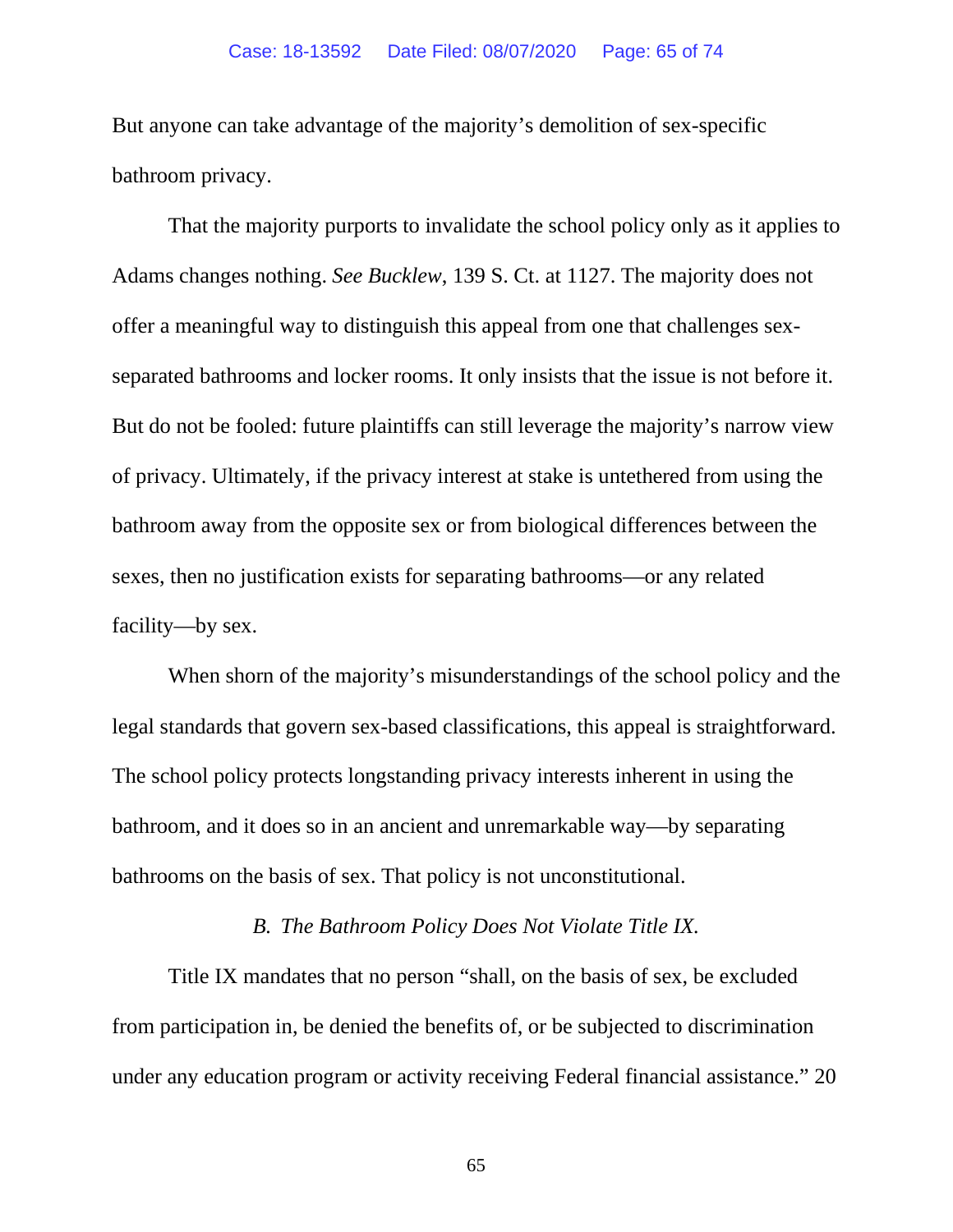But anyone can take advantage of the majority's demolition of sex-specific bathroom privacy.

That the majority purports to invalidate the school policy only as it applies to Adams changes nothing. *See Bucklew*, 139 S. Ct. at 1127. The majority does not offer a meaningful way to distinguish this appeal from one that challenges sex-separated bathrooms and locker rooms. It only insists that the issue is not before it. But do not be fooled: future plaintiffs can still leverage the majority's narrow view of privacy. Ultimately, if the privacy interest at stake is untethered from using the bathroom away from the opposite sex or from biological differences between the sexes, then no justification exists for separating bathrooms—or any related facility—by sex.

When shorn of the majority's misunderstandings of the school policy and the legal standards that govern sex-based classifications, this appeal is straightforward. The school policy protects longstanding privacy interests inherent in using the bathroom, and it does so in an ancient and unremarkable way—by separating bathrooms on the basis of sex. That policy is not unconstitutional.

### *B. The Bathroom Policy Does Not Violate Title IX.*

Title IX mandates that no person "shall, on the basis of sex, be excluded from participation in, be denied the benefits of, or be subjected to discrimination under any education program or activity receiving Federal financial assistance." 20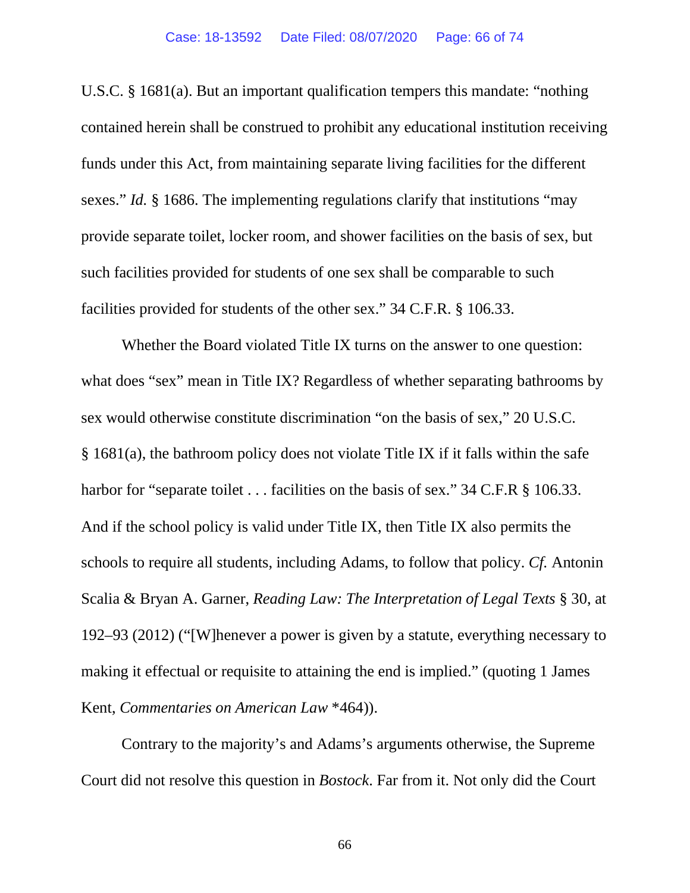U.S.C. § 1681(a). But an important qualification tempers this mandate: "nothing contained herein shall be construed to prohibit any educational institution receiving funds under this Act, from maintaining separate living facilities for the different sexes." *Id.* § 1686. The implementing regulations clarify that institutions "may provide separate toilet, locker room, and shower facilities on the basis of sex, but such facilities provided for students of one sex shall be comparable to such facilities provided for students of the other sex." 34 C.F.R. § 106.33.

Whether the Board violated Title IX turns on the answer to one question: what does "sex" mean in Title IX? Regardless of whether separating bathrooms by sex would otherwise constitute discrimination "on the basis of sex," 20 U.S.C. § 1681(a), the bathroom policy does not violate Title IX if it falls within the safe harbor for "separate toilet . . . facilities on the basis of sex." 34 C.F.R § 106.33. And if the school policy is valid under Title IX, then Title IX also permits the schools to require all students, including Adams, to follow that policy. *Cf.* Antonin Scalia & Bryan A. Garner, *Reading Law: The Interpretation of Legal Texts* § 30, at 192–93 (2012) ("[W]henever a power is given by a statute, everything necessary to making it effectual or requisite to attaining the end is implied." (quoting 1 James Kent, *Commentaries on American Law* *464)).

Contrary to the majority's and Adams's arguments otherwise, the Supreme Court did not resolve this question in *Bostock*. Far from it. Not only did the Court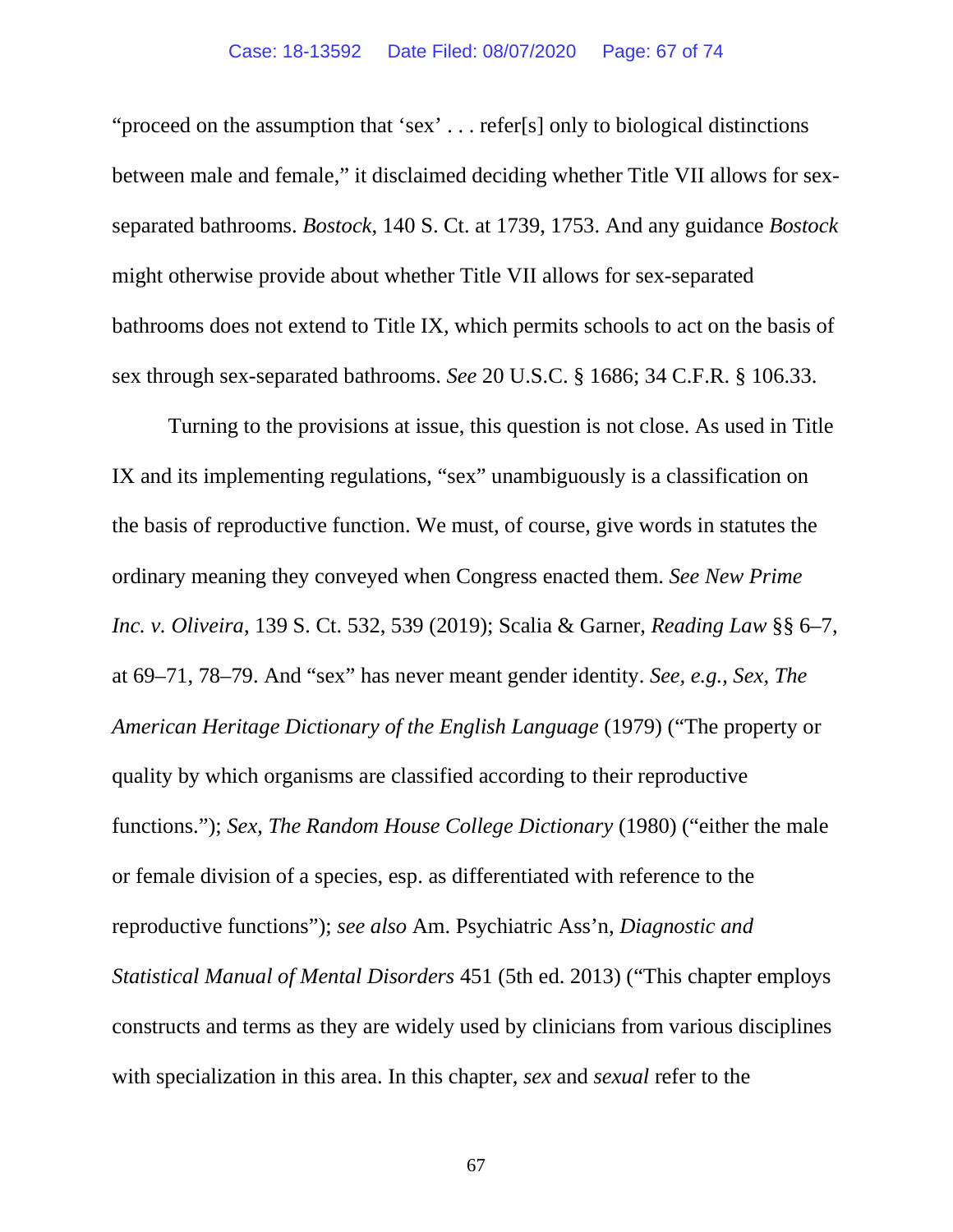"proceed on the assumption that 'sex' . . . refer[s] only to biological distinctions between male and female," it disclaimed deciding whether Title VII allows for sex-separated bathrooms. *Bostock*, 140 S. Ct. at 1739, 1753. And any guidance *Bostock* might otherwise provide about whether Title VII allows for sex-separated bathrooms does not extend to Title IX, which permits schools to act on the basis of sex through sex-separated bathrooms. *See* 20 U.S.C. § 1686; 34 C.F.R. § 106.33.

Turning to the provisions at issue, this question is not close. As used in Title IX and its implementing regulations, "sex" unambiguously is a classification on the basis of reproductive function. We must, of course, give words in statutes the ordinary meaning they conveyed when Congress enacted them. *See New Prime Inc. v. Oliveira*, 139 S. Ct. 532, 539 (2019); Scalia & Garner, *Reading Law* §§ 6–7, at 69–71, 78–79. And "sex" has never meant gender identity. *See, e.g.*, *Sex*, *The American Heritage Dictionary of the English Language* (1979) ("The property or quality by which organisms are classified according to their reproductive functions."); *Sex*, *The Random House College Dictionary* (1980) ("either the male or female division of a species, esp. as differentiated with reference to the reproductive functions"); *see also* Am. Psychiatric Ass'n, *Diagnostic and Statistical Manual of Mental Disorders* 451 (5th ed. 2013) ("This chapter employs constructs and terms as they are widely used by clinicians from various disciplines with specialization in this area. In this chapter, *sex* and *sexual* refer to the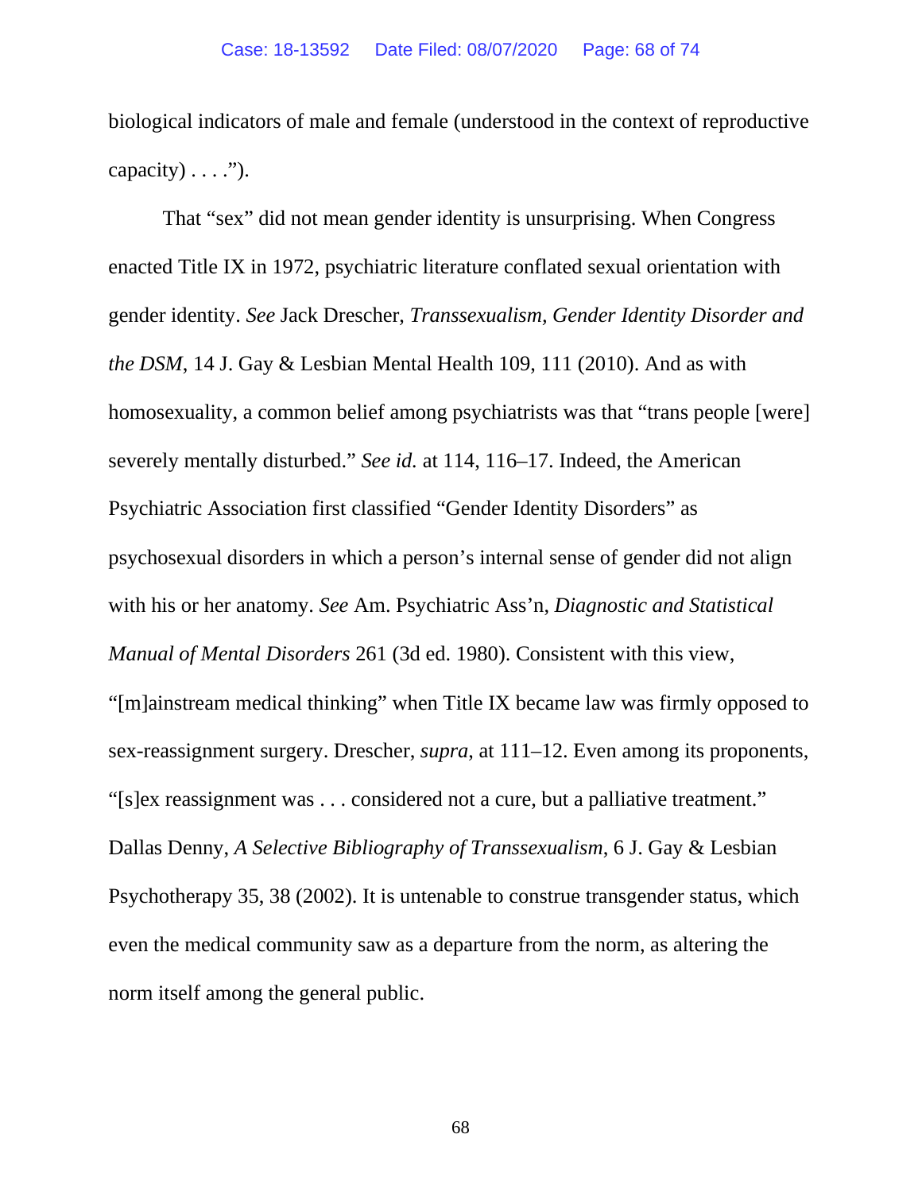biological indicators of male and female (understood in the context of reproductive capacity) . . . .").

That "sex" did not mean gender identity is unsurprising. When Congress enacted Title IX in 1972, psychiatric literature conflated sexual orientation with gender identity. *See* Jack Drescher, *Transsexualism, Gender Identity Disorder and the DSM*, 14 J. Gay & Lesbian Mental Health 109, 111 (2010). And as with homosexuality, a common belief among psychiatrists was that "trans people [were] severely mentally disturbed." *See id.* at 114, 116–17. Indeed, the American Psychiatric Association first classified "Gender Identity Disorders" as psychosexual disorders in which a person's internal sense of gender did not align with his or her anatomy. *See* Am. Psychiatric Ass'n, *Diagnostic and Statistical Manual of Mental Disorders* 261 (3d ed. 1980). Consistent with this view, "[m]ainstream medical thinking" when Title IX became law was firmly opposed to sex-reassignment surgery. Drescher, *supra*, at 111–12. Even among its proponents, "[s]ex reassignment was . . . considered not a cure, but a palliative treatment." Dallas Denny, *A Selective Bibliography of Transsexualism*, 6 J. Gay & Lesbian Psychotherapy 35, 38 (2002). It is untenable to construe transgender status, which even the medical community saw as a departure from the norm, as altering the norm itself among the general public.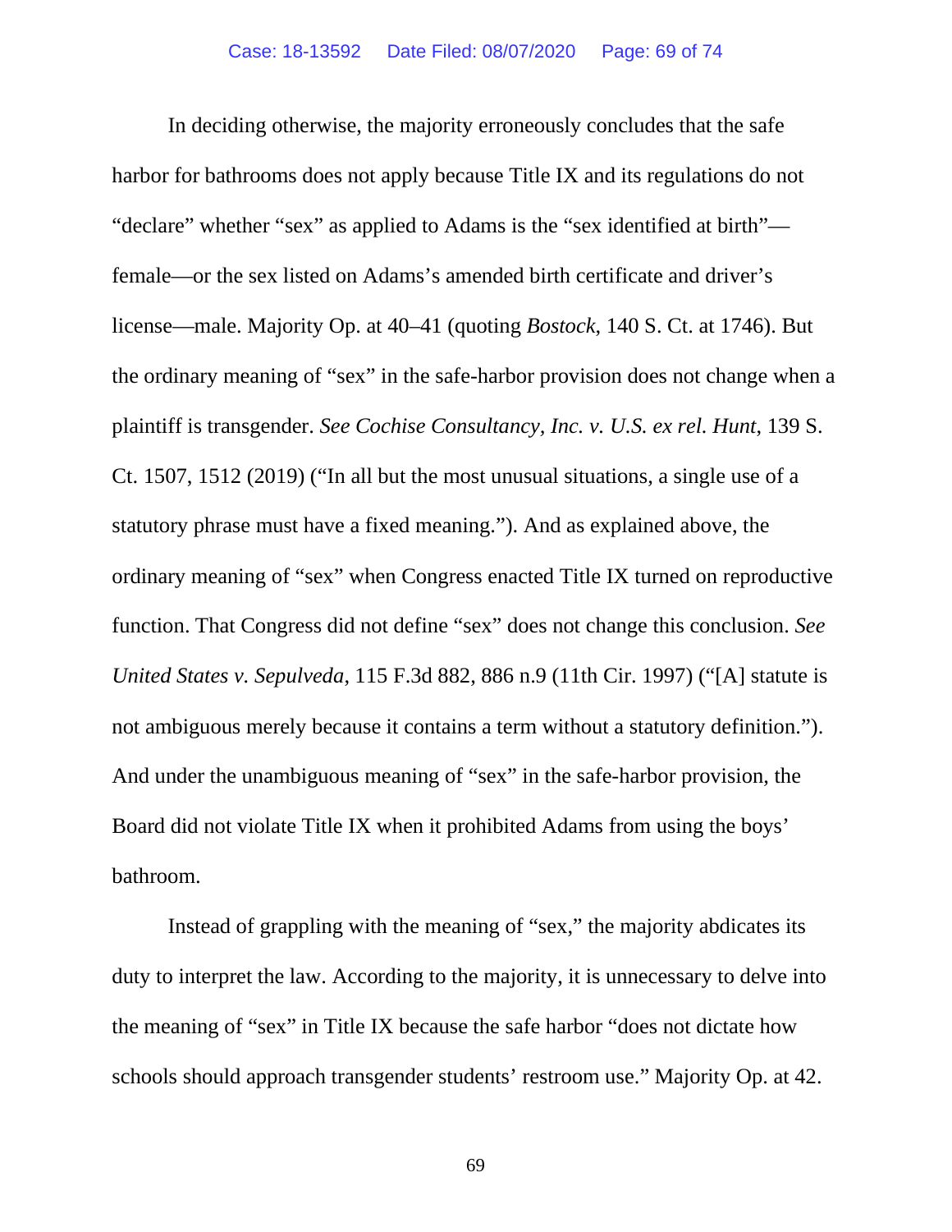In deciding otherwise, the majority erroneously concludes that the safe harbor for bathrooms does not apply because Title IX and its regulations do not "declare" whether "sex" as applied to Adams is the "sex identified at birth"—female—or the sex listed on Adams's amended birth certificate and driver's license—male. Majority Op. at 40–41 (quoting *Bostock*, 140 S. Ct. at 1746). But the ordinary meaning of "sex" in the safe-harbor provision does not change when a plaintiff is transgender. *See Cochise Consultancy, Inc. v. U.S. ex rel. Hunt*, 139 S. Ct. 1507, 1512 (2019) ("In all but the most unusual situations, a single use of a statutory phrase must have a fixed meaning."). And as explained above, the ordinary meaning of "sex" when Congress enacted Title IX turned on reproductive function. That Congress did not define "sex" does not change this conclusion. *See United States v. Sepulveda*, 115 F.3d 882, 886 n.9 (11th Cir. 1997) ("[A] statute is not ambiguous merely because it contains a term without a statutory definition."). And under the unambiguous meaning of "sex" in the safe-harbor provision, the Board did not violate Title IX when it prohibited Adams from using the boys' bathroom.

Instead of grappling with the meaning of "sex," the majority abdicates its duty to interpret the law. According to the majority, it is unnecessary to delve into the meaning of "sex" in Title IX because the safe harbor "does not dictate how schools should approach transgender students' restroom use." Majority Op. at 42.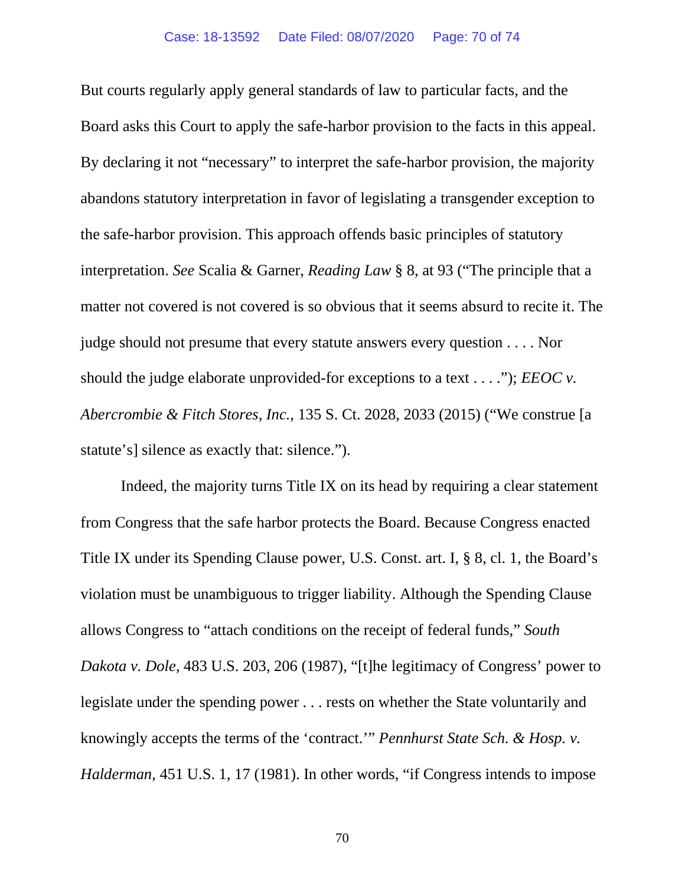But courts regularly apply general standards of law to particular facts, and the Board asks this Court to apply the safe-harbor provision to the facts in this appeal. By declaring it not "necessary" to interpret the safe-harbor provision, the majority abandons statutory interpretation in favor of legislating a transgender exception to the safe-harbor provision. This approach offends basic principles of statutory interpretation. *See* Scalia & Garner, *Reading Law* § 8, at 93 ("The principle that a matter not covered is not covered is so obvious that it seems absurd to recite it. The judge should not presume that every statute answers every question . . . . Nor should the judge elaborate unprovided-for exceptions to a text . . . ."); *EEOC v. Abercrombie & Fitch Stores, Inc.*, 135 S. Ct. 2028, 2033 (2015) ("We construe [a statute's] silence as exactly that: silence.").

Indeed, the majority turns Title IX on its head by requiring a clear statement from Congress that the safe harbor protects the Board. Because Congress enacted Title IX under its Spending Clause power, U.S. Const. art. I, § 8, cl. 1, the Board's violation must be unambiguous to trigger liability. Although the Spending Clause allows Congress to "attach conditions on the receipt of federal funds," *South Dakota v. Dole*, 483 U.S. 203, 206 (1987), "[t]he legitimacy of Congress' power to legislate under the spending power . . . rests on whether the State voluntarily and knowingly accepts the terms of the 'contract.'" *Pennhurst State Sch. & Hosp. v. Halderman*, 451 U.S. 1, 17 (1981). In other words, "if Congress intends to impose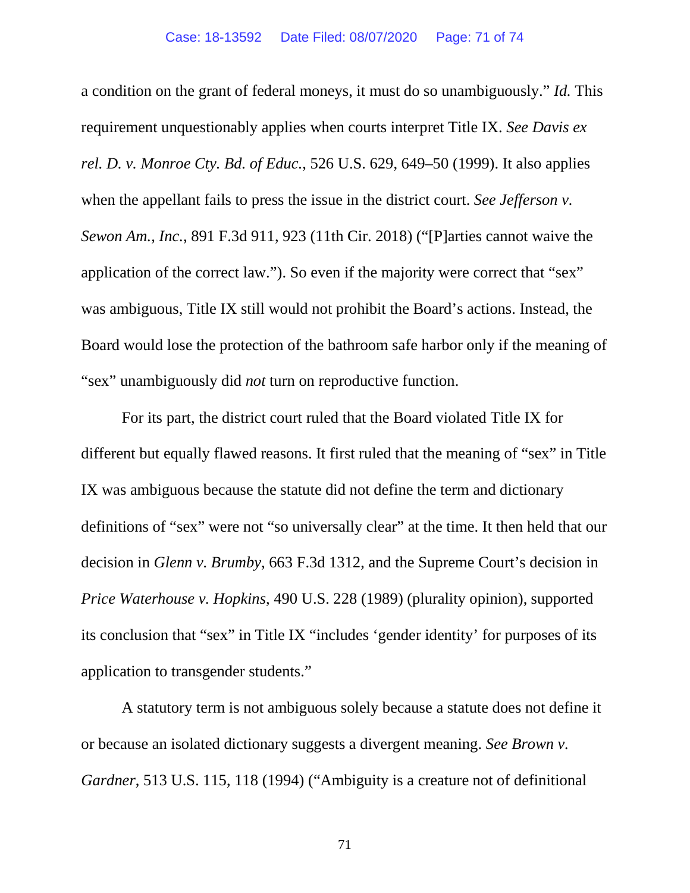a condition on the grant of federal moneys, it must do so unambiguously." *Id.* This requirement unquestionably applies when courts interpret Title IX. *See Davis ex rel. D. v. Monroe Cty. Bd. of Educ.*, 526 U.S. 629, 649–50 (1999). It also applies when the appellant fails to press the issue in the district court. *See Jefferson v. Sewon Am., Inc.*, 891 F.3d 911, 923 (11th Cir. 2018) ("[P]arties cannot waive the application of the correct law."). So even if the majority were correct that "sex" was ambiguous, Title IX still would not prohibit the Board's actions. Instead, the Board would lose the protection of the bathroom safe harbor only if the meaning of "sex" unambiguously did *not* turn on reproductive function.

For its part, the district court ruled that the Board violated Title IX for different but equally flawed reasons. It first ruled that the meaning of "sex" in Title IX was ambiguous because the statute did not define the term and dictionary definitions of "sex" were not "so universally clear" at the time. It then held that our decision in *Glenn v. Brumby*, 663 F.3d 1312, and the Supreme Court's decision in *Price Waterhouse v. Hopkins*, 490 U.S. 228 (1989) (plurality opinion), supported its conclusion that "sex" in Title IX "includes 'gender identity' for purposes of its application to transgender students."

A statutory term is not ambiguous solely because a statute does not define it or because an isolated dictionary suggests a divergent meaning. *See Brown v. Gardner*, 513 U.S. 115, 118 (1994) ("Ambiguity is a creature not of definitional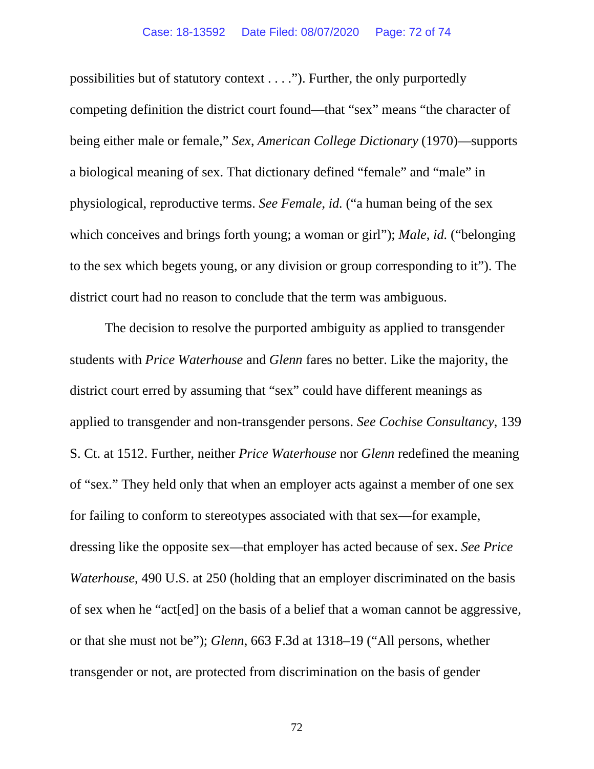possibilities but of statutory context . . . ."). Further, the only purportedly competing definition the district court found—that "sex" means "the character of being either male or female," *Sex*, *American College Dictionary* (1970)—supports a biological meaning of sex. That dictionary defined "female" and "male" in physiological, reproductive terms. *See Female*, *id.* ("a human being of the sex which conceives and brings forth young; a woman or girl"); *Male*, *id.* ("belonging to the sex which begets young, or any division or group corresponding to it"). The district court had no reason to conclude that the term was ambiguous.

The decision to resolve the purported ambiguity as applied to transgender students with *Price Waterhouse* and *Glenn* fares no better. Like the majority, the district court erred by assuming that "sex" could have different meanings as applied to transgender and non-transgender persons. *See Cochise Consultancy*, 139 S. Ct. at 1512. Further, neither *Price Waterhouse* nor *Glenn* redefined the meaning of "sex." They held only that when an employer acts against a member of one sex for failing to conform to stereotypes associated with that sex—for example, dressing like the opposite sex—that employer has acted because of sex. *See Price Waterhouse*, 490 U.S. at 250 (holding that an employer discriminated on the basis of sex when he "act[ed] on the basis of a belief that a woman cannot be aggressive, or that she must not be"); *Glenn*, 663 F.3d at 1318–19 ("All persons, whether transgender or not, are protected from discrimination on the basis of gender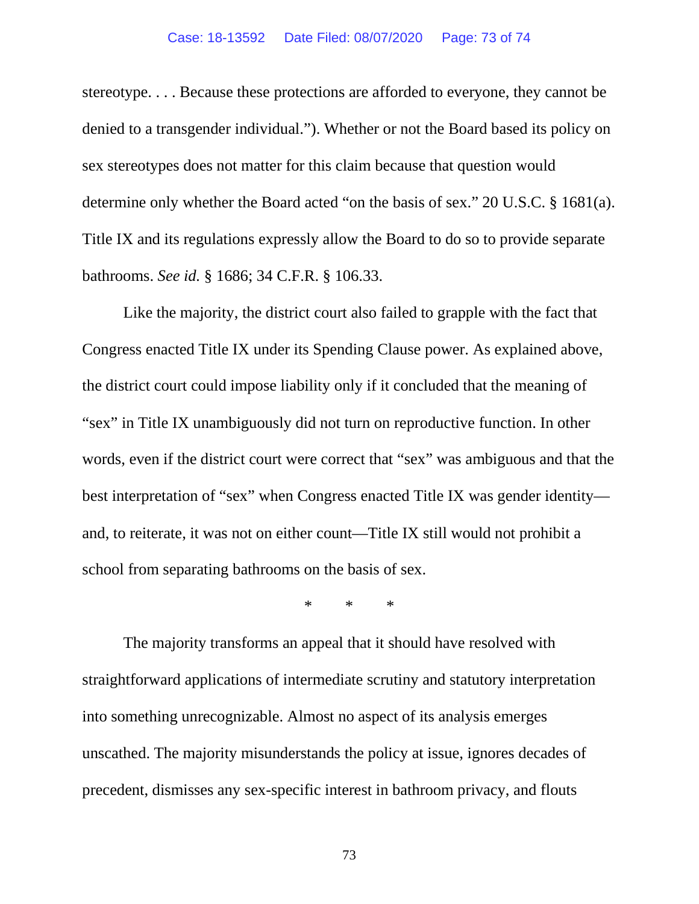stereotype. . . . Because these protections are afforded to everyone, they cannot be denied to a transgender individual."). Whether or not the Board based its policy on sex stereotypes does not matter for this claim because that question would determine only whether the Board acted "on the basis of sex." 20 U.S.C. § 1681(a). Title IX and its regulations expressly allow the Board to do so to provide separate bathrooms. *See id.* § 1686; 34 C.F.R. § 106.33.

Like the majority, the district court also failed to grapple with the fact that Congress enacted Title IX under its Spending Clause power. As explained above, the district court could impose liability only if it concluded that the meaning of "sex" in Title IX unambiguously did not turn on reproductive function. In other words, even if the district court were correct that "sex" was ambiguous and that the best interpretation of "sex" when Congress enacted Title IX was gender identity—and, to reiterate, it was not on either count—Title IX still would not prohibit a school from separating bathrooms on the basis of sex.

\*    \*    \*

The majority transforms an appeal that it should have resolved with straightforward applications of intermediate scrutiny and statutory interpretation into something unrecognizable. Almost no aspect of its analysis emerges unscathed. The majority misunderstands the policy at issue, ignores decades of precedent, dismisses any sex-specific interest in bathroom privacy, and flouts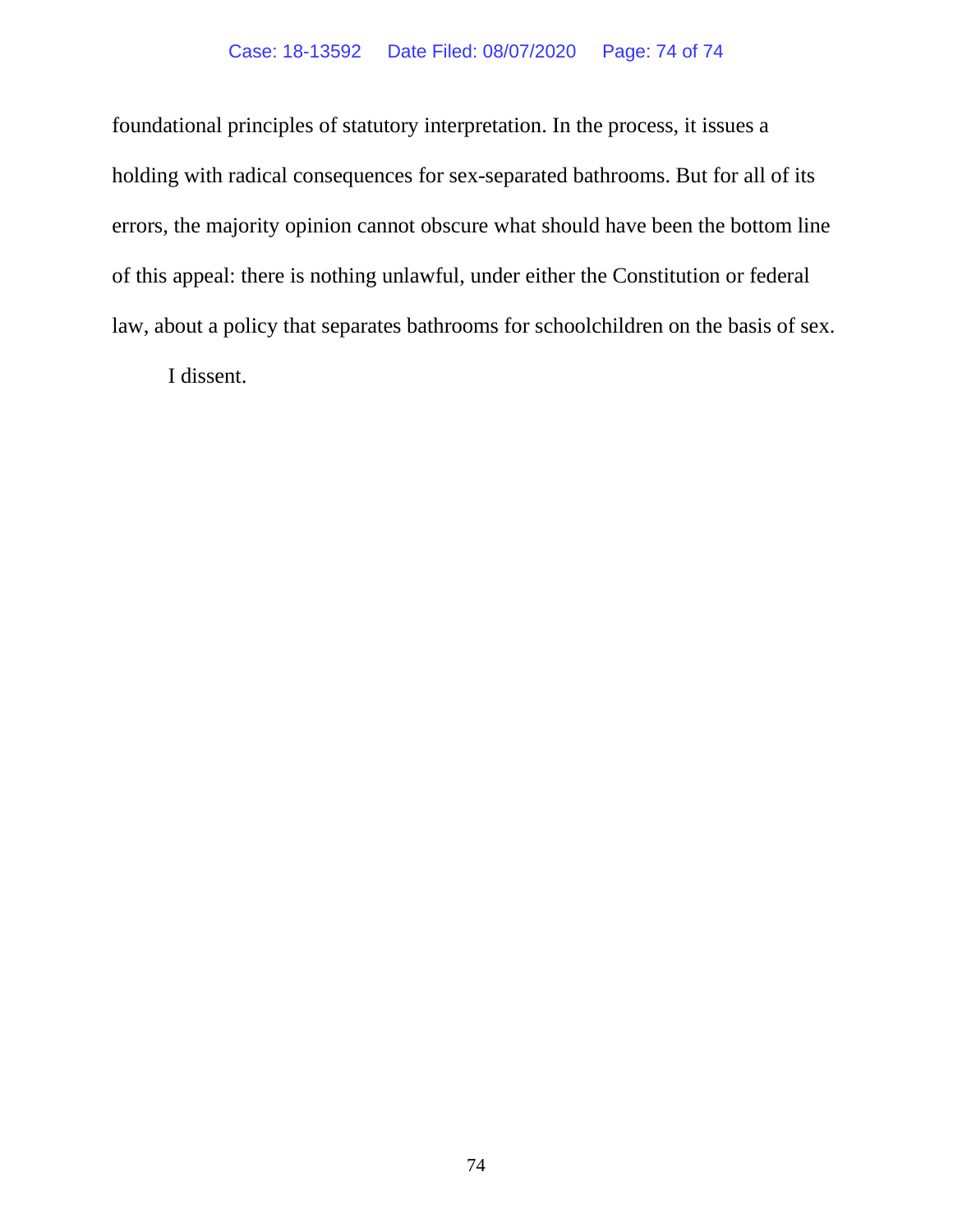foundational principles of statutory interpretation. In the process, it issues a holding with radical consequences for sex-separated bathrooms. But for all of its errors, the majority opinion cannot obscure what should have been the bottom line of this appeal: there is nothing unlawful, under either the Constitution or federal law, about a policy that separates bathrooms for schoolchildren on the basis of sex.

I dissent.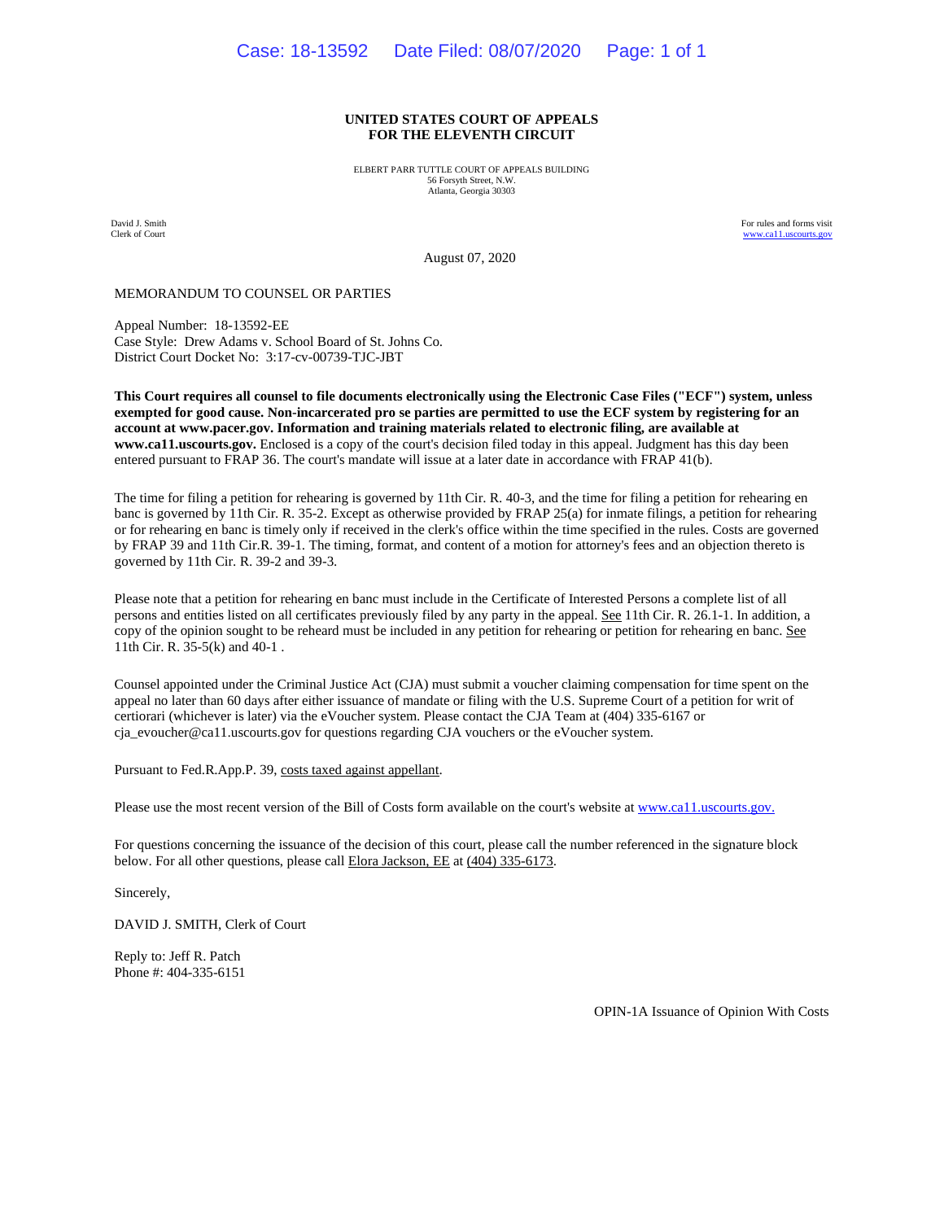**UNITED STATES COURT OF APPEALS**
**FOR THE ELEVENTH CIRCUIT**

ELBERT PARR TUTTLE COURT OF APPEALS BUILDING
56 Forsyth Street, N.W.
Atlanta, Georgia 30303

David J. Smith
Clerk of Court

For rules and forms visit
www.ca11.uscourts.gov

August 07, 2020

MEMORANDUM TO COUNSEL OR PARTIES

Appeal Number: 18-13592-EE
Case Style: Drew Adams v. School Board of St. Johns Co.
District Court Docket No: 3:17-cv-00739-TJC-JBT

**This Court requires all counsel to file documents electronically using the Electronic Case Files ("ECF") system, unless exempted for good cause. Non-incarcerated pro se parties are permitted to use the ECF system by registering for an account at www.pacer.gov. Information and training materials related to electronic filing, are available at www.ca11.uscourts.gov.** Enclosed is a copy of the court's decision filed today in this appeal. Judgment has this day been entered pursuant to FRAP 36. The court's mandate will issue at a later date in accordance with FRAP 41(b).

The time for filing a petition for rehearing is governed by 11th Cir. R. 40-3, and the time for filing a petition for rehearing en banc is governed by 11th Cir. R. 35-2. Except as otherwise provided by FRAP 25(a) for inmate filings, a petition for rehearing or for rehearing en banc is timely only if received in the clerk's office within the time specified in the rules. Costs are governed by FRAP 39 and 11th Cir.R. 39-1. The timing, format, and content of a motion for attorney's fees and an objection thereto is governed by 11th Cir. R. 39-2 and 39-3.

Please note that a petition for rehearing en banc must include in the Certificate of Interested Persons a complete list of all persons and entities listed on all certificates previously filed by any party in the appeal. See 11th Cir. R. 26.1-1. In addition, a copy of the opinion sought to be reheard must be included in any petition for rehearing or petition for rehearing en banc. See 11th Cir. R. 35-5(k) and 40-1 .

Counsel appointed under the Criminal Justice Act (CJA) must submit a voucher claiming compensation for time spent on the appeal no later than 60 days after either issuance of mandate or filing with the U.S. Supreme Court of a petition for writ of certiorari (whichever is later) via the eVoucher system. Please contact the CJA Team at (404) 335-6167 or cja_evoucher@ca11.uscourts.gov for questions regarding CJA vouchers or the eVoucher system.

Pursuant to Fed.R.App.P. 39, costs taxed against appellant.

Please use the most recent version of the Bill of Costs form available on the court's website at www.ca11.uscourts.gov.

For questions concerning the issuance of the decision of this court, please call the number referenced in the signature block below. For all other questions, please call Elora Jackson, EE at (404) 335-6173.

Sincerely,

DAVID J. SMITH, Clerk of Court

Reply to: Jeff R. Patch
Phone #: 404-335-6151

OPIN-1A Issuance of Opinion With Costs